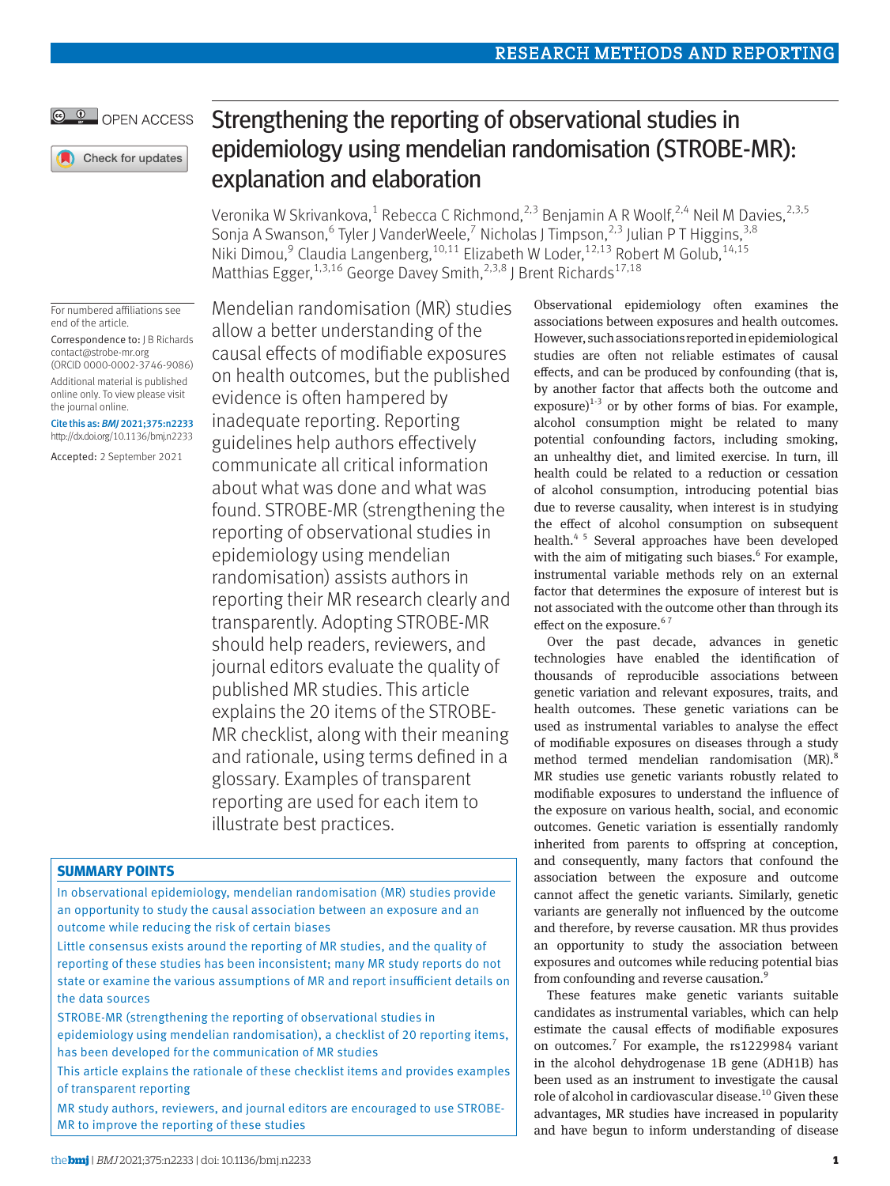OPEN ACCESS

# Strengthening the reporting of observational studies in epidemiology using mendelian randomisation (STROBE-MR): explanation and elaboration

Veronika W Skrivankova,[1] Rebecca C Richmond,[2,3] Benjamin A R Woolf,[2,4] Neil M Davies,[2,3,5] Sonja A Swanson,[6] Tyler J VanderWeele,[7] Nicholas J Timpson,[2,3] Julian P T Higgins,[3,8] Niki Dimou,[9] Claudia Langenberg,[10,11] Elizabeth W Loder,[12,13] Robert M Golub,[14,15] Matthias Egger,[1,3,16] George Davey Smith,[2,3,8] J Brent Richards[17,18]

For numbered affiliations see end of the article.

Correspondence to: J B Richards contact@strobe-mr.org (ORCID 0000-0002-3746-9086)

Additional material is published online only. To view please visit the journal online.

Cite this as: *BMJ* 2021;375:n2233 http://dx.doi.org/10.1136/bmj.n2233

Accepted: 2 September 2021

Mendelian randomisation (MR) studies allow a better understanding of the causal effects of modifiable exposures on health outcomes, but the published evidence is often hampered by inadequate reporting. Reporting guidelines help authors effectively communicate all critical information about what was done and what was found. STROBE-MR (strengthening the reporting of observational studies in epidemiology using mendelian randomisation) assists authors in reporting their MR research clearly and transparently. Adopting STROBE-MR should help readers, reviewers, and journal editors evaluate the quality of published MR studies. This article explains the 20 items of the STROBE-MR checklist, along with their meaning and rationale, using terms defined in a glossary. Examples of transparent reporting are used for each item to illustrate best practices.

## SUMMARY POINTS

- In observational epidemiology, mendelian randomisation (MR) studies provide an opportunity to study the causal association between an exposure and an outcome while reducing the risk of certain biases
- Little consensus exists around the reporting of MR studies, and the quality of reporting of these studies has been inconsistent; many MR study reports do not state or examine the various assumptions of MR and report insufficient details on the data sources
- STROBE-MR (strengthening the reporting of observational studies in epidemiology using mendelian randomisation), a checklist of 20 reporting items, has been developed for the communication of MR studies
- This article explains the rationale of these checklist items and provides examples of transparent reporting
- MR study authors, reviewers, and journal editors are encouraged to use STROBE-MR to improve the reporting of these studies

Observational epidemiology often examines the associations between exposures and health outcomes. However, such associations reported in epidemiological studies are often not reliable estimates of causal effects, and can be produced by confounding (that is, by another factor that affects both the outcome and exposure)[1-3] or by other forms of bias. For example, alcohol consumption might be related to many potential confounding factors, including smoking, an unhealthy diet, and limited exercise. In turn, ill health could be related to a reduction or cessation of alcohol consumption, introducing potential bias due to reverse causality, when interest is in studying the effect of alcohol consumption on subsequent health.[4,5] Several approaches have been developed with the aim of mitigating such biases.[6] For example, instrumental variable methods rely on an external factor that determines the exposure of interest but is not associated with the outcome other than through its effect on the exposure.[6,7]

Over the past decade, advances in genetic technologies have enabled the identification of thousands of reproducible associations between genetic variation and relevant exposures, traits, and health outcomes. These genetic variations can be used as instrumental variables to analyse the effect of modifiable exposures on diseases through a study method termed mendelian randomisation (MR).[8] MR studies use genetic variants robustly related to modifiable exposures to understand the influence of the exposure on various health, social, and economic outcomes. Genetic variation is essentially randomly inherited from parents to offspring at conception, and consequently, many factors that confound the association between the exposure and outcome cannot affect the genetic variants. Similarly, genetic variants are generally not influenced by the outcome and therefore, by reverse causation. MR thus provides an opportunity to study the association between exposures and outcomes while reducing potential bias from confounding and reverse causation.[9]

These features make genetic variants suitable candidates as instrumental variables, which can help estimate the causal effects of modifiable exposures on outcomes.[7] For example, the rs1229984 variant in the alcohol dehydrogenase 1B gene (ADH1B) has been used as an instrument to investigate the causal role of alcohol in cardiovascular disease.[10] Given these advantages, MR studies have increased in popularity and have begun to inform understanding of disease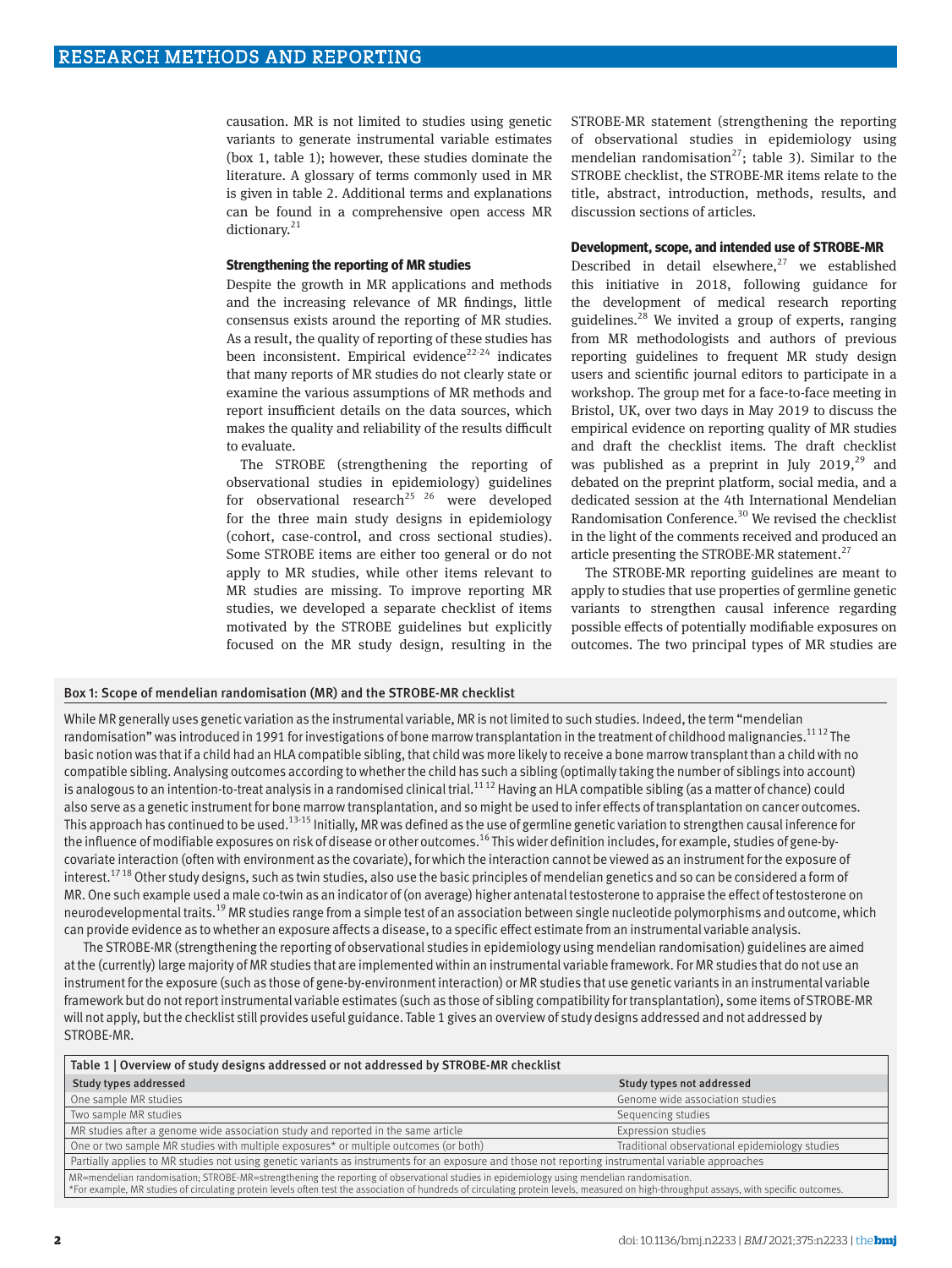causation. MR is not limited to studies using genetic variants to generate instrumental variable estimates (box 1, table 1); however, these studies dominate the literature. A glossary of terms commonly used in MR is given in table 2. Additional terms and explanations can be found in a comprehensive open access MR dictionary.[21]

### Strengthening the reporting of MR studies

Despite the growth in MR applications and methods and the increasing relevance of MR findings, little consensus exists around the reporting of MR studies. As a result, the quality of reporting of these studies has been inconsistent. Empirical evidence[22-24] indicates that many reports of MR studies do not clearly state or examine the various assumptions of MR methods and report insufficient details on the data sources, which makes the quality and reliability of the results difficult to evaluate.

The STROBE (strengthening the reporting of observational studies in epidemiology) guidelines for observational research[25 26] were developed for the three main study designs in epidemiology (cohort, case-control, and cross sectional studies). Some STROBE items are either too general or do not apply to MR studies, while other items relevant to MR studies are missing. To improve reporting MR studies, we developed a separate checklist of items motivated by the STROBE guidelines but explicitly focused on the MR study design, resulting in the STROBE-MR statement (strengthening the reporting of observational studies in epidemiology using mendelian randomisation[27]; table 3). Similar to the STROBE checklist, the STROBE-MR items relate to the title, abstract, introduction, methods, results, and discussion sections of articles.

### Development, scope, and intended use of STROBE-MR

Described in detail elsewhere,[27] we established this initiative in 2018, following guidance for the development of medical research reporting guidelines.[28] We invited a group of experts, ranging from MR methodologists and authors of previous reporting guidelines to frequent MR study design users and scientific journal editors to participate in a workshop. The group met for a face-to-face meeting in Bristol, UK, over two days in May 2019 to discuss the empirical evidence on reporting quality of MR studies and draft the checklist items. The draft checklist was published as a preprint in July 2019,[29] and debated on the preprint platform, social media, and a dedicated session at the 4th International Mendelian Randomisation Conference.[30] We revised the checklist in the light of the comments received and produced an article presenting the STROBE-MR statement.[27]

The STROBE-MR reporting guidelines are meant to apply to studies that use properties of germline genetic variants to strengthen causal inference regarding possible effects of potentially modifiable exposures on outcomes. The two principal types of MR studies are

---

**Box 1: Scope of mendelian randomisation (MR) and the STROBE-MR checklist**

While MR generally uses genetic variation as the instrumental variable, MR is not limited to such studies. Indeed, the term "mendelian randomisation" was introduced in 1991 for investigations of bone marrow transplantation in the treatment of childhood malignancies.[11 12] The basic notion was that if a child had an HLA compatible sibling, that child was more likely to receive a bone marrow transplant than a child with no compatible sibling. Analysing outcomes according to whether the child has such a sibling (optimally taking the number of siblings into account) is analogous to an intention-to-treat analysis in a randomised clinical trial.[11 12] Having an HLA compatible sibling (as a matter of chance) could also serve as a genetic instrument for bone marrow transplantation, and so might be used to infer effects of transplantation on cancer outcomes. This approach has continued to be used.[13-15] Initially, MR was defined as the use of germline genetic variation to strengthen causal inference for the influence of modifiable exposures on risk of disease or other outcomes.[16] This wider definition includes, for example, studies of gene-by-covariate interaction (often with environment as the covariate), for which the interaction cannot be viewed as an instrument for the exposure of interest.[17 18] Other study designs, such as twin studies, also use the basic principles of mendelian genetics and so can be considered a form of MR. One such example used a male co-twin as an indicator of (on average) higher antenatal testosterone to appraise the effect of testosterone on neurodevelopmental traits.[19] MR studies range from a simple test of an association between single nucleotide polymorphisms and outcome, which can provide evidence as to whether an exposure affects a disease, to a specific effect estimate from an instrumental variable analysis.

The STROBE-MR (strengthening the reporting of observational studies in epidemiology using mendelian randomisation) guidelines are aimed at the (currently) large majority of MR studies that are implemented within an instrumental variable framework. For MR studies that do not use an instrument for the exposure (such as those of gene-by-environment interaction) or MR studies that use genetic variants in an instrumental variable framework but do not report instrumental variable estimates (such as those of sibling compatibility for transplantation), some items of STROBE-MR will not apply, but the checklist still provides useful guidance. Table 1 gives an overview of study designs addressed and not addressed by STROBE-MR.

---

Table 1 | Overview of study designs addressed or not addressed by STROBE-MR checklist

| Study types addressed | Study types not addressed |
|---|---|
| One sample MR studies | Genome wide association studies |
| Two sample MR studies | Sequencing studies |
| MR studies after a genome wide association study and reported in the same article | Expression studies |
| One or two sample MR studies with multiple exposures* or multiple outcomes (or both) | Traditional observational epidemiology studies |
| Partially applies to MR studies not using genetic variants as instruments for an exposure and those not reporting instrumental variable approaches | |

MR=mendelian randomisation; STROBE-MR=strengthening the reporting of observational studies in epidemiology using mendelian randomisation.
*For example, MR studies of circulating protein levels often test the association of hundreds of circulating protein levels, measured on high-throughput assays, with specific outcomes.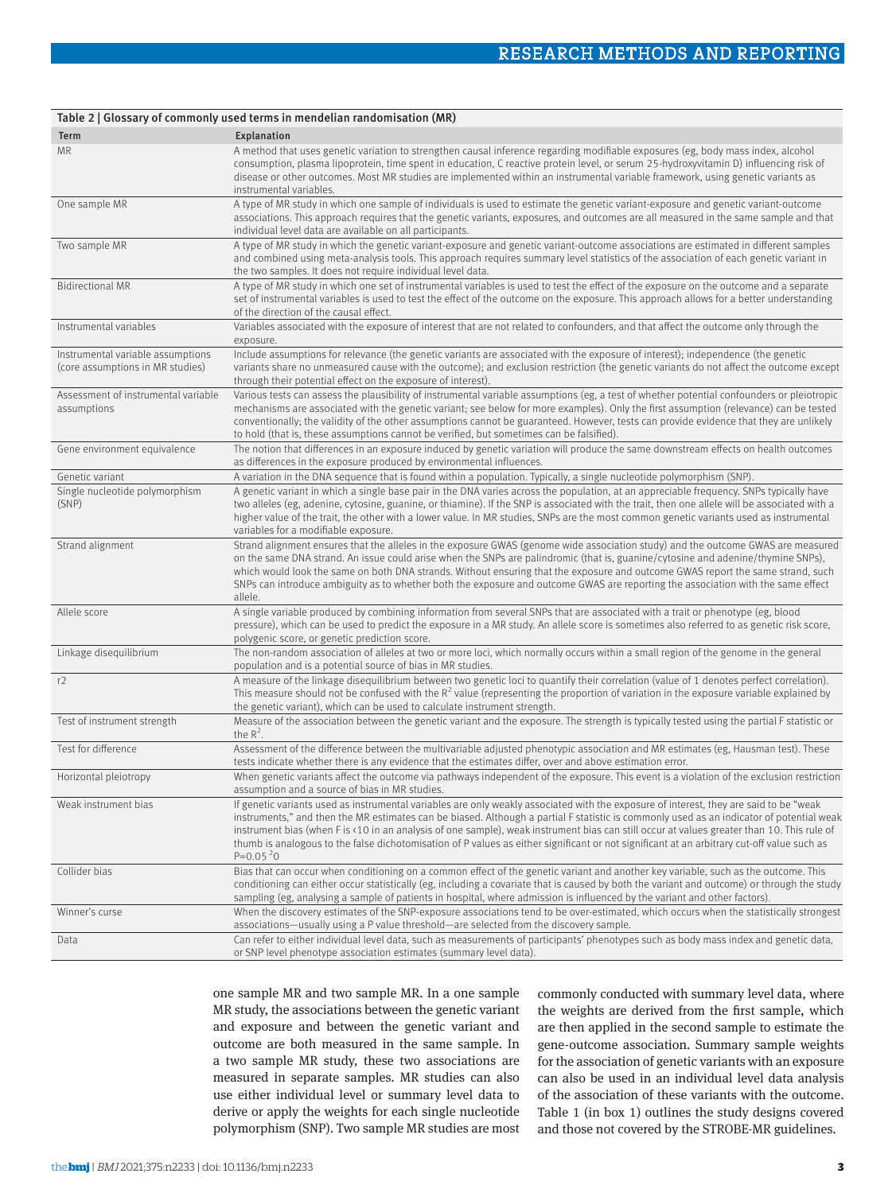Table 2 | Glossary of commonly used terms in mendelian randomisation (MR)

| Term | Explanation |
|---|---|
| MR | A method that uses genetic variation to strengthen causal inference regarding modifiable exposures (eg, body mass index, alcohol consumption, plasma lipoprotein, time spent in education, C reactive protein level, or serum 25-hydroxyvitamin D) influencing risk of disease or other outcomes. Most MR studies are implemented within an instrumental variable framework, using genetic variants as instrumental variables. |
| One sample MR | A type of MR study in which one sample of individuals is used to estimate the genetic variant-exposure and genetic variant-outcome associations. This approach requires that the genetic variants, exposures, and outcomes are all measured in the same sample and that individual level data are available on all participants. |
| Two sample MR | A type of MR study in which the genetic variant-exposure and genetic variant-outcome associations are estimated in different samples and combined using meta-analysis tools. This approach requires summary level statistics of the association of each genetic variant in the two samples. It does not require individual level data. |
| Bidirectional MR | A type of MR study in which one set of instrumental variables is used to test the effect of the exposure on the outcome and a separate set of instrumental variables is used to test the effect of the outcome on the exposure. This approach allows for a better understanding of the direction of the causal effect. |
| Instrumental variables | Variables associated with the exposure of interest that are not related to confounders, and that affect the outcome only through the exposure. |
| Instrumental variable assumptions (core assumptions in MR studies) | Include assumptions for relevance (the genetic variants are associated with the exposure of interest); independence (the genetic variants share no unmeasured cause with the outcome); and exclusion restriction (the genetic variants do not affect the outcome except through their potential effect on the exposure of interest). |
| Assessment of instrumental variable assumptions | Various tests can assess the plausibility of instrumental variable assumptions (eg, a test of whether potential confounders or pleiotropic mechanisms are associated with the genetic variant; see below for more examples). Only the first assumption (relevance) can be tested conventionally; the validity of the other assumptions cannot be guaranteed. However, tests can provide evidence that they are unlikely to hold (that is, these assumptions cannot be verified, but sometimes can be falsified). |
| Gene environment equivalence | The notion that differences in an exposure induced by genetic variation will produce the same downstream effects on health outcomes as differences in the exposure produced by environmental influences. |
| Genetic variant | A variation in the DNA sequence that is found within a population. Typically, a single nucleotide polymorphism (SNP). |
| Single nucleotide polymorphism (SNP) | A genetic variant in which a single base pair in the DNA varies across the population, at an appreciable frequency. SNPs typically have two alleles (eg, adenine, cytosine, guanine, or thiamine). If the SNP is associated with the trait, then one allele will be associated with a higher value of the trait, the other with a lower value. In MR studies, SNPs are the most common genetic variants used as instrumental variables for a modifiable exposure. |
| Strand alignment | Strand alignment ensures that the alleles in the exposure GWAS (genome wide association study) and the outcome GWAS are measured on the same DNA strand. An issue could arise when the SNPs are palindromic (that is, guanine/cytosine and adenine/thymine SNPs), which would look the same on both DNA strands. Without ensuring that the exposure and outcome GWAS report the same strand, such SNPs can introduce ambiguity as to whether both the exposure and outcome GWAS are reporting the association with the same effect allele. |
| Allele score | A single variable produced by combining information from several SNPs that are associated with a trait or phenotype (eg, blood pressure), which can be used to predict the exposure in a MR study. An allele score is sometimes also referred to as genetic risk score, polygenic score, or genetic prediction score. |
| Linkage disequilibrium | The non-random association of alleles at two or more loci, which normally occurs within a small region of the genome in the general population and is a potential source of bias in MR studies. |
| r2 | A measure of the linkage disequilibrium between two genetic loci to quantify their correlation (value of 1 denotes perfect correlation). This measure should not be confused with the $R^2$ value (representing the proportion of variation in the exposure variable explained by the genetic variant), which can be used to calculate instrument strength. |
| Test of instrument strength | Measure of the association between the genetic variant and the exposure. The strength is typically tested using the partial F statistic or the $R^2$. |
| Test for difference | Assessment of the difference between the multivariable adjusted phenotypic association and MR estimates (eg, Hausman test). These tests indicate whether there is any evidence that the estimates differ, over and above estimation error. |
| Horizontal pleiotropy | When genetic variants affect the outcome via pathways independent of the exposure. This event is a violation of the exclusion restriction assumption and a source of bias in MR studies. |
| Weak instrument bias | If genetic variants used as instrumental variables are only weakly associated with the exposure of interest, they are said to be "weak instruments," and then the MR estimates can be biased. Although a partial F statistic is commonly used as an indicator of potential weak instrument bias (when $F<10$ in an analysis of one sample), weak instrument bias can still occur at values greater than 10. This rule of thumb is analogous to the false dichotomisation of P values as either significant or not significant at an arbitrary cut-off value such as P=0.05 [20] |
| Collider bias | Bias that can occur when conditioning on a common effect of the genetic variant and another key variable, such as the outcome. This conditioning can either occur statistically (eg, including a covariate that is caused by both the variant and outcome) or through the study sampling (eg, analysing a sample of patients in hospital, where admission is influenced by the variant and other factors). |
| Winner's curse | When the discovery estimates of the SNP-exposure associations tend to be over-estimated, which occurs when the statistically strongest associations—usually using a P value threshold—are selected from the discovery sample. |
| Data | Can refer to either individual level data, such as measurements of participants' phenotypes such as body mass index and genetic data, or SNP level phenotype association estimates (summary level data). |

one sample MR and two sample MR. In a one sample MR study, the associations between the genetic variant and exposure and between the genetic variant and outcome are both measured in the same sample. In a two sample MR study, these two associations are measured in separate samples. MR studies can also use either individual level or summary level data to derive or apply the weights for each single nucleotide polymorphism (SNP). Two sample MR studies are most commonly conducted with summary level data, where the weights are derived from the first sample, which are then applied in the second sample to estimate the gene-outcome association. Summary sample weights for the association of genetic variants with an exposure can also be used in an individual level data analysis of the association of these variants with the outcome. Table 1 (in box 1) outlines the study designs covered and those not covered by the STROBE-MR guidelines.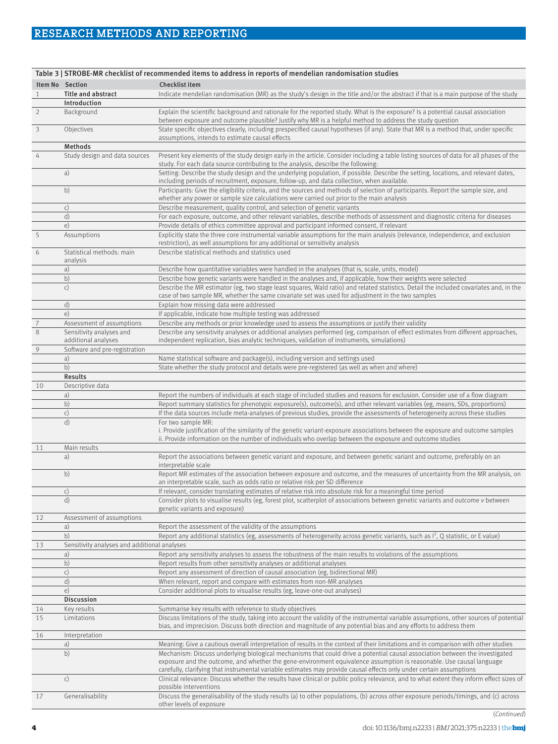Table 3 | STROBE-MR checklist of recommended items to address in reports of mendelian randomisation studies

| Item No | Section | Checklist item |
|---|---|---|
| 1 | **Title and abstract** | Indicate mendelian randomisation (MR) as the study's design in the title and/or the abstract if that is a main purpose of the study |
| | **Introduction** | |
| 2 | Background | Explain the scientific background and rationale for the reported study. What is the exposure? Is a potential causal association between exposure and outcome plausible? Justify why MR is a helpful method to address the study question |
| 3 | Objectives | State specific objectives clearly, including prespecified causal hypotheses (if any). State that MR is a method that, under specific assumptions, intends to estimate causal effects |
| | **Methods** | |
| 4 | Study design and data sources | Present key elements of the study design early in the article. Consider including a table listing sources of data for all phases of the study. For each data source contributing to the analysis, describe the following: |
| | a) | Setting: Describe the study design and the underlying population, if possible. Describe the setting, locations, and relevant dates, including periods of recruitment, exposure, follow-up, and data collection, when available. |
| | b) | Participants: Give the eligibility criteria, and the sources and methods of selection of participants. Report the sample size, and whether any power or sample size calculations were carried out prior to the main analysis |
| | c) | Describe measurement, quality control, and selection of genetic variants |
| | d) | For each exposure, outcome, and other relevant variables, describe methods of assessment and diagnostic criteria for diseases |
| | e) | Provide details of ethics committee approval and participant informed consent, if relevant |
| 5 | Assumptions | Explicitly state the three core instrumental variable assumptions for the main analysis (relevance, independence, and exclusion restriction), as well assumptions for any additional or sensitivity analysis |
| 6 | Statistical methods: main analysis | Describe statistical methods and statistics used |
| | a) | Describe how quantitative variables were handled in the analyses (that is, scale, units, model) |
| | b) | Describe how genetic variants were handled in the analyses and, if applicable, how their weights were selected |
| | c) | Describe the MR estimator (eg, two stage least squares, Wald ratio) and related statistics. Detail the included covariates and, in the case of two sample MR, whether the same covariate set was used for adjustment in the two samples |
| | d) | Explain how missing data were addressed |
| | e) | If applicable, indicate how multiple testing was addressed |
| 7 | Assessment of assumptions | Describe any methods or prior knowledge used to assess the assumptions or justify their validity |
| 8 | Sensitivity analyses and additional analyses | Describe any sensitivity analyses or additional analyses performed (eg, comparison of effect estimates from different approaches, independent replication, bias analytic techniques, validation of instruments, simulations) |
| 9 | Software and pre-registration | |
| | a) | Name statistical software and package(s), including version and settings used |
| | b) | State whether the study protocol and details were pre-registered (as well as when and where) |
| | **Results** | |
| 10 | Descriptive data | |
| | a) | Report the numbers of individuals at each stage of included studies and reasons for exclusion. Consider use of a flow diagram |
| | b) | Report summary statistics for phenotypic exposure(s), outcome(s), and other relevant variables (eg, means, SDs, proportions) |
| | c) | If the data sources include meta-analyses of previous studies, provide the assessments of heterogeneity across these studies |
| | d) | For two sample MR:<br>i. Provide justification of the similarity of the genetic variant-exposure associations between the exposure and outcome samples<br>ii. Provide information on the number of individuals who overlap between the exposure and outcome studies |
| 11 | Main results | |
| | a) | Report the associations between genetic variant and exposure, and between genetic variant and outcome, preferably on an interpretable scale |
| | b) | Report MR estimates of the association between exposure and outcome, and the measures of uncertainty from the MR analysis, on an interpretable scale, such as odds ratio or relative risk per SD difference |
| | c) | If relevant, consider translating estimates of relative risk into absolute risk for a meaningful time period |
| | d) | Consider plots to visualise results (eg, forest plot, scatterplot of associations between genetic variants and outcome *v* between genetic variants and exposure) |
| 12 | Assessment of assumptions | |
| | a) | Report the assessment of the validity of the assumptions |
| | b) | Report any additional statistics (eg, assessments of heterogeneity across genetic variants, such as $I^2$, Q statistic, or E value) |
| 13 | Sensitivity analyses and additional analyses | |
| | a) | Report any sensitivity analyses to assess the robustness of the main results to violations of the assumptions |
| | b) | Report results from other sensitivity analyses or additional analyses |
| | c) | Report any assessment of direction of causal association (eg, bidirectional MR) |
| | d) | When relevant, report and compare with estimates from non-MR analyses |
| | e) | Consider additional plots to visualise results (eg, leave-one-out analyses) |
| | **Discussion** | |
| 14 | Key results | Summarise key results with reference to study objectives |
| 15 | Limitations | Discuss limitations of the study, taking into account the validity of the instrumental variable assumptions, other sources of potential bias, and imprecision. Discuss both direction and magnitude of any potential bias and any efforts to address them |
| 16 | Interpretation | |
| | a) | Meaning: Give a cautious overall interpretation of results in the context of their limitations and in comparison with other studies |
| | b) | Mechanism: Discuss underlying biological mechanisms that could drive a potential causal association between the investigated exposure and the outcome, and whether the gene-environment equivalence assumption is reasonable. Use causal language carefully, clarifying that instrumental variable estimates may provide causal effects only under certain assumptions |
| | c) | Clinical relevance: Discuss whether the results have clinical or public policy relevance, and to what extent they inform effect sizes of possible interventions |
| 17 | Generalisability | Discuss the generalisability of the study results (a) to other populations, (b) across other exposure periods/timings, and (c) across other levels of exposure |

(*Continued*)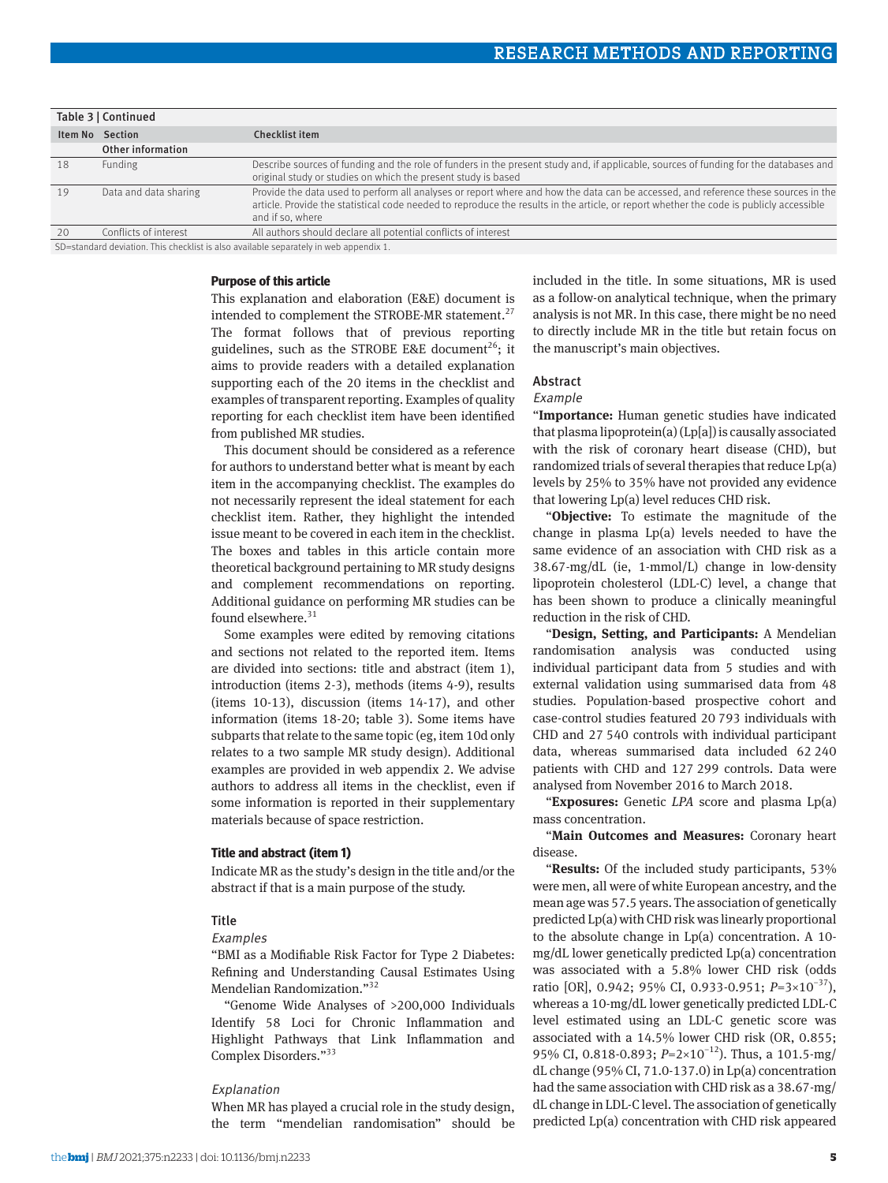Table 3 | Continued

| Item No | Section | Checklist item |
|---|---|---|
| | **Other information** | |
| 18 | Funding | Describe sources of funding and the role of funders in the present study and, if applicable, sources of funding for the databases and original study or studies on which the present study is based |
| 19 | Data and data sharing | Provide the data used to perform all analyses or report where and how the data can be accessed, and reference these sources in the article. Provide the statistical code needed to reproduce the results in the article, or report whether the code is publicly accessible and if so, where |
| 20 | Conflicts of interest | All authors should declare all potential conflicts of interest |

SD=standard deviation. This checklist is also available separately in web appendix 1.

### Purpose of this article

This explanation and elaboration (E&E) document is intended to complement the STROBE-MR statement.[27] The format follows that of previous reporting guidelines, such as the STROBE E&E document[26]; it aims to provide readers with a detailed explanation supporting each of the 20 items in the checklist and examples of transparent reporting. Examples of quality reporting for each checklist item have been identified from published MR studies.

This document should be considered as a reference for authors to understand better what is meant by each item in the accompanying checklist. The examples do not necessarily represent the ideal statement for each checklist item. Rather, they highlight the intended issue meant to be covered in each item in the checklist. The boxes and tables in this article contain more theoretical background pertaining to MR study designs and complement recommendations on reporting. Additional guidance on performing MR studies can be found elsewhere.[31]

Some examples were edited by removing citations and sections not related to the reported item. Items are divided into sections: title and abstract (item 1), introduction (items 2-3), methods (items 4-9), results (items 10-13), discussion (items 14-17), and other information (items 18-20; table 3). Some items have subparts that relate to the same topic (eg, item 10d only relates to a two sample MR study design). Additional examples are provided in web appendix 2. We advise authors to address all items in the checklist, even if some information is reported in their supplementary materials because of space restriction.

### Title and abstract (item 1)

Indicate MR as the study's design in the title and/or the abstract if that is a main purpose of the study.

#### Title

*Examples*

"BMI as a Modifiable Risk Factor for Type 2 Diabetes: Refining and Understanding Causal Estimates Using Mendelian Randomization."[32]

"Genome Wide Analyses of >200,000 Individuals Identify 58 Loci for Chronic Inflammation and Highlight Pathways that Link Inflammation and Complex Disorders."[33]

*Explanation*

When MR has played a crucial role in the study design, the term "mendelian randomisation" should be included in the title. In some situations, MR is used as a follow-on analytical technique, when the primary analysis is not MR. In this case, there might be no need to directly include MR in the title but retain focus on the manuscript's main objectives.

#### Abstract

*Example*

"**Importance:** Human genetic studies have indicated that plasma lipoprotein(a) (Lp[a]) is causally associated with the risk of coronary heart disease (CHD), but randomized trials of several therapies that reduce Lp(a) levels by 25% to 35% have not provided any evidence that lowering Lp(a) level reduces CHD risk.

"**Objective:** To estimate the magnitude of the change in plasma Lp(a) levels needed to have the same evidence of an association with CHD risk as a 38.67-mg/dL (ie, 1-mmol/L) change in low-density lipoprotein cholesterol (LDL-C) level, a change that has been shown to produce a clinically meaningful reduction in the risk of CHD.

"**Design, Setting, and Participants:** A Mendelian randomisation analysis was conducted using individual participant data from 5 studies and with external validation using summarised data from 48 studies. Population-based prospective cohort and case-control studies featured 20 793 individuals with CHD and 27 540 controls with individual participant data, whereas summarised data included 62 240 patients with CHD and 127 299 controls. Data were analysed from November 2016 to March 2018.

"**Exposures:** Genetic *LPA* score and plasma Lp(a) mass concentration.

"**Main Outcomes and Measures:** Coronary heart disease.

"**Results:** Of the included study participants, 53% were men, all were of white European ancestry, and the mean age was 57.5 years. The association of genetically predicted Lp(a) with CHD risk was linearly proportional to the absolute change in Lp(a) concentration. A 10-mg/dL lower genetically predicted Lp(a) concentration was associated with a 5.8% lower CHD risk (odds ratio [OR], 0.942; 95% CI, 0.933-0.951; $P=3\times10^{-37}$), whereas a 10-mg/dL lower genetically predicted LDL-C level estimated using an LDL-C genetic score was associated with a 14.5% lower CHD risk (OR, 0.855; 95% CI, 0.818-0.893; $P=2\times10^{-12}$). Thus, a 101.5-mg/dL change (95% CI, 71.0-137.0) in Lp(a) concentration had the same association with CHD risk as a 38.67-mg/dL change in LDL-C level. The association of genetically predicted Lp(a) concentration with CHD risk appeared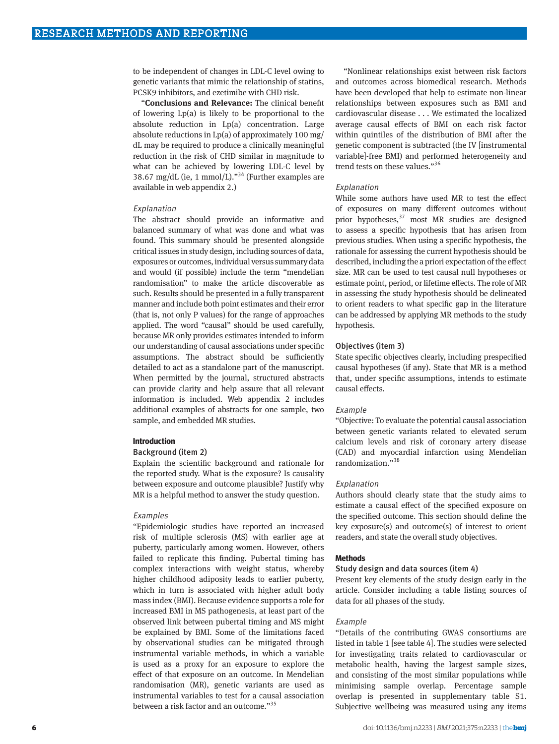to be independent of changes in LDL-C level owing to genetic variants that mimic the relationship of statins, PCSK9 inhibitors, and ezetimibe with CHD risk.

"**Conclusions and Relevance:** The clinical benefit of lowering Lp(a) is likely to be proportional to the absolute reduction in Lp(a) concentration. Large absolute reductions in Lp(a) of approximately 100 mg/dL may be required to produce a clinically meaningful reduction in the risk of CHD similar in magnitude to what can be achieved by lowering LDL-C level by 38.67 mg/dL (ie, 1 mmol/L)."[34] (Further examples are available in web appendix 2.)

*Explanation*

The abstract should provide an informative and balanced summary of what was done and what was found. This summary should be presented alongside critical issues in study design, including sources of data, exposures or outcomes, individual versus summary data and would (if possible) include the term "mendelian randomisation" to make the article discoverable as such. Results should be presented in a fully transparent manner and include both point estimates and their error (that is, not only P values) for the range of approaches applied. The word "causal" should be used carefully, because MR only provides estimates intended to inform our understanding of causal associations under specific assumptions. The abstract should be sufficiently detailed to act as a standalone part of the manuscript. When permitted by the journal, structured abstracts can provide clarity and help assure that all relevant information is included. Web appendix 2 includes additional examples of abstracts for one sample, two sample, and embedded MR studies.

## Introduction

### Background (item 2)

Explain the scientific background and rationale for the reported study. What is the exposure? Is causality between exposure and outcome plausible? Justify why MR is a helpful method to answer the study question.

*Examples*

"Epidemiologic studies have reported an increased risk of multiple sclerosis (MS) with earlier age at puberty, particularly among women. However, others failed to replicate this finding. Pubertal timing has complex interactions with weight status, whereby higher childhood adiposity leads to earlier puberty, which in turn is associated with higher adult body mass index (BMI). Because evidence supports a role for increased BMI in MS pathogenesis, at least part of the observed link between pubertal timing and MS might be explained by BMI. Some of the limitations faced by observational studies can be mitigated through instrumental variable methods, in which a variable is used as a proxy for an exposure to explore the effect of that exposure on an outcome. In Mendelian randomisation (MR), genetic variants are used as instrumental variables to test for a causal association between a risk factor and an outcome."[35]

"Nonlinear relationships exist between risk factors and outcomes across biomedical research. Methods have been developed that help to estimate non-linear relationships between exposures such as BMI and cardiovascular disease . . . We estimated the localized average causal effects of BMI on each risk factor within quintiles of the distribution of BMI after the genetic component is subtracted (the IV [instrumental variable]-free BMI) and performed heterogeneity and trend tests on these values."[36]

*Explanation*

While some authors have used MR to test the effect of exposures on many different outcomes without prior hypotheses,[37] most MR studies are designed to assess a specific hypothesis that has arisen from previous studies. When using a specific hypothesis, the rationale for assessing the current hypothesis should be described, including the a priori expectation of the effect size. MR can be used to test causal null hypotheses or estimate point, period, or lifetime effects. The role of MR in assessing the study hypothesis should be delineated to orient readers to what specific gap in the literature can be addressed by applying MR methods to the study hypothesis.

### Objectives (item 3)

State specific objectives clearly, including prespecified causal hypotheses (if any). State that MR is a method that, under specific assumptions, intends to estimate causal effects.

*Example*

"Objective: To evaluate the potential causal association between genetic variants related to elevated serum calcium levels and risk of coronary artery disease (CAD) and myocardial infarction using Mendelian randomization."[38]

*Explanation*

Authors should clearly state that the study aims to estimate a causal effect of the specified exposure on the specified outcome. This section should define the key exposure(s) and outcome(s) of interest to orient readers, and state the overall study objectives.

## Methods

### Study design and data sources (item 4)

Present key elements of the study design early in the article. Consider including a table listing sources of data for all phases of the study.

*Example*

"Details of the contributing GWAS consortiums are listed in table 1 [see table 4]. The studies were selected for investigating traits related to cardiovascular or metabolic health, having the largest sample sizes, and consisting of the most similar populations while minimising sample overlap. Percentage sample overlap is presented in supplementary table S1. Subjective wellbeing was measured using any items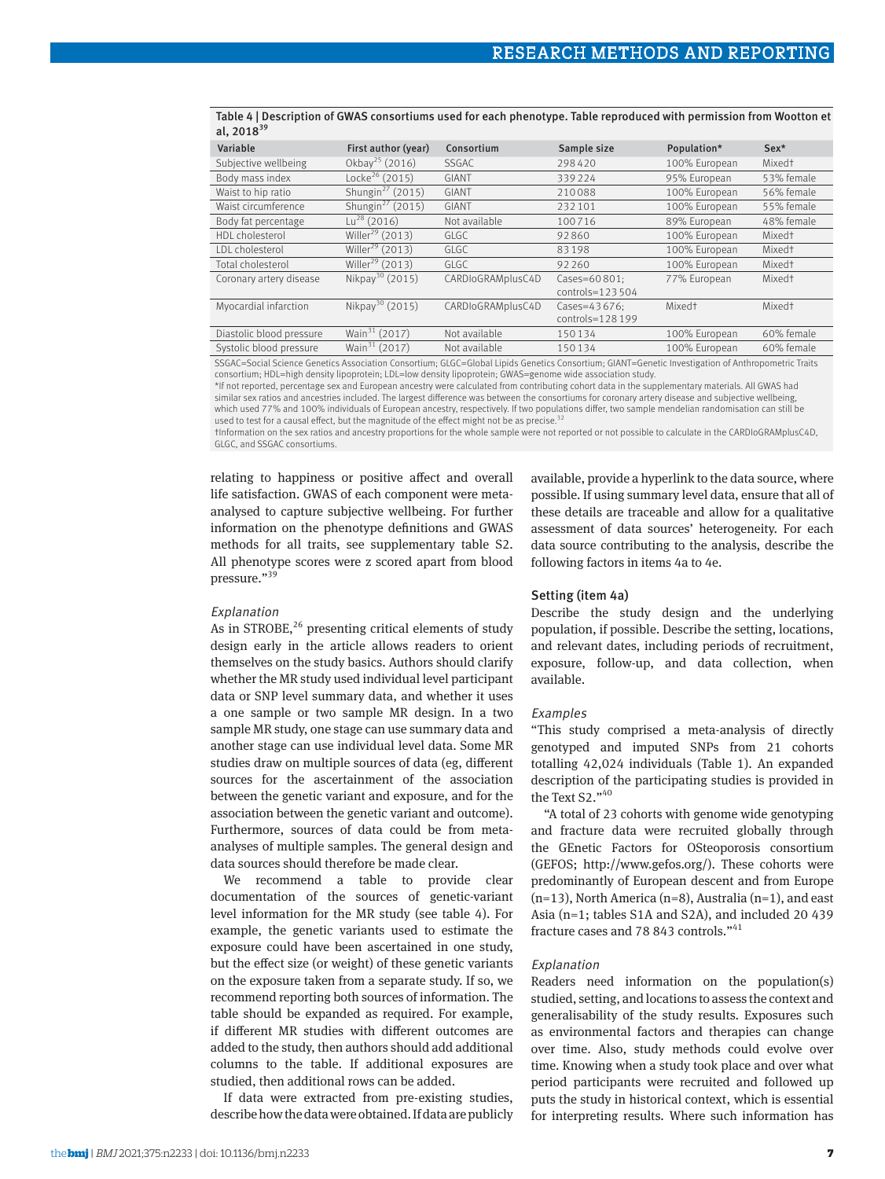Table 4 | Description of GWAS consortiums used for each phenotype. Table reproduced with permission from Wootton et al, 2018[39]

| Variable | First author (year) | Consortium | Sample size | Population* | Sex* |
|---|---|---|---|---|---|
| Subjective wellbeing | Okbay[25] (2016) | SSGAC | 298 420 | 100% European | Mixed† |
| Body mass index | Locke[26] (2015) | GIANT | 339 224 | 95% European | 53% female |
| Waist to hip ratio | Shungin[27] (2015) | GIANT | 210 088 | 100% European | 56% female |
| Waist circumference | Shungin[27] (2015) | GIANT | 232 101 | 100% European | 55% female |
| Body fat percentage | Lu[28] (2016) | Not available | 100 716 | 89% European | 48% female |
| HDL cholesterol | Willer[29] (2013) | GLGC | 92 860 | 100% European | Mixed† |
| LDL cholesterol | Willer[29] (2013) | GLGC | 83 198 | 100% European | Mixed† |
| Total cholesterol | Willer[29] (2013) | GLGC | 92 260 | 100% European | Mixed† |
| Coronary artery disease | Nikpay[30] (2015) | CARDIoGRAMplusC4D | Cases=60 801; controls=123 504 | 77% European | Mixed† |
| Myocardial infarction | Nikpay[30] (2015) | CARDIoGRAMplusC4D | Cases=43 676; controls=128 199 | Mixed† | Mixed† |
| Diastolic blood pressure | Wain[31] (2017) | Not available | 150 134 | 100% European | 60% female |
| Systolic blood pressure | Wain[31] (2017) | Not available | 150 134 | 100% European | 60% female |

SSGAC=Social Science Genetics Association Consortium; GLGC=Global Lipids Genetics Consortium; GIANT=Genetic Investigation of Anthropometric Traits consortium; HDL=high density lipoprotein; LDL=low density lipoprotein; GWAS=genome wide association study.

*If not reported, percentage sex and European ancestry were calculated from contributing cohort data in the supplementary materials. All GWAS had similar sex ratios and ancestries included. The largest difference was between the consortiums for coronary artery disease and subjective wellbeing, which used 77% and 100% individuals of European ancestry, respectively. If two populations differ, two sample mendelian randomisation can still be used to test for a causal effect, but the magnitude of the effect might not be as precise.[32]

†Information on the sex ratios and ancestry proportions for the whole sample were not reported or not possible to calculate in the CARDIoGRAMplusC4D, GLGC, and SSGAC consortiums.

relating to happiness or positive affect and overall life satisfaction. GWAS of each component were meta-analysed to capture subjective wellbeing. For further information on the phenotype definitions and GWAS methods for all traits, see supplementary table S2. All phenotype scores were z scored apart from blood pressure."[39]

*Explanation*

As in STROBE,[26] presenting critical elements of study design early in the article allows readers to orient themselves on the study basics. Authors should clarify whether the MR study used individual level participant data or SNP level summary data, and whether it uses a one sample or two sample MR design. In a two sample MR study, one stage can use summary data and another stage can use individual level data. Some MR studies draw on multiple sources of data (eg, different sources for the ascertainment of the association between the genetic variant and exposure, and for the association between the genetic variant and outcome). Furthermore, sources of data could be from meta-analyses of multiple samples. The general design and data sources should therefore be made clear.

We recommend a table to provide clear documentation of the sources of genetic-variant level information for the MR study (see table 4). For example, the genetic variants used to estimate the exposure could have been ascertained in one study, but the effect size (or weight) of these genetic variants on the exposure taken from a separate study. If so, we recommend reporting both sources of information. The table should be expanded as required. For example, if different MR studies with different outcomes are added to the study, then authors should add additional columns to the table. If additional exposures are studied, then additional rows can be added.

If data were extracted from pre-existing studies, describe how the data were obtained. If data are publicly available, provide a hyperlink to the data source, where possible. If using summary level data, ensure that all of these details are traceable and allow for a qualitative assessment of data sources' heterogeneity. For each data source contributing to the analysis, describe the following factors in items 4a to 4e.

### Setting (item 4a)

Describe the study design and the underlying population, if possible. Describe the setting, locations, and relevant dates, including periods of recruitment, exposure, follow-up, and data collection, when available.

*Examples*

"This study comprised a meta-analysis of directly genotyped and imputed SNPs from 21 cohorts totalling 42,024 individuals (Table 1). An expanded description of the participating studies is provided in the Text S2."[40]

"A total of 23 cohorts with genome wide genotyping and fracture data were recruited globally through the GEnetic Factors for OSteoporosis consortium (GEFOS; http://www.gefos.org/). These cohorts were predominantly of European descent and from Europe (n=13), North America (n=8), Australia (n=1), and east Asia (n=1; tables S1A and S2A), and included 20 439 fracture cases and 78 843 controls."[41]

*Explanation*

Readers need information on the population(s) studied, setting, and locations to assess the context and generalisability of the study results. Exposures such as environmental factors and therapies can change over time. Also, study methods could evolve over time. Knowing when a study took place and over what period participants were recruited and followed up puts the study in historical context, which is essential for interpreting results. Where such information has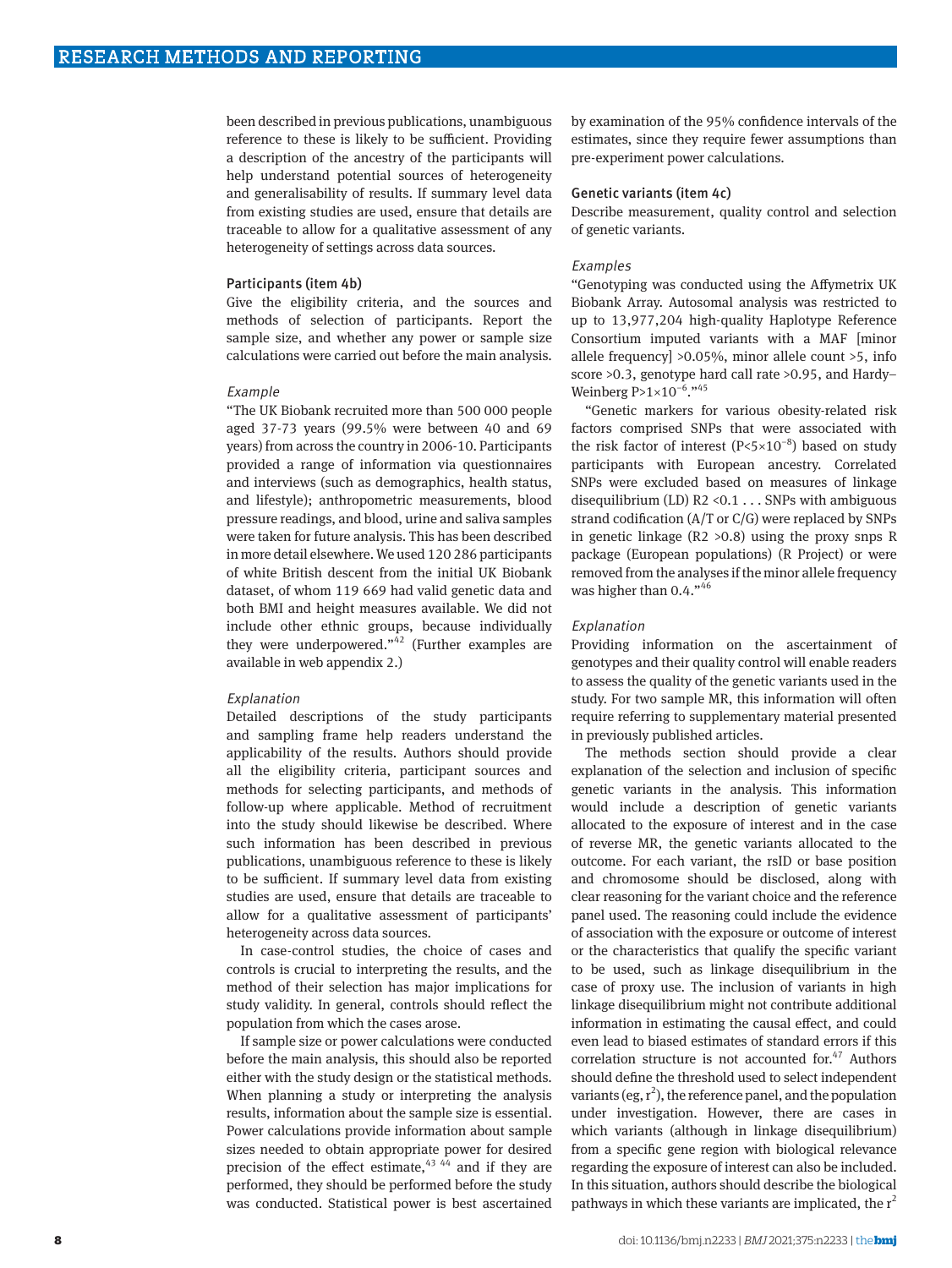been described in previous publications, unambiguous reference to these is likely to be sufficient. Providing a description of the ancestry of the participants will help understand potential sources of heterogeneity and generalisability of results. If summary level data from existing studies are used, ensure that details are traceable to allow for a qualitative assessment of any heterogeneity of settings across data sources.

### Participants (item 4b)

Give the eligibility criteria, and the sources and methods of selection of participants. Report the sample size, and whether any power or sample size calculations were carried out before the main analysis.

#### *Example*

"The UK Biobank recruited more than 500 000 people aged 37-73 years (99.5% were between 40 and 69 years) from across the country in 2006-10. Participants provided a range of information via questionnaires and interviews (such as demographics, health status, and lifestyle); anthropometric measurements, blood pressure readings, and blood, urine and saliva samples were taken for future analysis. This has been described in more detail elsewhere. We used 120 286 participants of white British descent from the initial UK Biobank dataset, of whom 119 669 had valid genetic data and both BMI and height measures available. We did not include other ethnic groups, because individually they were underpowered."[42] (Further examples are available in web appendix 2.)

#### *Explanation*

Detailed descriptions of the study participants and sampling frame help readers understand the applicability of the results. Authors should provide all the eligibility criteria, participant sources and methods for selecting participants, and methods of follow-up where applicable. Method of recruitment into the study should likewise be described. Where such information has been described in previous publications, unambiguous reference to these is likely to be sufficient. If summary level data from existing studies are used, ensure that details are traceable to allow for a qualitative assessment of participants' heterogeneity across data sources.

In case-control studies, the choice of cases and controls is crucial to interpreting the results, and the method of their selection has major implications for study validity. In general, controls should reflect the population from which the cases arose.

If sample size or power calculations were conducted before the main analysis, this should also be reported either with the study design or the statistical methods. When planning a study or interpreting the analysis results, information about the sample size is essential. Power calculations provide information about sample sizes needed to obtain appropriate power for desired precision of the effect estimate,[43 44] and if they are performed, they should be performed before the study was conducted. Statistical power is best ascertained by examination of the 95% confidence intervals of the estimates, since they require fewer assumptions than pre-experiment power calculations.

### Genetic variants (item 4c)

Describe measurement, quality control and selection of genetic variants.

#### *Examples*

"Genotyping was conducted using the Affymetrix UK Biobank Array. Autosomal analysis was restricted to up to 13,977,204 high-quality Haplotype Reference Consortium imputed variants with a MAF [minor allele frequency] >0.05%, minor allele count >5, info score >0.3, genotype hard call rate >0.95, and Hardy–Weinberg $P>1\times10^{-6}$."[45]

"Genetic markers for various obesity-related risk factors comprised SNPs that were associated with the risk factor of interest ($P<5\times10^{-8}$) based on study participants with European ancestry. Correlated SNPs were excluded based on measures of linkage disequilibrium (LD) R2 <0.1 . . . SNPs with ambiguous strand codification (A/T or C/G) were replaced by SNPs in genetic linkage (R2 >0.8) using the proxy snps R package (European populations) (R Project) or were removed from the analyses if the minor allele frequency was higher than 0.4."[46]

#### *Explanation*

Providing information on the ascertainment of genotypes and their quality control will enable readers to assess the quality of the genetic variants used in the study. For two sample MR, this information will often require referring to supplementary material presented in previously published articles.

The methods section should provide a clear explanation of the selection and inclusion of specific genetic variants in the analysis. This information would include a description of genetic variants allocated to the exposure of interest and in the case of reverse MR, the genetic variants allocated to the outcome. For each variant, the rsID or base position and chromosome should be disclosed, along with clear reasoning for the variant choice and the reference panel used. The reasoning could include the evidence of association with the exposure or outcome of interest or the characteristics that qualify the specific variant to be used, such as linkage disequilibrium in the case of proxy use. The inclusion of variants in high linkage disequilibrium might not contribute additional information in estimating the causal effect, and could even lead to biased estimates of standard errors if this correlation structure is not accounted for.[47] Authors should define the threshold used to select independent variants (eg, $r^2$), the reference panel, and the population under investigation. However, there are cases in which variants (although in linkage disequilibrium) from a specific gene region with biological relevance regarding the exposure of interest can also be included. In this situation, authors should describe the biological pathways in which these variants are implicated, the $r^2$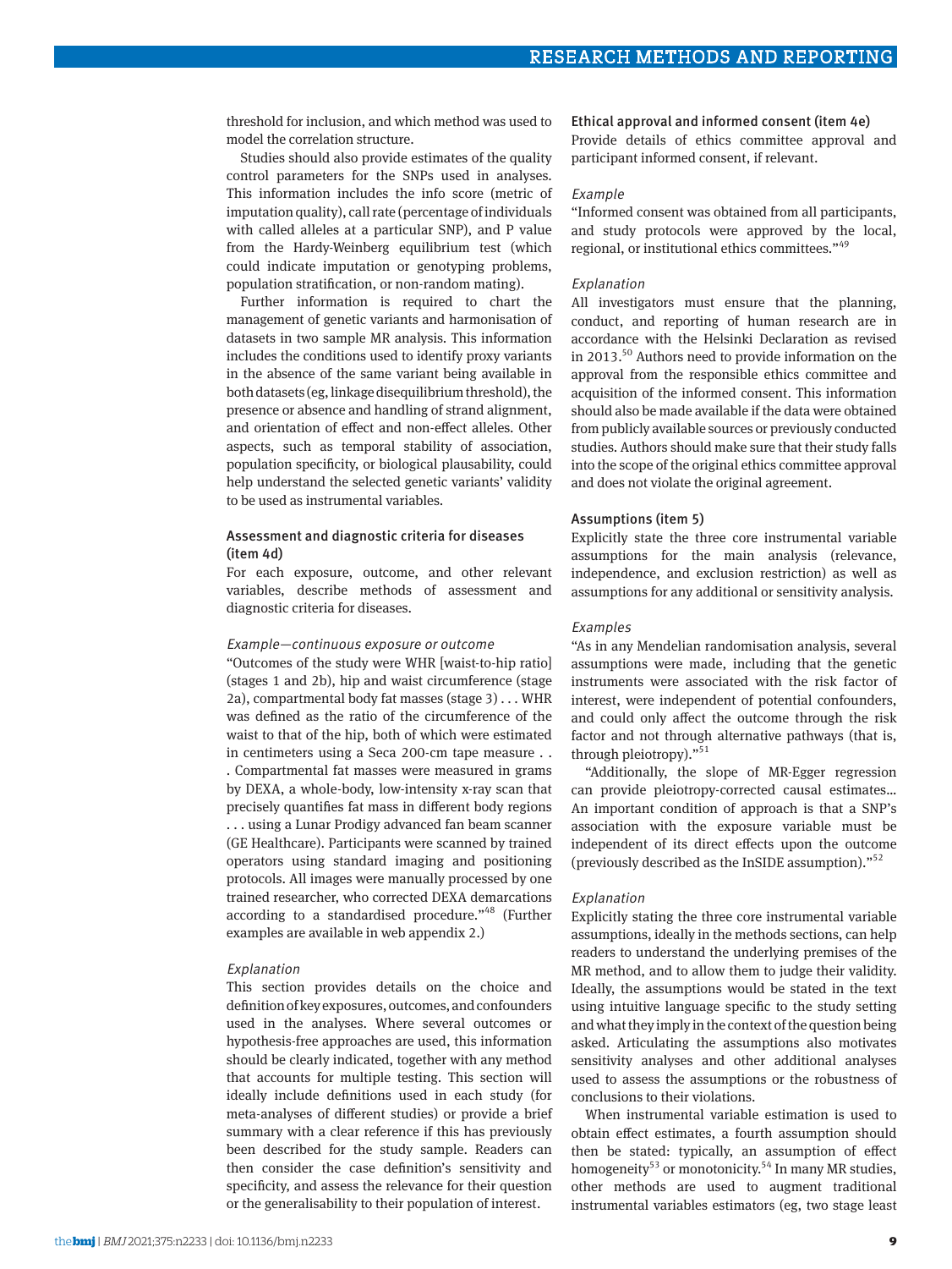threshold for inclusion, and which method was used to model the correlation structure.

Studies should also provide estimates of the quality control parameters for the SNPs used in analyses. This information includes the info score (metric of imputation quality), call rate (percentage of individuals with called alleles at a particular SNP), and P value from the Hardy-Weinberg equilibrium test (which could indicate imputation or genotyping problems, population stratification, or non-random mating).

Further information is required to chart the management of genetic variants and harmonisation of datasets in two sample MR analysis. This information includes the conditions used to identify proxy variants in the absence of the same variant being available in both datasets (eg, linkage disequilibrium threshold), the presence or absence and handling of strand alignment, and orientation of effect and non-effect alleles. Other aspects, such as temporal stability of association, population specificity, or biological plausability, could help understand the selected genetic variants' validity to be used as instrumental variables.

### Assessment and diagnostic criteria for diseases (item 4d)

For each exposure, outcome, and other relevant variables, describe methods of assessment and diagnostic criteria for diseases.

*Example—continuous exposure or outcome*

"Outcomes of the study were WHR [waist-to-hip ratio] (stages 1 and 2b), hip and waist circumference (stage 2a), compartmental body fat masses (stage 3) . . . WHR was defined as the ratio of the circumference of the waist to that of the hip, both of which were estimated in centimeters using a Seca 200-cm tape measure . . . Compartmental fat masses were measured in grams by DEXA, a whole-body, low-intensity x-ray scan that precisely quantifies fat mass in different body regions . . . using a Lunar Prodigy advanced fan beam scanner (GE Healthcare). Participants were scanned by trained operators using standard imaging and positioning protocols. All images were manually processed by one trained researcher, who corrected DEXA demarcations according to a standardised procedure."[48] (Further examples are available in web appendix 2.)

*Explanation*

This section provides details on the choice and definition of key exposures, outcomes, and confounders used in the analyses. Where several outcomes or hypothesis-free approaches are used, this information should be clearly indicated, together with any method that accounts for multiple testing. This section will ideally include definitions used in each study (for meta-analyses of different studies) or provide a brief summary with a clear reference if this has previously been described for the study sample. Readers can then consider the case definition's sensitivity and specificity, and assess the relevance for their question or the generalisability to their population of interest.

### Ethical approval and informed consent (item 4e)

Provide details of ethics committee approval and participant informed consent, if relevant.

*Example*

"Informed consent was obtained from all participants, and study protocols were approved by the local, regional, or institutional ethics committees."[49]

*Explanation*

All investigators must ensure that the planning, conduct, and reporting of human research are in accordance with the Helsinki Declaration as revised in 2013.[50] Authors need to provide information on the approval from the responsible ethics committee and acquisition of the informed consent. This information should also be made available if the data were obtained from publicly available sources or previously conducted studies. Authors should make sure that their study falls into the scope of the original ethics committee approval and does not violate the original agreement.

### Assumptions (item 5)

Explicitly state the three core instrumental variable assumptions for the main analysis (relevance, independence, and exclusion restriction) as well as assumptions for any additional or sensitivity analysis.

*Examples*

"As in any Mendelian randomisation analysis, several assumptions were made, including that the genetic instruments were associated with the risk factor of interest, were independent of potential confounders, and could only affect the outcome through the risk factor and not through alternative pathways (that is, through pleiotropy)."[51]

"Additionally, the slope of MR-Egger regression can provide pleiotropy-corrected causal estimates… An important condition of approach is that a SNP's association with the exposure variable must be independent of its direct effects upon the outcome (previously described as the InSIDE assumption)."[52]

*Explanation*

Explicitly stating the three core instrumental variable assumptions, ideally in the methods sections, can help readers to understand the underlying premises of the MR method, and to allow them to judge their validity. Ideally, the assumptions would be stated in the text using intuitive language specific to the study setting and what they imply in the context of the question being asked. Articulating the assumptions also motivates sensitivity analyses and other additional analyses used to assess the assumptions or the robustness of conclusions to their violations.

When instrumental variable estimation is used to obtain effect estimates, a fourth assumption should then be stated: typically, an assumption of effect homogeneity[53] or monotonicity.[54] In many MR studies, other methods are used to augment traditional instrumental variables estimators (eg, two stage least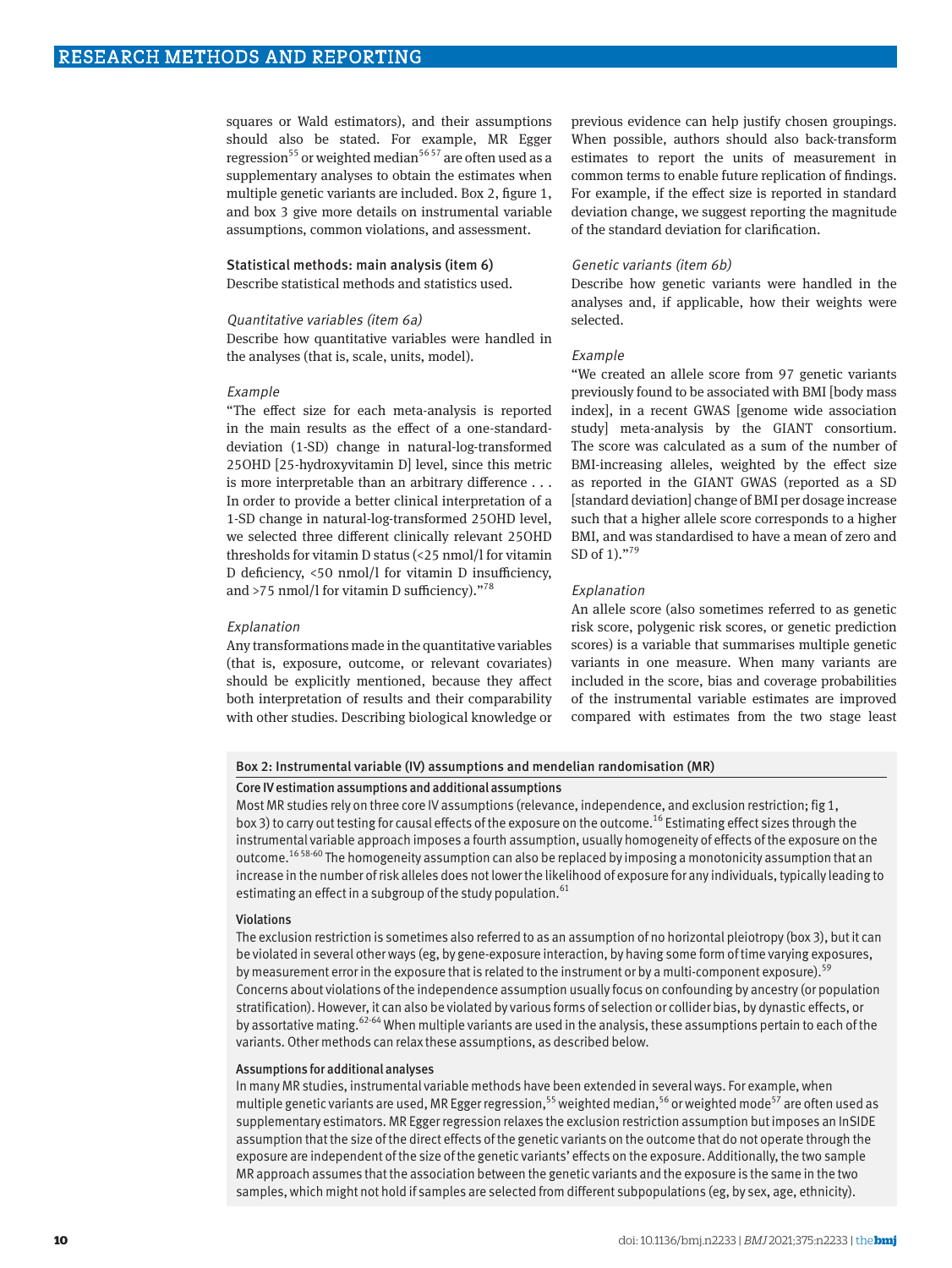squares or Wald estimators), and their assumptions should also be stated. For example, MR Egger regression[55] or weighted median[56 57] are often used as a supplementary analyses to obtain the estimates when multiple genetic variants are included. Box 2, figure 1, and box 3 give more details on instrumental variable assumptions, common violations, and assessment.

### Statistical methods: main analysis (item 6)

Describe statistical methods and statistics used.

#### *Quantitative variables (item 6a)*

Describe how quantitative variables were handled in the analyses (that is, scale, units, model).

*Example*

"The effect size for each meta-analysis is reported in the main results as the effect of a one-standard-deviation (1-SD) change in natural-log-transformed 25OHD [25-hydroxyvitamin D] level, since this metric is more interpretable than an arbitrary difference . . . In order to provide a better clinical interpretation of a 1-SD change in natural-log-transformed 25OHD level, we selected three different clinically relevant 25OHD thresholds for vitamin D status (<25 nmol/l for vitamin D deficiency, <50 nmol/l for vitamin D insufficiency, and >75 nmol/l for vitamin D sufficiency)."[78]

*Explanation*

Any transformations made in the quantitative variables (that is, exposure, outcome, or relevant covariates) should be explicitly mentioned, because they affect both interpretation of results and their comparability with other studies. Describing biological knowledge or previous evidence can help justify chosen groupings. When possible, authors should also back-transform estimates to report the units of measurement in common terms to enable future replication of findings. For example, if the effect size is reported in standard deviation change, we suggest reporting the magnitude of the standard deviation for clarification.

#### *Genetic variants (item 6b)*

Describe how genetic variants were handled in the analyses and, if applicable, how their weights were selected.

*Example*

"We created an allele score from 97 genetic variants previously found to be associated with BMI [body mass index], in a recent GWAS [genome wide association study] meta-analysis by the GIANT consortium. The score was calculated as a sum of the number of BMI-increasing alleles, weighted by the effect size as reported in the GIANT GWAS (reported as a SD [standard deviation] change of BMI per dosage increase such that a higher allele score corresponds to a higher BMI, and was standardised to have a mean of zero and SD of 1)."[79]

*Explanation*

An allele score (also sometimes referred to as genetic risk score, polygenic risk scores, or genetic prediction scores) is a variable that summarises multiple genetic variants in one measure. When many variants are included in the score, bias and coverage probabilities of the instrumental variable estimates are improved compared with estimates from the two stage least

---

**Box 2: Instrumental variable (IV) assumptions and mendelian randomisation (MR)**

**Core IV estimation assumptions and additional assumptions**

Most MR studies rely on three core IV assumptions (relevance, independence, and exclusion restriction; fig 1, box 3) to carry out testing for causal effects of the exposure on the outcome.[16] Estimating effect sizes through the instrumental variable approach imposes a fourth assumption, usually homogeneity of effects of the exposure on the outcome.[16 58-60] The homogeneity assumption can also be replaced by imposing a monotonicity assumption that an increase in the number of risk alleles does not lower the likelihood of exposure for any individuals, typically leading to estimating an effect in a subgroup of the study population.[61]

**Violations**

The exclusion restriction is sometimes also referred to as an assumption of no horizontal pleiotropy (box 3), but it can be violated in several other ways (eg, by gene-exposure interaction, by having some form of time varying exposures, by measurement error in the exposure that is related to the instrument or by a multi-component exposure).[59]
Concerns about violations of the independence assumption usually focus on confounding by ancestry (or population stratification). However, it can also be violated by various forms of selection or collider bias, by dynastic effects, or by assortative mating.[62-64] When multiple variants are used in the analysis, these assumptions pertain to each of the variants. Other methods can relax these assumptions, as described below.

**Assumptions for additional analyses**

In many MR studies, instrumental variable methods have been extended in several ways. For example, when multiple genetic variants are used, MR Egger regression,[55] weighted median,[56] or weighted mode[57] are often used as supplementary estimators. MR Egger regression relaxes the exclusion restriction assumption but imposes an InSIDE assumption that the size of the direct effects of the genetic variants on the outcome that do not operate through the exposure are independent of the size of the genetic variants' effects on the exposure. Additionally, the two sample MR approach assumes that the association between the genetic variants and the exposure is the same in the two samples, which might not hold if samples are selected from different subpopulations (eg, by sex, age, ethnicity).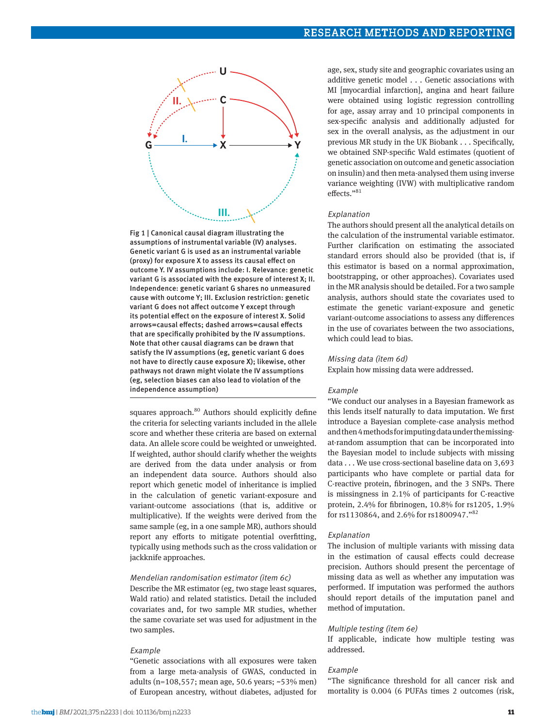Fig 1 | Canonical causal diagram illustrating the assumptions of instrumental variable (IV) analyses. Genetic variant G is used as an instrumental variable (proxy) for exposure X to assess its causal effect on outcome Y. IV assumptions include: I. Relevance: genetic variant G is associated with the exposure of interest X; II. Independence: genetic variant G shares no unmeasured cause with outcome Y; III. Exclusion restriction: genetic variant G does not affect outcome Y except through its potential effect on the exposure of interest X. Solid arrows=causal effects; dashed arrows=causal effects that are specifically prohibited by the IV assumptions. Note that other causal diagrams can be drawn that satisfy the IV assumptions (eg, genetic variant G does not have to directly cause exposure X); likewise, other pathways not drawn might violate the IV assumptions (eg, selection biases can also lead to violation of the independence assumption)

squares approach.[80] Authors should explicitly define the criteria for selecting variants included in the allele score and whether these criteria are based on external data. An allele score could be weighted or unweighted. If weighted, author should clarify whether the weights are derived from the data under analysis or from an independent data source. Authors should also report which genetic model of inheritance is implied in the calculation of genetic variant-exposure and variant-outcome associations (that is, additive or multiplicative). If the weights were derived from the same sample (eg, in a one sample MR), authors should report any efforts to mitigate potential overfitting, typically using methods such as the cross validation or jackknife approaches.

*Mendelian randomisation estimator (item 6c)*

Describe the MR estimator (eg, two stage least squares, Wald ratio) and related statistics. Detail the included covariates and, for two sample MR studies, whether the same covariate set was used for adjustment in the two samples.

*Example*

"Genetic associations with all exposures were taken from a large meta-analysis of GWAS, conducted in adults (n=108,557; mean age, 50.6 years; ~53% men) of European ancestry, without diabetes, adjusted for age, sex, study site and geographic covariates using an additive genetic model . . . Genetic associations with MI [myocardial infarction], angina and heart failure were obtained using logistic regression controlling for age, assay array and 10 principal components in sex-specific analysis and additionally adjusted for sex in the overall analysis, as the adjustment in our previous MR study in the UK Biobank . . . Specifically, we obtained SNP-specific Wald estimates (quotient of genetic association on outcome and genetic association on insulin) and then meta-analysed them using inverse variance weighting (IVW) with multiplicative random effects."[81]

*Explanation*

The authors should present all the analytical details on the calculation of the instrumental variable estimator. Further clarification on estimating the associated standard errors should also be provided (that is, if this estimator is based on a normal approximation, bootstrapping, or other approaches). Covariates used in the MR analysis should be detailed. For a two sample analysis, authors should state the covariates used to estimate the genetic variant-exposure and genetic variant-outcome associations to assess any differences in the use of covariates between the two associations, which could lead to bias.

*Missing data (item 6d)*

Explain how missing data were addressed.

*Example*

"We conduct our analyses in a Bayesian framework as this lends itself naturally to data imputation. We first introduce a Bayesian complete-case analysis method and then 4 methods for imputing data under the missing-at-random assumption that can be incorporated into the Bayesian model to include subjects with missing data . . . We use cross-sectional baseline data on 3,693 participants who have complete or partial data for C-reactive protein, fibrinogen, and the 3 SNPs. There is missingness in 2.1% of participants for C-reactive protein, 2.4% for fibrinogen, 10.8% for rs1205, 1.9% for rs1130864, and 2.6% for rs1800947."[82]

*Explanation*

The inclusion of multiple variants with missing data in the estimation of causal effects could decrease precision. Authors should present the percentage of missing data as well as whether any imputation was performed. If imputation was performed the authors should report details of the imputation panel and method of imputation.

*Multiple testing (item 6e)*

If applicable, indicate how multiple testing was addressed.

*Example*

"The significance threshold for all cancer risk and mortality is 0.004 (6 PUFAs times 2 outcomes (risk,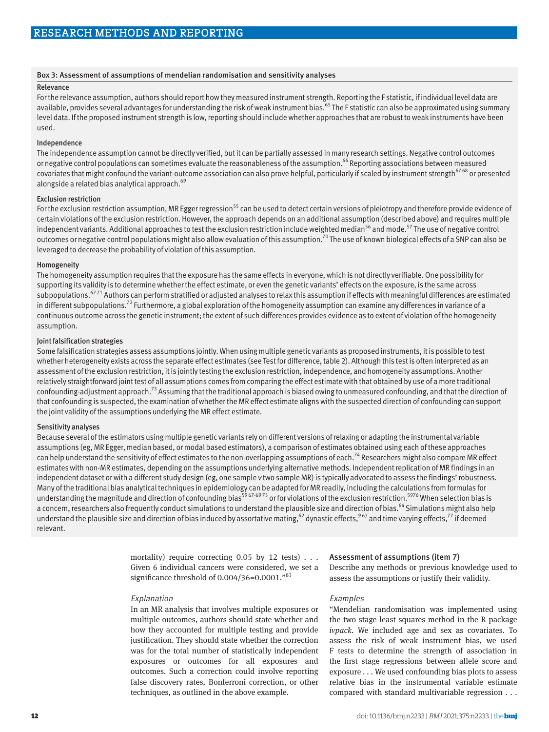### Box 3: Assessment of assumptions of mendelian randomisation and sensitivity analyses

#### Relevance

For the relevance assumption, authors should report how they measured instrument strength. Reporting the F statistic, if individual level data are available, provides several advantages for understanding the risk of weak instrument bias.[65] The F statistic can also be approximated using summary level data. If the proposed instrument strength is low, reporting should include whether approaches that are robust to weak instruments have been used.

#### Independence

The independence assumption cannot be directly verified, but it can be partially assessed in many research settings. Negative control outcomes or negative control populations can sometimes evaluate the reasonableness of the assumption.[66] Reporting associations between measured covariates that might confound the variant-outcome association can also prove helpful, particularly if scaled by instrument strength[67,68] or presented alongside a related bias analytical approach.[69]

#### Exclusion restriction

For the exclusion restriction assumption, MR Egger regression[55] can be used to detect certain versions of pleiotropy and therefore provide evidence of certain violations of the exclusion restriction. However, the approach depends on an additional assumption (described above) and requires multiple independent variants. Additional approaches to test the exclusion restriction include weighted median[56] and mode.[57] The use of negative control outcomes or negative control populations might also allow evaluation of this assumption.[70] The use of known biological effects of a SNP can also be leveraged to decrease the probability of violation of this assumption.

#### Homogeneity

The homogeneity assumption requires that the exposure has the same effects in everyone, which is not directly verifiable. One possibility for supporting its validity is to determine whether the effect estimate, or even the genetic variants' effects on the exposure, is the same across subpopulations.[67,71] Authors can perform stratified or adjusted analyses to relax this assumption if effects with meaningful differences are estimated in different subpopulations.[72] Furthermore, a global exploration of the homogeneity assumption can examine any differences in variance of a continuous outcome across the genetic instrument; the extent of such differences provides evidence as to extent of violation of the homogeneity assumption.

#### Joint falsification strategies

Some falsification strategies assess assumptions jointly. When using multiple genetic variants as proposed instruments, it is possible to test whether heterogeneity exists across the separate effect estimates (see Test for difference, table 2). Although this test is often interpreted as an assessment of the exclusion restriction, it is jointly testing the exclusion restriction, independence, and homogeneity assumptions. Another relatively straightforward joint test of all assumptions comes from comparing the effect estimate with that obtained by use of a more traditional confounding-adjustment approach.[73] Assuming that the traditional approach is biased owing to unmeasured confounding, and that the direction of that confounding is suspected, the examination of whether the MR effect estimate aligns with the suspected direction of confounding can support the joint validity of the assumptions underlying the MR effect estimate.

#### Sensitivity analyses

Because several of the estimators using multiple genetic variants rely on different versions of relaxing or adapting the instrumental variable assumptions (eg, MR Egger, median based, or modal based estimators), a comparison of estimates obtained using each of these approaches can help understand the sensitivity of effect estimates to the non-overlapping assumptions of each.[74] Researchers might also compare MR effect estimates with non-MR estimates, depending on the assumptions underlying alternative methods. Independent replication of MR findings in an independent dataset or with a different study design (eg, one sample *v* two sample MR) is typically advocated to assess the findings' robustness. Many of the traditional bias analytical techniques in epidemiology can be adapted for MR readily, including the calculations from formulas for understanding the magnitude and direction of confounding bias[59,67-69,75] or for violations of the exclusion restriction.[59,76] When selection bias is a concern, researchers also frequently conduct simulations to understand the plausible size and direction of bias.[64] Simulations might also help understand the plausible size and direction of bias induced by assortative mating,[62] dynastic effects,[9,63] and time varying effects,[77] if deemed relevant.

---

mortality) require correcting 0.05 by 12 tests) . . . Given 6 individual cancers were considered, we set a significance threshold of 0.004/36=0.0001."[83]

*Explanation*

In an MR analysis that involves multiple exposures or multiple outcomes, authors should state whether and how they accounted for multiple testing and provide justification. They should state whether the correction was for the total number of statistically independent exposures or outcomes for all exposures and outcomes. Such a correction could involve reporting false discovery rates, Bonferroni correction, or other techniques, as outlined in the above example.

### Assessment of assumptions (item 7)

Describe any methods or previous knowledge used to assess the assumptions or justify their validity.

*Examples*

"Mendelian randomisation was implemented using the two stage least squares method in the R package *ivpack*. We included age and sex as covariates. To assess the risk of weak instrument bias, we used F tests to determine the strength of association in the first stage regressions between allele score and exposure . . . We used confounding bias plots to assess relative bias in the instrumental variable estimate compared with standard multivariable regression . . .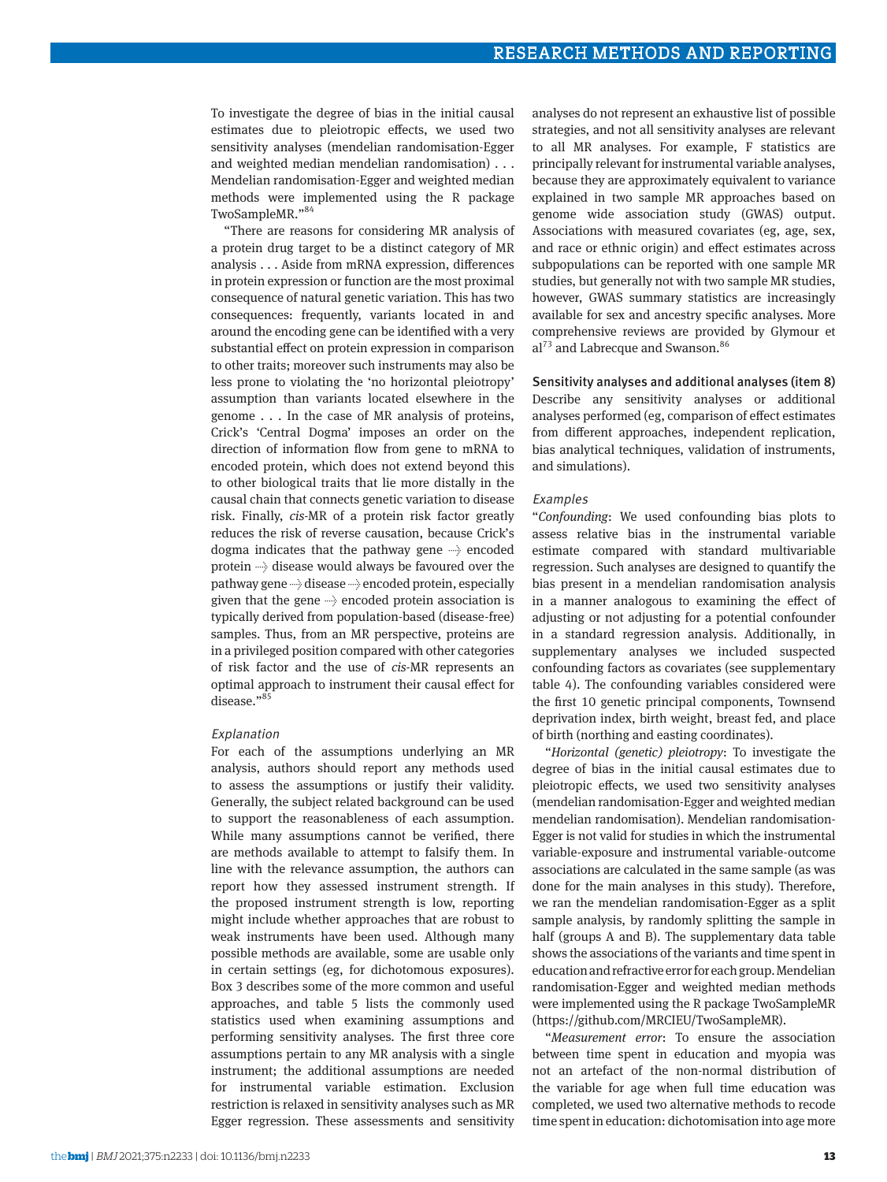To investigate the degree of bias in the initial causal estimates due to pleiotropic effects, we used two sensitivity analyses (mendelian randomisation-Egger and weighted median mendelian randomisation) . . . Mendelian randomisation-Egger and weighted median methods were implemented using the R package TwoSampleMR."[84]

"There are reasons for considering MR analysis of a protein drug target to be a distinct category of MR analysis . . . Aside from mRNA expression, differences in protein expression or function are the most proximal consequence of natural genetic variation. This has two consequences: frequently, variants located in and around the encoding gene can be identified with a very substantial effect on protein expression in comparison to other traits; moreover such instruments may also be less prone to violating the 'no horizontal pleiotropy' assumption than variants located elsewhere in the genome . . . In the case of MR analysis of proteins, Crick's 'Central Dogma' imposes an order on the direction of information flow from gene to mRNA to encoded protein, which does not extend beyond this to other biological traits that lie more distally in the causal chain that connects genetic variation to disease risk. Finally, *cis*-MR of a protein risk factor greatly reduces the risk of reverse causation, because Crick's dogma indicates that the pathway gene ⤏ encoded protein ⤏ disease would always be favoured over the pathway gene ⤏ disease ⤏ encoded protein, especially given that the gene ⤏ encoded protein association is typically derived from population-based (disease-free) samples. Thus, from an MR perspective, proteins are in a privileged position compared with other categories of risk factor and the use of *cis*-MR represents an optimal approach to instrument their causal effect for disease."[85]

### *Explanation*

For each of the assumptions underlying an MR analysis, authors should report any methods used to assess the assumptions or justify their validity. Generally, the subject related background can be used to support the reasonableness of each assumption. While many assumptions cannot be verified, there are methods available to attempt to falsify them. In line with the relevance assumption, the authors can report how they assessed instrument strength. If the proposed instrument strength is low, reporting might include whether approaches that are robust to weak instruments have been used. Although many possible methods are available, some are usable only in certain settings (eg, for dichotomous exposures). Box 3 describes some of the more common and useful approaches, and table 5 lists the commonly used statistics used when examining assumptions and performing sensitivity analyses. The first three core assumptions pertain to any MR analysis with a single instrument; the additional assumptions are needed for instrumental variable estimation. Exclusion restriction is relaxed in sensitivity analyses such as MR Egger regression. These assessments and sensitivity analyses do not represent an exhaustive list of possible strategies, and not all sensitivity analyses are relevant to all MR analyses. For example, F statistics are principally relevant for instrumental variable analyses, because they are approximately equivalent to variance explained in two sample MR approaches based on genome wide association study (GWAS) output. Associations with measured covariates (eg, age, sex, and race or ethnic origin) and effect estimates across subpopulations can be reported with one sample MR studies, but generally not with two sample MR studies, however, GWAS summary statistics are increasingly available for sex and ancestry specific analyses. More comprehensive reviews are provided by Glymour et al[73] and Labrecque and Swanson.[86]

### Sensitivity analyses and additional analyses (item 8)

Describe any sensitivity analyses or additional analyses performed (eg, comparison of effect estimates from different approaches, independent replication, bias analytical techniques, validation of instruments, and simulations).

### *Examples*

"*Confounding*: We used confounding bias plots to assess relative bias in the instrumental variable estimate compared with standard multivariable regression. Such analyses are designed to quantify the bias present in a mendelian randomisation analysis in a manner analogous to examining the effect of adjusting or not adjusting for a potential confounder in a standard regression analysis. Additionally, in supplementary analyses we included suspected confounding factors as covariates (see supplementary table 4). The confounding variables considered were the first 10 genetic principal components, Townsend deprivation index, birth weight, breast fed, and place of birth (northing and easting coordinates).

"*Horizontal (genetic) pleiotropy*: To investigate the degree of bias in the initial causal estimates due to pleiotropic effects, we used two sensitivity analyses (mendelian randomisation-Egger and weighted median mendelian randomisation). Mendelian randomisation-Egger is not valid for studies in which the instrumental variable-exposure and instrumental variable-outcome associations are calculated in the same sample (as was done for the main analyses in this study). Therefore, we ran the mendelian randomisation-Egger as a split sample analysis, by randomly splitting the sample in half (groups A and B). The supplementary data table shows the associations of the variants and time spent in education and refractive error for each group. Mendelian randomisation-Egger and weighted median methods were implemented using the R package TwoSampleMR (https://github.com/MRCIEU/TwoSampleMR).

"*Measurement error*: To ensure the association between time spent in education and myopia was not an artefact of the non-normal distribution of the variable for age when full time education was completed, we used two alternative methods to recode time spent in education: dichotomisation into age more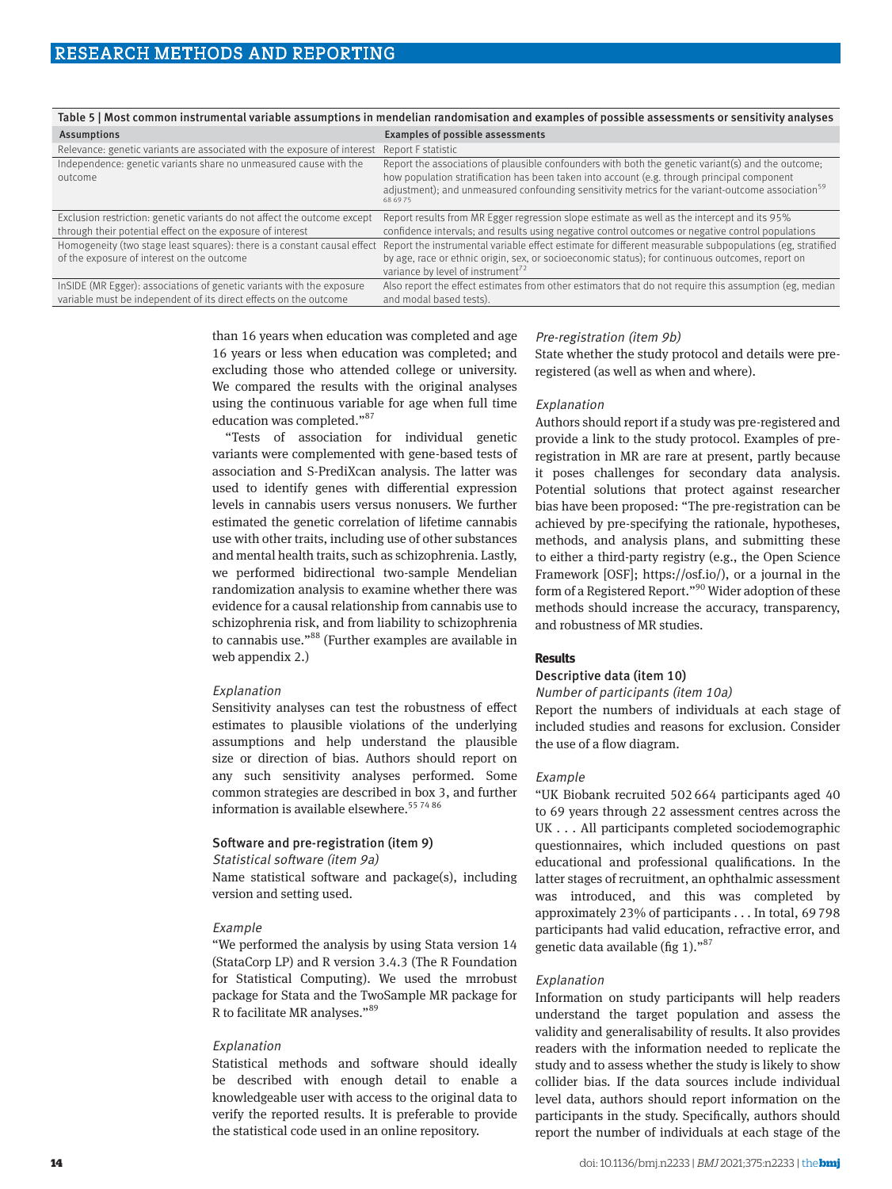Table 5 | Most common instrumental variable assumptions in mendelian randomisation and examples of possible assessments or sensitivity analyses

| Assumptions | Examples of possible assessments |
|---|---|
| Relevance: genetic variants are associated with the exposure of interest | Report F statistic |
| Independence: genetic variants share no unmeasured cause with the outcome | Report the associations of plausible confounders with both the genetic variant(s) and the outcome; how population stratification has been taken into account (e.g. through principal component adjustment); and unmeasured confounding sensitivity metrics for the variant-outcome association[59 68 69 75] |
| Exclusion restriction: genetic variants do not affect the outcome except through their potential effect on the exposure of interest | Report results from MR Egger regression slope estimate as well as the intercept and its 95% confidence intervals; and results using negative control outcomes or negative control populations |
| Homogeneity (two stage least squares): there is a constant causal effect of the exposure of interest on the outcome | Report the instrumental variable effect estimate for different measurable subpopulations (eg, stratified by age, race or ethnic origin, sex, or socioeconomic status); for continuous outcomes, report on variance by level of instrument[72] |
| InSIDE (MR Egger): associations of genetic variants with the exposure variable must be independent of its direct effects on the outcome | Also report the effect estimates from other estimators that do not require this assumption (eg, median and modal based tests). |

than 16 years when education was completed and age 16 years or less when education was completed; and excluding those who attended college or university. We compared the results with the original analyses using the continuous variable for age when full time education was completed."[87]

"Tests of association for individual genetic variants were complemented with gene-based tests of association and S-PrediXcan analysis. The latter was used to identify genes with differential expression levels in cannabis users versus nonusers. We further estimated the genetic correlation of lifetime cannabis use with other traits, including use of other substances and mental health traits, such as schizophrenia. Lastly, we performed bidirectional two-sample Mendelian randomization analysis to examine whether there was evidence for a causal relationship from cannabis use to schizophrenia risk, and from liability to schizophrenia to cannabis use."[88] (Further examples are available in web appendix 2.)

*Explanation*

Sensitivity analyses can test the robustness of effect estimates to plausible violations of the underlying assumptions and help understand the plausible size or direction of bias. Authors should report on any such sensitivity analyses performed. Some common strategies are described in box 3, and further information is available elsewhere.[55 74 86]

### Software and pre-registration (item 9)

*Statistical software (item 9a)*

Name statistical software and package(s), including version and setting used.

*Example*

"We performed the analysis by using Stata version 14 (StataCorp LP) and R version 3.4.3 (The R Foundation for Statistical Computing). We used the mrrobust package for Stata and the TwoSample MR package for R to facilitate MR analyses."[89]

*Explanation*

Statistical methods and software should ideally be described with enough detail to enable a knowledgeable user with access to the original data to verify the reported results. It is preferable to provide the statistical code used in an online repository.

*Pre-registration (item 9b)*

State whether the study protocol and details were pre-registered (as well as when and where).

*Explanation*

Authors should report if a study was pre-registered and provide a link to the study protocol. Examples of pre-registration in MR are rare at present, partly because it poses challenges for secondary data analysis. Potential solutions that protect against researcher bias have been proposed: "The pre-registration can be achieved by pre-specifying the rationale, hypotheses, methods, and analysis plans, and submitting these to either a third-party registry (e.g., the Open Science Framework [OSF]; https://osf.io/), or a journal in the form of a Registered Report."[90] Wider adoption of these methods should increase the accuracy, transparency, and robustness of MR studies.

## Results

### Descriptive data (item 10)

*Number of participants (item 10a)*

Report the numbers of individuals at each stage of included studies and reasons for exclusion. Consider the use of a flow diagram.

*Example*

"UK Biobank recruited 502 664 participants aged 40 to 69 years through 22 assessment centres across the UK . . . All participants completed sociodemographic questionnaires, which included questions on past educational and professional qualifications. In the latter stages of recruitment, an ophthalmic assessment was introduced, and this was completed by approximately 23% of participants . . . In total, 69 798 participants had valid education, refractive error, and genetic data available (fig 1)."[87]

*Explanation*

Information on study participants will help readers understand the target population and assess the validity and generalisability of results. It also provides readers with the information needed to replicate the study and to assess whether the study is likely to show collider bias. If the data sources include individual level data, authors should report information on the participants in the study. Specifically, authors should report the number of individuals at each stage of the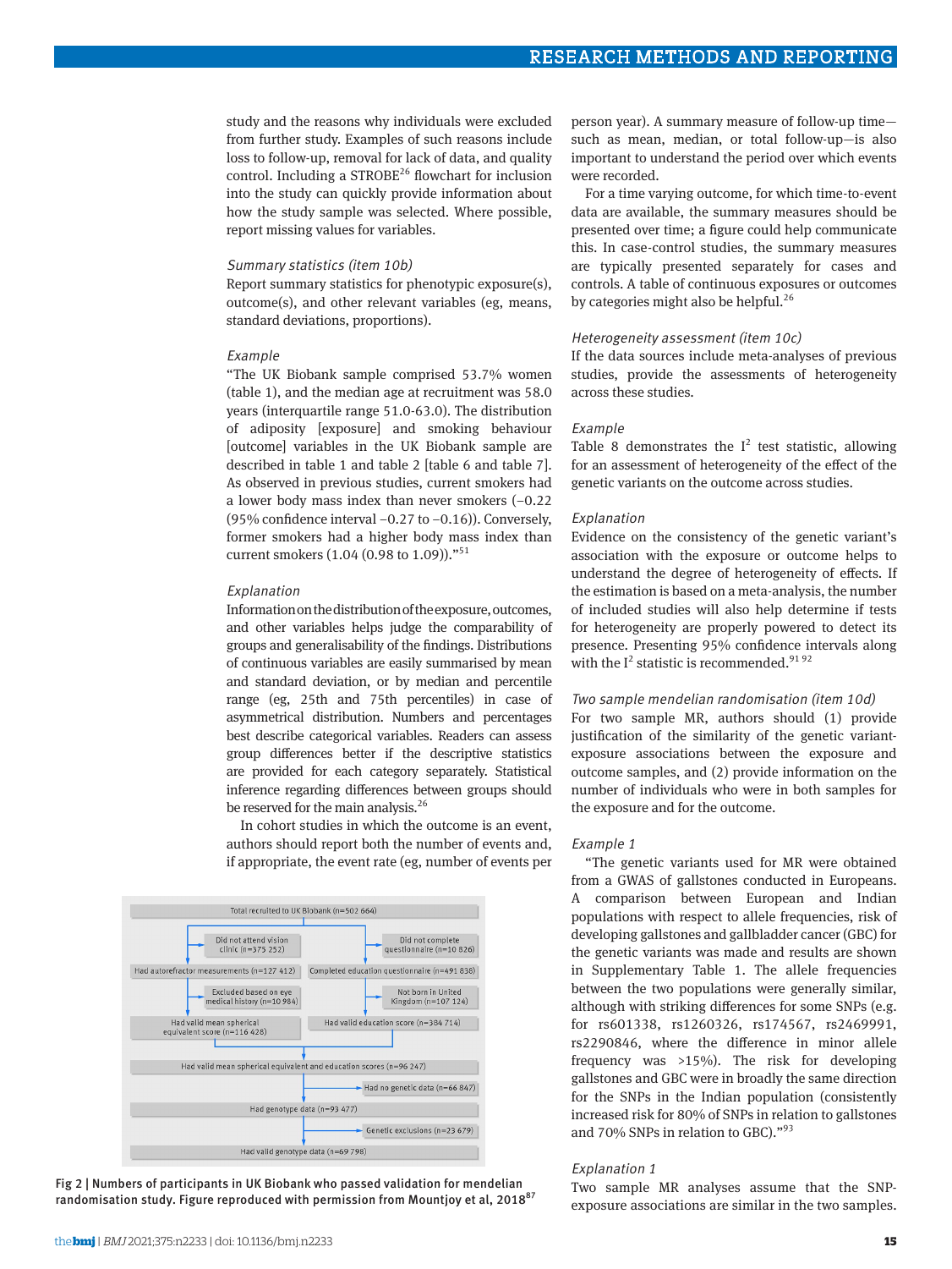study and the reasons why individuals were excluded from further study. Examples of such reasons include loss to follow-up, removal for lack of data, and quality control. Including a STROBE[26] flowchart for inclusion into the study can quickly provide information about how the study sample was selected. Where possible, report missing values for variables.

*Summary statistics (item 10b)*

Report summary statistics for phenotypic exposure(s), outcome(s), and other relevant variables (eg, means, standard deviations, proportions).

*Example*

"The UK Biobank sample comprised 53.7% women (table 1), and the median age at recruitment was 58.0 years (interquartile range 51.0-63.0). The distribution of adiposity [exposure] and smoking behaviour [outcome] variables in the UK Biobank sample are described in table 1 and table 2 [table 6 and table 7]. As observed in previous studies, current smokers had a lower body mass index than never smokers (−0.22 (95% confidence interval −0.27 to −0.16)). Conversely, former smokers had a higher body mass index than current smokers (1.04 (0.98 to 1.09))."[51]

*Explanation*

Information on the distribution of the exposure, outcomes, and other variables helps judge the comparability of groups and generalisability of the findings. Distributions of continuous variables are easily summarised by mean and standard deviation, or by median and percentile range (eg, 25th and 75th percentiles) in case of asymmetrical distribution. Numbers and percentages best describe categorical variables. Readers can assess group differences better if the descriptive statistics are provided for each category separately. Statistical inference regarding differences between groups should be reserved for the main analysis.[26]

In cohort studies in which the outcome is an event, authors should report both the number of events and, if appropriate, the event rate (eg, number of events per person year). A summary measure of follow-up time—such as mean, median, or total follow-up—is also important to understand the period over which events were recorded.

For a time varying outcome, for which time-to-event data are available, the summary measures should be presented over time; a figure could help communicate this. In case-control studies, the summary measures are typically presented separately for cases and controls. A table of continuous exposures or outcomes by categories might also be helpful.[26]

Fig 2 | Numbers of participants in UK Biobank who passed validation for mendelian randomisation study. Figure reproduced with permission from Mountjoy et al, 2018[87]

*Heterogeneity assessment (item 10c)*

If the data sources include meta-analyses of previous studies, provide the assessments of heterogeneity across these studies.

*Example*

Table 8 demonstrates the $I^2$ test statistic, allowing for an assessment of heterogeneity of the effect of the genetic variants on the outcome across studies.

*Explanation*

Evidence on the consistency of the genetic variant's association with the exposure or outcome helps to understand the degree of heterogeneity of effects. If the estimation is based on a meta-analysis, the number of included studies will also help determine if tests for heterogeneity are properly powered to detect its presence. Presenting 95% confidence intervals along with the $I^2$ statistic is recommended.[91,92]

*Two sample mendelian randomisation (item 10d)*

For two sample MR, authors should (1) provide justification of the similarity of the genetic variant-exposure associations between the exposure and outcome samples, and (2) provide information on the number of individuals who were in both samples for the exposure and for the outcome.

*Example 1*

"The genetic variants used for MR were obtained from a GWAS of gallstones conducted in Europeans. A comparison between European and Indian populations with respect to allele frequencies, risk of developing gallstones and gallbladder cancer (GBC) for the genetic variants was made and results are shown in Supplementary Table 1. The allele frequencies between the two populations were generally similar, although with striking differences for some SNPs (e.g. for rs601338, rs1260326, rs174567, rs2469991, rs2290846, where the difference in minor allele frequency was >15%). The risk for developing gallstones and GBC were in broadly the same direction for the SNPs in the Indian population (consistently increased risk for 80% of SNPs in relation to gallstones and 70% SNPs in relation to GBC)."[93]

*Explanation 1*

Two sample MR analyses assume that the SNP-exposure associations are similar in the two samples.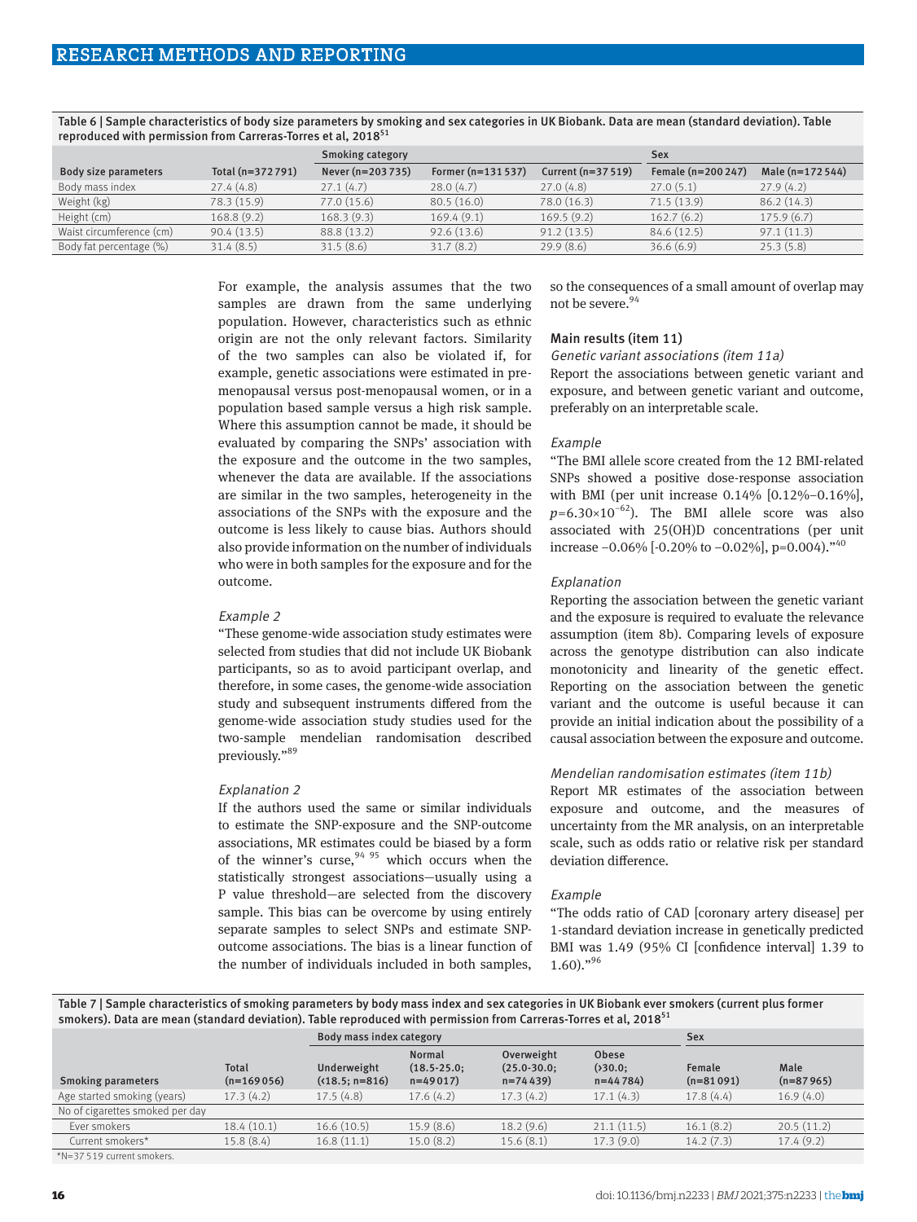Table 6 | Sample characteristics of body size parameters by smoking and sex categories in UK Biobank. Data are mean (standard deviation). Table reproduced with permission from Carreras-Torres et al, 2018[51]

| | | Smoking category | | | Sex | |
|---|---|---|---|---|---|---|
| Body size parameters | Total (n=372 791) | Never (n=203 735) | Former (n=131 537) | Current (n=37 519) | Female (n=200 247) | Male (n=172 544) |
| Body mass index | 27.4 (4.8) | 27.1 (4.7) | 28.0 (4.7) | 27.0 (4.8) | 27.0 (5.1) | 27.9 (4.2) |
| Weight (kg) | 78.3 (15.9) | 77.0 (15.6) | 80.5 (16.0) | 78.0 (16.3) | 71.5 (13.9) | 86.2 (14.3) |
| Height (cm) | 168.8 (9.2) | 168.3 (9.3) | 169.4 (9.1) | 169.5 (9.2) | 162.7 (6.2) | 175.9 (6.7) |
| Waist circumference (cm) | 90.4 (13.5) | 88.8 (13.2) | 92.6 (13.6) | 91.2 (13.5) | 84.6 (12.5) | 97.1 (11.3) |
| Body fat percentage (%) | 31.4 (8.5) | 31.5 (8.6) | 31.7 (8.2) | 29.9 (8.6) | 36.6 (6.9) | 25.3 (5.8) |

For example, the analysis assumes that the two samples are drawn from the same underlying population. However, characteristics such as ethnic origin are not the only relevant factors. Similarity of the two samples can also be violated if, for example, genetic associations were estimated in pre-menopausal versus post-menopausal women, or in a population based sample versus a high risk sample. Where this assumption cannot be made, it should be evaluated by comparing the SNPs' association with the exposure and the outcome in the two samples, whenever the data are available. If the associations are similar in the two samples, heterogeneity in the associations of the SNPs with the exposure and the outcome is less likely to cause bias. Authors should also provide information on the number of individuals who were in both samples for the exposure and for the outcome.

*Example 2*

"These genome-wide association study estimates were selected from studies that did not include UK Biobank participants, so as to avoid participant overlap, and therefore, in some cases, the genome-wide association study and subsequent instruments differed from the genome-wide association study studies used for the two-sample mendelian randomisation described previously."[89]

*Explanation 2*

If the authors used the same or similar individuals to estimate the SNP-exposure and the SNP-outcome associations, MR estimates could be biased by a form of the winner's curse,[94 95] which occurs when the statistically strongest associations—usually using a P value threshold—are selected from the discovery sample. This bias can be overcome by using entirely separate samples to select SNPs and estimate SNP-outcome associations. The bias is a linear function of the number of individuals included in both samples, so the consequences of a small amount of overlap may not be severe.[94]

### Main results (item 11)

*Genetic variant associations (item 11a)*

Report the associations between genetic variant and exposure, and between genetic variant and outcome, preferably on an interpretable scale.

*Example*

"The BMI allele score created from the 12 BMI-related SNPs showed a positive dose-response association with BMI (per unit increase 0.14% [0.12%–0.16%], $p=6.30\times10^{-62}$). The BMI allele score was also associated with 25(OH)D concentrations (per unit increase −0.06% [-0.20% to −0.02%], p=0.004)."[40]

*Explanation*

Reporting the association between the genetic variant and the exposure is required to evaluate the relevance assumption (item 8b). Comparing levels of exposure across the genotype distribution can also indicate monotonicity and linearity of the genetic effect. Reporting on the association between the genetic variant and the outcome is useful because it can provide an initial indication about the possibility of a causal association between the exposure and outcome.

*Mendelian randomisation estimates (item 11b)*

Report MR estimates of the association between exposure and outcome, and the measures of uncertainty from the MR analysis, on an interpretable scale, such as odds ratio or relative risk per standard deviation difference.

*Example*

"The odds ratio of CAD [coronary artery disease] per 1-standard deviation increase in genetically predicted BMI was 1.49 (95% CI [confidence interval] 1.39 to 1.60)."[96]

Table 7 | Sample characteristics of smoking parameters by body mass index and sex categories in UK Biobank ever smokers (current plus former smokers). Data are mean (standard deviation). Table reproduced with permission from Carreras-Torres et al, 2018[51]

| | | Body mass index category | | | | Sex | |
|---|---|---|---|---|---|---|---|
| Smoking parameters | Total (n=169 056) | Underweight (<18.5; n=816) | Normal (18.5-25.0; n=49 017) | Overweight (25.0-30.0; n=74 439) | Obese (>30.0; n=44 784) | Female (n=81 091) | Male (n=87 965) |
| Age started smoking (years) | 17.3 (4.2) | 17.5 (4.8) | 17.6 (4.2) | 17.3 (4.2) | 17.1 (4.3) | 17.8 (4.4) | 16.9 (4.0) |
| No of cigarettes smoked per day | | | | | | | |
| Ever smokers | 18.4 (10.1) | 16.6 (10.5) | 15.9 (8.6) | 18.2 (9.6) | 21.1 (11.5) | 16.1 (8.2) | 20.5 (11.2) |
| Current smokers* | 15.8 (8.4) | 16.8 (11.1) | 15.0 (8.2) | 15.6 (8.1) | 17.3 (9.0) | 14.2 (7.3) | 17.4 (9.2) |

*N=37 519 current smokers.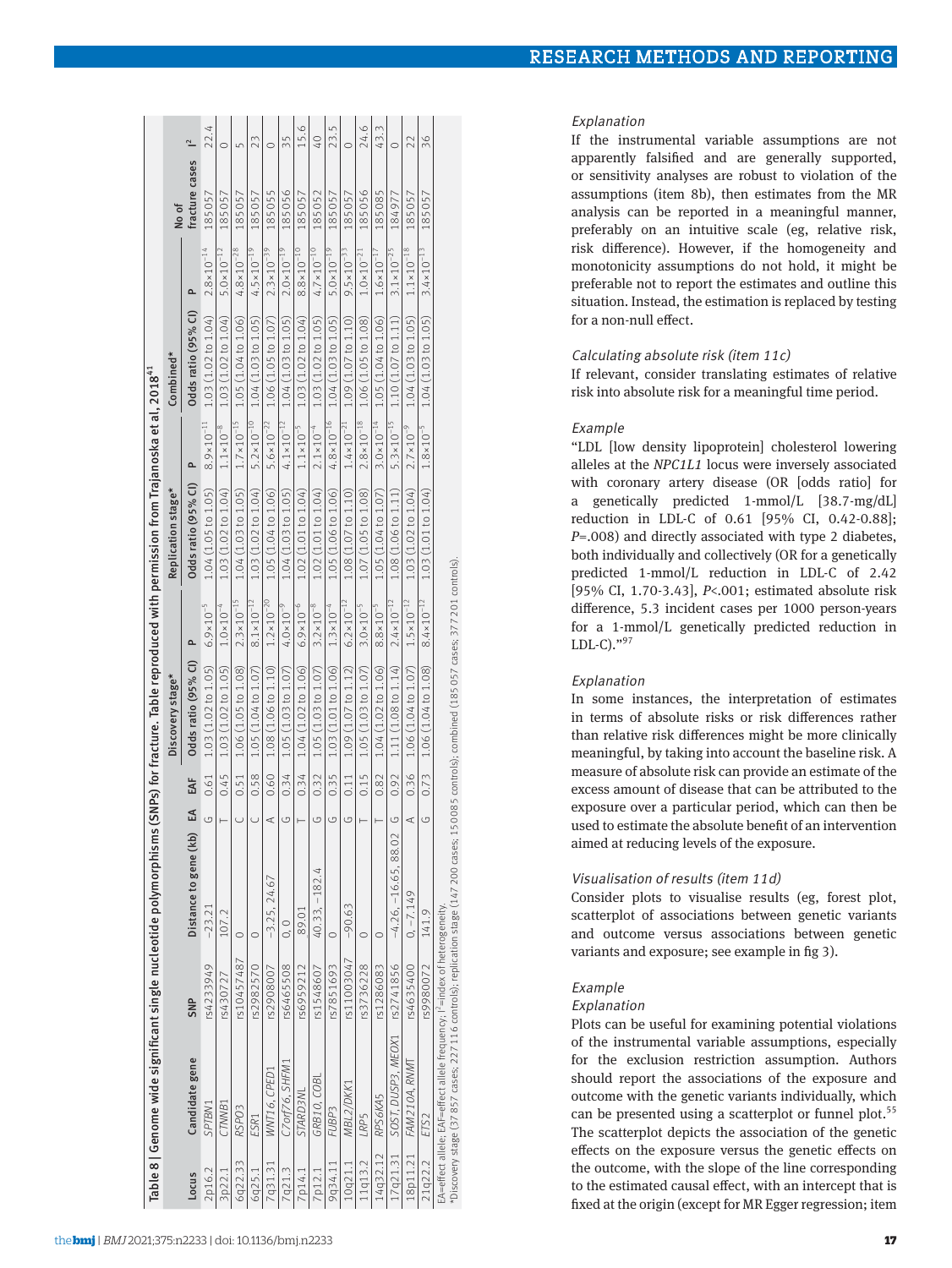**Table 8 | Genome wide significant single nucleotide polymorphisms (SNPs) for fracture. Table reproduced with permission from Trajanoska et al, 2018[41]**

| Locus | Candidate gene | SNP | Distance to gene (kb) | EA | EAF | Discovery stage* | | Replication stage* | | Combined* | | | |
|---|---|---|---|---|---|---|---|---|---|---|---|---|---|
| | | | | | | Odds ratio (95% CI) | P | Odds ratio (95% CI) | P | Odds ratio (95% CI) | P | No of fracture cases | $I^2$ |
| 2p16.2 | *SPTBN1* | rs4233949 | −23.21 | G | 0.61 | 1.03 (1.02 to 1.05) | $6.9\times10^{-5}$ | 1.04 (1.05 to 1.05) | $8.9\times10^{-11}$ | 1.03 (1.02 to 1.04) | $2.8\times10^{-14}$ | 185057 | 22.4 |
| 3p22.1 | *CTNNB1* | rs430727 | 107.2 | T | 0.45 | 1.03 (1.02 to 1.05) | $1.0\times10^{-4}$ | 1.03 (1.02 to 1.04) | $1.1\times10^{-8}$ | 1.03 (1.02 to 1.04) | $5.0\times10^{-12}$ | 185057 | 0 |
| 6q22.33 | *RSPO3* | rs10457487 | 0 | C | 0.51 | 1.06 (1.05 to 1.08) | $2.3\times10^{-15}$ | 1.04 (1.03 to 1.05) | $1.7\times10^{-15}$ | 1.05 (1.04 to 1.06) | $4.8\times10^{-28}$ | 185057 | 5 |
| 6q25.1 | *ESR1* | rs2982570 | 0 | C | 0.58 | 1.05 (1.04 to 1.07) | $8.1\times10^{-12}$ | 1.03 (1.02 to 1.04) | $5.2\times10^{-10}$ | 1.04 (1.03 to 1.05) | $4.5\times10^{-19}$ | 185057 | 23 |
| 7q31.31 | *WNT16, CPED1* | rs2908007 | −3.25, 24.67 | A | 0.60 | 1.08 (1.06 to 1.10) | $1.2\times10^{-20}$ | 1.05 (1.04 to 1.06) | $5.6\times10^{-22}$ | 1.06 (1.05 to 1.07) | $2.3\times10^{-39}$ | 185055 | 0 |
| 7q21.3 | *C7orf76, SHFM1* | rs6465508 | 0, 0 | G | 0.34 | 1.05 (1.03 to 1.07) | $4.0\times10^{-9}$ | 1.04 (1.03 to 1.05) | $4.1\times10^{-12}$ | 1.04 (1.03 to 1.05) | $2.0\times10^{-19}$ | 185056 | 35 |
| 7p14.1 | *STARD3NL* | rs6959212 | 89.01 | T | 0.34 | 1.04 (1.02 to 1.06) | $6.9\times10^{-6}$ | 1.02 (1.01 to 1.04) | $1.1\times10^{-5}$ | 1.03 (1.02 to 1.04) | $8.8\times10^{-10}$ | 185057 | 15.6 |
| 7p12.1 | *GRB10, COBL* | rs1548607 | 40.33, −182.4 | G | 0.32 | 1.05 (1.03 to 1.07) | $3.2\times10^{-8}$ | 1.02 (1.01 to 1.04) | $2.1\times10^{-4}$ | 1.03 (1.02 to 1.05) | $4.7\times10^{-10}$ | 185052 | 40 |
| 9q34.11 | *FUBP3* | rs7851693 | 0 | G | 0.35 | 1.03 (1.01 to 1.06) | $1.3\times10^{-4}$ | 1.05 (1.06 to 1.06) | $4.8\times10^{-16}$ | 1.04 (1.03 to 1.05) | $5.0\times10^{-19}$ | 185057 | 23.5 |
| 10q21.1 | *MBL2/DKK1* | rs11003047 | −90.63 | G | 0.11 | 1.09 (1.07 to 1.12) | $6.2\times10^{-12}$ | 1.08 (1.07 to 1.10) | $1.4\times10^{-21}$ | 1.09 (1.07 to 1.10) | $9.5\times10^{-33}$ | 185057 | 0 |
| 11q13.2 | *LRP5* | rs3736228 | 0 | T | 0.15 | 1.05 (1.03 to 1.07) | $3.0\times10^{-5}$ | 1.07 (1.05 to 1.08) | $2.8\times10^{-18}$ | 1.06 (1.05 to 1.08) | $1.0\times10^{-21}$ | 185056 | 24.6 |
| 14q32.12 | *RPS6KA5* | rs1286083 | 0 | T | 0.82 | 1.04 (1.02 to 1.06) | $8.8\times10^{-5}$ | 1.05 (1.04 to 1.07) | $3.0\times10^{-14}$ | 1.05 (1.04 to 1.06) | $1.6\times10^{-17}$ | 185085 | 43.3 |
| 17q21.31 | *SOST, DUSP3, MEOX1* | rs2741856 | −4.26, −16.65, 88.02 | G | 0.92 | 1.11 (1.08 to 1.14) | $2.4\times10^{-12}$ | 1.08 (1.06 to 1.11) | $5.3\times10^{-15}$ | 1.10 (1.07 to 1.11) | $3.1\times10^{-25}$ | 184977 | 0 |
| 18p11.21 | *FAM210A, RNMT* | rs4635400 | 0, −7.149 | A | 0.36 | 1.06 (1.04 to 1.07) | $1.5\times10^{-12}$ | 1.03 (1.02 to 1.04) | $2.7\times10^{-9}$ | 1.04 (1.03 to 1.05) | $1.1\times10^{-18}$ | 185057 | 22 |
| 21q22.2 | *ETS2* | rs9980072 | 141.9 | G | 0.73 | 1.06 (1.04 to 1.08) | $8.4\times10^{-12}$ | 1.03 (1.01 to 1.04) | $1.8\times10^{-5}$ | 1.04 (1.03 to 1.05) | $3.4\times10^{-13}$ | 185057 | 36 |

EA=effect allele; EAF=effect allele frequency; $I^2$=index of heterogeneity.
*Discovery stage (37 857 cases; 227 116 controls); replication stage (147 200 cases; 150 085 controls); combined (185 057 cases; 377 201 controls).

*Explanation*

If the instrumental variable assumptions are not apparently falsified and are generally supported, or sensitivity analyses are robust to violation of the assumptions (item 8b), then estimates from the MR analysis can be reported in a meaningful manner, preferably on an intuitive scale (eg, relative risk, risk difference). However, if the homogeneity and monotonicity assumptions do not hold, it might be preferable not to report the estimates and outline this situation. Instead, the estimation is replaced by testing for a non-null effect.

*Calculating absolute risk (item 11c)*

If relevant, consider translating estimates of relative risk into absolute risk for a meaningful time period.

*Example*

"LDL [low density lipoprotein] cholesterol lowering alleles at the *NPC1L1* locus were inversely associated with coronary artery disease (OR [odds ratio] for a genetically predicted 1-mmol/L [38.7-mg/dL] reduction in LDL-C of 0.61 [95% CI, 0.42-0.88]; *P*=.008) and directly associated with type 2 diabetes, both individually and collectively (OR for a genetically predicted 1-mmol/L reduction in LDL-C of 2.42 [95% CI, 1.70-3.43], *P*<.001; estimated absolute risk difference, 5.3 incident cases per 1000 person-years for a 1-mmol/L genetically predicted reduction in LDL-C)."[97]

*Explanation*

In some instances, the interpretation of estimates in terms of absolute risks or risk differences rather than relative risk differences might be more clinically meaningful, by taking into account the baseline risk. A measure of absolute risk can provide an estimate of the excess amount of disease that can be attributed to the exposure over a particular period, which can then be used to estimate the absolute benefit of an intervention aimed at reducing levels of the exposure.

*Visualisation of results (item 11d)*

Consider plots to visualise results (eg, forest plot, scatterplot of associations between genetic variants and outcome versus associations between genetic variants and exposure; see example in fig 3).

*Example*

*Explanation*

Plots can be useful for examining potential violations of the instrumental variable assumptions, especially for the exclusion restriction assumption. Authors should report the associations of the exposure and outcome with the genetic variants individually, which can be presented using a scatterplot or funnel plot.[55] The scatterplot depicts the association of the genetic effects on the exposure versus the genetic effects on the outcome, with the slope of the line corresponding to the estimated causal effect, with an intercept that is fixed at the origin (except for MR Egger regression; item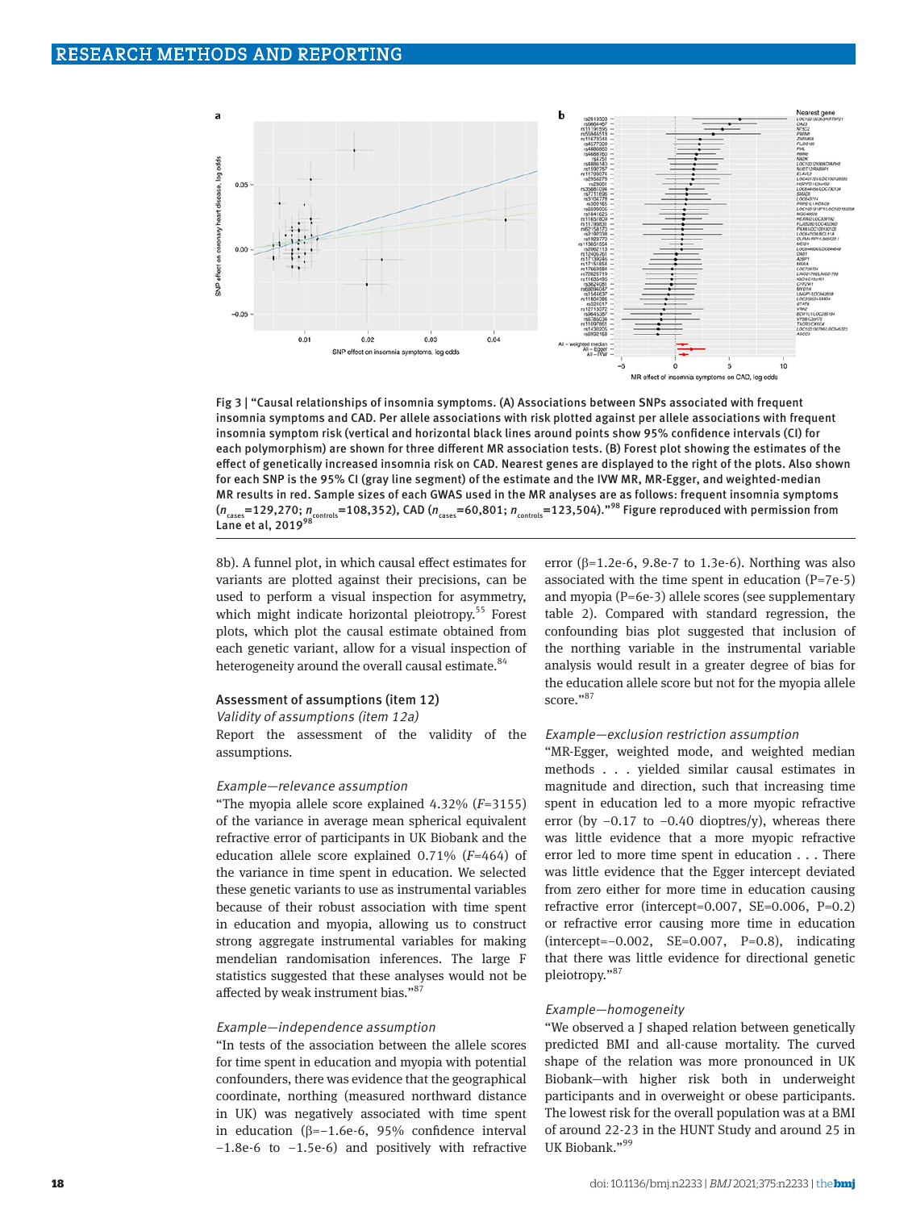Fig 3 | "Causal relationships of insomnia symptoms. (A) Associations between SNPs associated with frequent insomnia symptoms and CAD. Per allele associations with risk plotted against per allele associations with frequent insomnia symptom risk (vertical and horizontal black lines around points show 95% confidence intervals (CI) for each polymorphism) are shown for three different MR association tests. (B) Forest plot showing the estimates of the effect of genetically increased insomnia risk on CAD. Nearest genes are displayed to the right of the plots. Also shown for each SNP is the 95% CI (gray line segment) of the estimate and the IVW MR, MR-Egger, and weighted-median MR results in red. Sample sizes of each GWAS used in the MR analyses are as follows: frequent insomnia symptoms ($n_{cases}$=129,270; $n_{controls}$=108,352), CAD ($n_{cases}$=60,801; $n_{controls}$=123,504)."[98] Figure reproduced with permission from Lane et al, 2019[98]

8b). A funnel plot, in which causal effect estimates for variants are plotted against their precisions, can be used to perform a visual inspection for asymmetry, which might indicate horizontal pleiotropy.[55] Forest plots, which plot the causal estimate obtained from each genetic variant, allow for a visual inspection of heterogeneity around the overall causal estimate.[84]

### Assessment of assumptions (item 12)

*Validity of assumptions (item 12a)*

Report the assessment of the validity of the assumptions.

*Example—relevance assumption*

"The myopia allele score explained 4.32% ($F$=3155) of the variance in average mean spherical equivalent refractive error of participants in UK Biobank and the education allele score explained 0.71% ($F$=464) of the variance in time spent in education. We selected these genetic variants to use as instrumental variables because of their robust association with time spent in education and myopia, allowing us to construct strong aggregate instrumental variables for making mendelian randomisation inferences. The large F statistics suggested that these analyses would not be affected by weak instrument bias."[87]

*Example—independence assumption*

"In tests of the association between the allele scores for time spent in education and myopia with potential confounders, there was evidence that the geographical coordinate, northing (measured northward distance in UK) was negatively associated with time spent in education (β=−1.6e-6, 95% confidence interval −1.8e-6 to −1.5e-6) and positively with refractive error (β=1.2e-6, 9.8e-7 to 1.3e-6). Northing was also associated with the time spent in education (P=7e-5) and myopia (P=6e-3) allele scores (see supplementary table 2). Compared with standard regression, the confounding bias plot suggested that inclusion of the northing variable in the instrumental variable analysis would result in a greater degree of bias for the education allele score but not for the myopia allele score."[87]

*Example—exclusion restriction assumption*

"MR-Egger, weighted mode, and weighted median methods . . . yielded similar causal estimates in magnitude and direction, such that increasing time spent in education led to a more myopic refractive error (by −0.17 to −0.40 dioptres/y), whereas there was little evidence that a more myopic refractive error led to more time spent in education . . . There was little evidence that the Egger intercept deviated from zero either for more time in education causing refractive error (intercept=0.007, SE=0.006, P=0.2) or refractive error causing more time in education (intercept=−0.002, SE=0.007, P=0.8), indicating that there was little evidence for directional genetic pleiotropy."[87]

*Example—homogeneity*

"We observed a J shaped relation between genetically predicted BMI and all-cause mortality. The curved shape of the relation was more pronounced in UK Biobank—with higher risk both in underweight participants and in overweight or obese participants. The lowest risk for the overall population was at a BMI of around 22-23 in the HUNT Study and around 25 in UK Biobank."[99]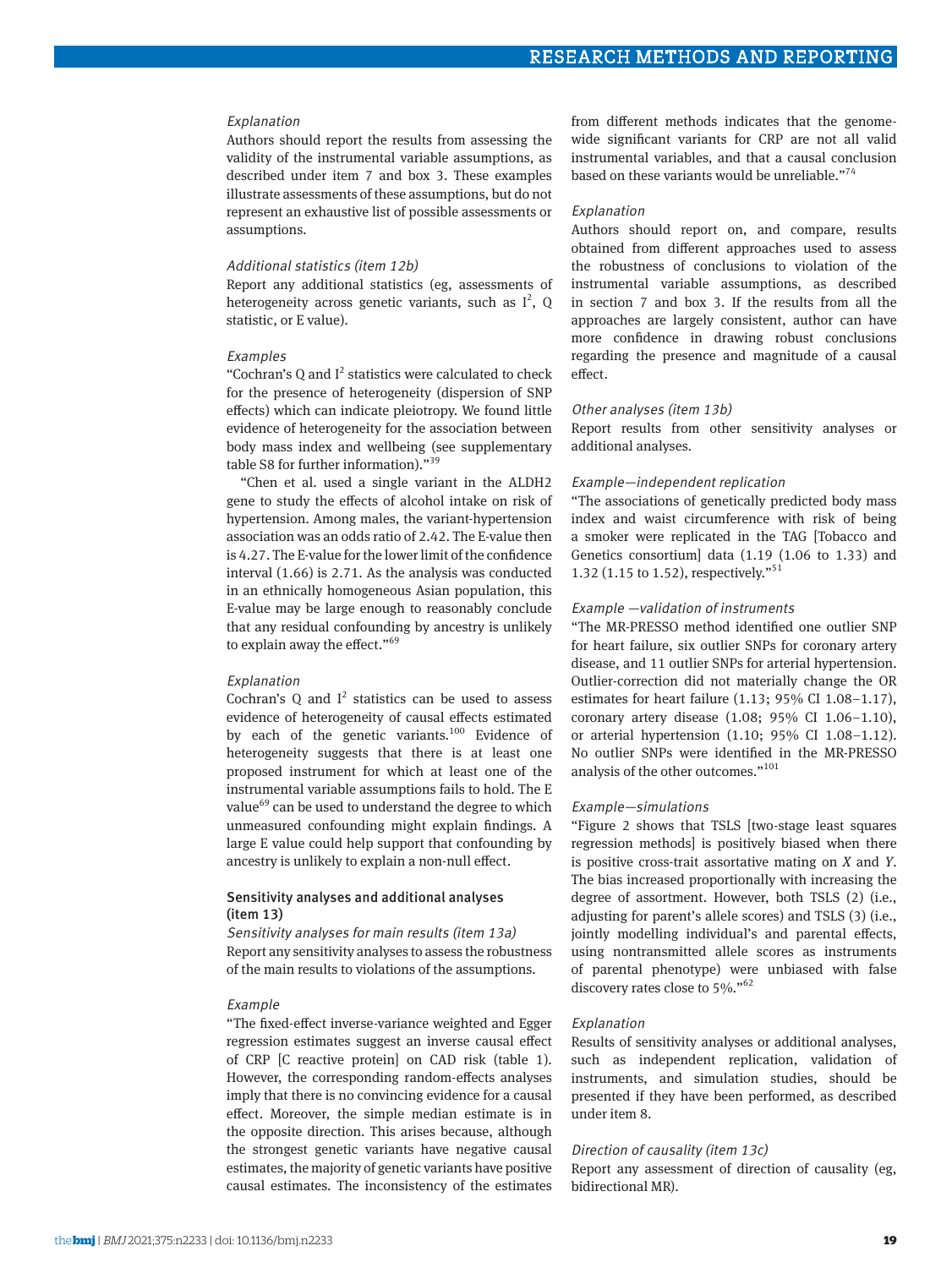*Explanation*

Authors should report the results from assessing the validity of the instrumental variable assumptions, as described under item 7 and box 3. These examples illustrate assessments of these assumptions, but do not represent an exhaustive list of possible assessments or assumptions.

*Additional statistics (item 12b)*

Report any additional statistics (eg, assessments of heterogeneity across genetic variants, such as $I^2$, Q statistic, or E value).

*Examples*

"Cochran's Q and $I^2$ statistics were calculated to check for the presence of heterogeneity (dispersion of SNP effects) which can indicate pleiotropy. We found little evidence of heterogeneity for the association between body mass index and wellbeing (see supplementary table S8 for further information)."[39]

"Chen et al. used a single variant in the ALDH2 gene to study the effects of alcohol intake on risk of hypertension. Among males, the variant-hypertension association was an odds ratio of 2.42. The E-value then is 4.27. The E-value for the lower limit of the confidence interval (1.66) is 2.71. As the analysis was conducted in an ethnically homogeneous Asian population, this E-value may be large enough to reasonably conclude that any residual confounding by ancestry is unlikely to explain away the effect."[69]

*Explanation*

Cochran's Q and $I^2$ statistics can be used to assess evidence of heterogeneity of causal effects estimated by each of the genetic variants.[100] Evidence of heterogeneity suggests that there is at least one proposed instrument for which at least one of the instrumental variable assumptions fails to hold. The E value[69] can be used to understand the degree to which unmeasured confounding might explain findings. A large E value could help support that confounding by ancestry is unlikely to explain a non-null effect.

## Sensitivity analyses and additional analyses (item 13)

*Sensitivity analyses for main results (item 13a)*

Report any sensitivity analyses to assess the robustness of the main results to violations of the assumptions.

*Example*

"The fixed-effect inverse-variance weighted and Egger regression estimates suggest an inverse causal effect of CRP [C reactive protein] on CAD risk (table 1). However, the corresponding random-effects analyses imply that there is no convincing evidence for a causal effect. Moreover, the simple median estimate is in the opposite direction. This arises because, although the strongest genetic variants have negative causal estimates, the majority of genetic variants have positive causal estimates. The inconsistency of the estimates from different methods indicates that the genome-wide significant variants for CRP are not all valid instrumental variables, and that a causal conclusion based on these variants would be unreliable."[74]

*Explanation*

Authors should report on, and compare, results obtained from different approaches used to assess the robustness of conclusions to violation of the instrumental variable assumptions, as described in section 7 and box 3. If the results from all the approaches are largely consistent, author can have more confidence in drawing robust conclusions regarding the presence and magnitude of a causal effect.

*Other analyses (item 13b)*

Report results from other sensitivity analyses or additional analyses.

*Example—independent replication*

"The associations of genetically predicted body mass index and waist circumference with risk of being a smoker were replicated in the TAG [Tobacco and Genetics consortium] data (1.19 (1.06 to 1.33) and 1.32 (1.15 to 1.52), respectively."[51]

*Example —validation of instruments*

"The MR-PRESSO method identified one outlier SNP for heart failure, six outlier SNPs for coronary artery disease, and 11 outlier SNPs for arterial hypertension. Outlier-correction did not materially change the OR estimates for heart failure (1.13; 95% CI 1.08–1.17), coronary artery disease (1.08; 95% CI 1.06–1.10), or arterial hypertension (1.10; 95% CI 1.08–1.12). No outlier SNPs were identified in the MR-PRESSO analysis of the other outcomes."[101]

*Example—simulations*

"Figure 2 shows that TSLS [two-stage least squares regression methods] is positively biased when there is positive cross-trait assortative mating on $X$ and $Y$. The bias increased proportionally with increasing the degree of assortment. However, both TSLS (2) (i.e., adjusting for parent's allele scores) and TSLS (3) (i.e., jointly modelling individual's and parental effects, using nontransmitted allele scores as instruments of parental phenotype) were unbiased with false discovery rates close to 5%."[62]

*Explanation*

Results of sensitivity analyses or additional analyses, such as independent replication, validation of instruments, and simulation studies, should be presented if they have been performed, as described under item 8.

*Direction of causality (item 13c)*

Report any assessment of direction of causality (eg, bidirectional MR).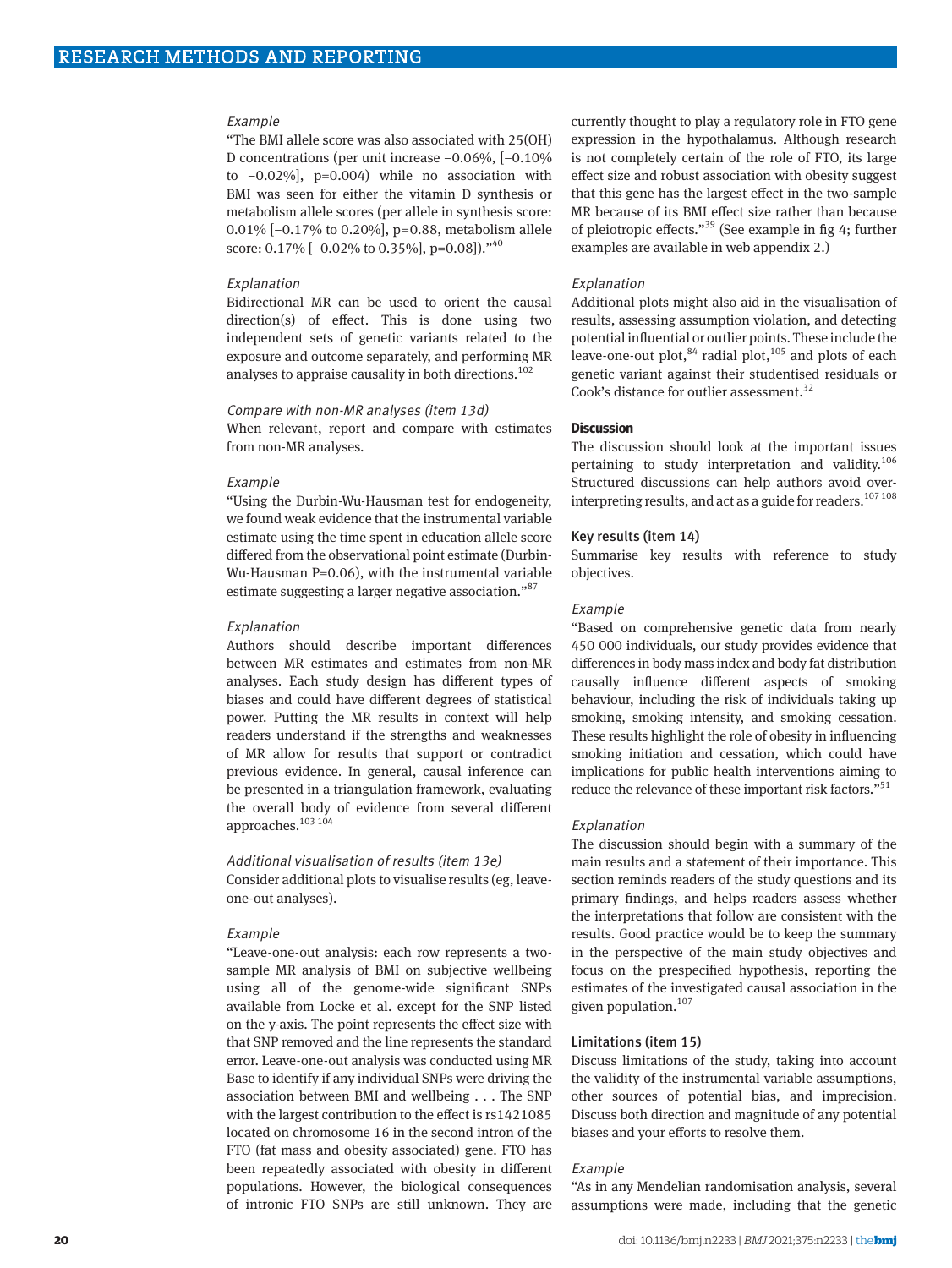*Example*

"The BMI allele score was also associated with 25(OH) D concentrations (per unit increase −0.06%, [−0.10% to −0.02%], p=0.004) while no association with BMI was seen for either the vitamin D synthesis or metabolism allele scores (per allele in synthesis score: 0.01% [−0.17% to 0.20%], p=0.88, metabolism allele score: 0.17% [−0.02% to 0.35%], p=0.08])."[40]

*Explanation*

Bidirectional MR can be used to orient the causal direction(s) of effect. This is done using two independent sets of genetic variants related to the exposure and outcome separately, and performing MR analyses to appraise causality in both directions.[102]

*Compare with non-MR analyses (item 13d)*

When relevant, report and compare with estimates from non-MR analyses.

*Example*

"Using the Durbin-Wu-Hausman test for endogeneity, we found weak evidence that the instrumental variable estimate using the time spent in education allele score differed from the observational point estimate (Durbin-Wu-Hausman P=0.06), with the instrumental variable estimate suggesting a larger negative association."[87]

*Explanation*

Authors should describe important differences between MR estimates and estimates from non-MR analyses. Each study design has different types of biases and could have different degrees of statistical power. Putting the MR results in context will help readers understand if the strengths and weaknesses of MR allow for results that support or contradict previous evidence. In general, causal inference can be presented in a triangulation framework, evaluating the overall body of evidence from several different approaches.[103 104]

*Additional visualisation of results (item 13e)*

Consider additional plots to visualise results (eg, leave-one-out analyses).

*Example*

"Leave-one-out analysis: each row represents a two-sample MR analysis of BMI on subjective wellbeing using all of the genome-wide significant SNPs available from Locke et al. except for the SNP listed on the y-axis. The point represents the effect size with that SNP removed and the line represents the standard error. Leave-one-out analysis was conducted using MR Base to identify if any individual SNPs were driving the association between BMI and wellbeing . . . The SNP with the largest contribution to the effect is rs1421085 located on chromosome 16 in the second intron of the FTO (fat mass and obesity associated) gene. FTO has been repeatedly associated with obesity in different populations. However, the biological consequences of intronic FTO SNPs are still unknown. They are currently thought to play a regulatory role in FTO gene expression in the hypothalamus. Although research is not completely certain of the role of FTO, its large effect size and robust association with obesity suggest that this gene has the largest effect in the two-sample MR because of its BMI effect size rather than because of pleiotropic effects."[39] (See example in fig 4; further examples are available in web appendix 2.)

*Explanation*

Additional plots might also aid in the visualisation of results, assessing assumption violation, and detecting potential influential or outlier points. These include the leave-one-out plot,[84] radial plot,[105] and plots of each genetic variant against their studentised residuals or Cook's distance for outlier assessment.[32]

## Discussion

The discussion should look at the important issues pertaining to study interpretation and validity.[106] Structured discussions can help authors avoid over-interpreting results, and act as a guide for readers.[107 108]

### Key results (item 14)

Summarise key results with reference to study objectives.

*Example*

"Based on comprehensive genetic data from nearly 450 000 individuals, our study provides evidence that differences in body mass index and body fat distribution causally influence different aspects of smoking behaviour, including the risk of individuals taking up smoking, smoking intensity, and smoking cessation. These results highlight the role of obesity in influencing smoking initiation and cessation, which could have implications for public health interventions aiming to reduce the relevance of these important risk factors."[51]

*Explanation*

The discussion should begin with a summary of the main results and a statement of their importance. This section reminds readers of the study questions and its primary findings, and helps readers assess whether the interpretations that follow are consistent with the results. Good practice would be to keep the summary in the perspective of the main study objectives and focus on the prespecified hypothesis, reporting the estimates of the investigated causal association in the given population.[107]

### Limitations (item 15)

Discuss limitations of the study, taking into account the validity of the instrumental variable assumptions, other sources of potential bias, and imprecision. Discuss both direction and magnitude of any potential biases and your efforts to resolve them.

*Example*

"As in any Mendelian randomisation analysis, several assumptions were made, including that the genetic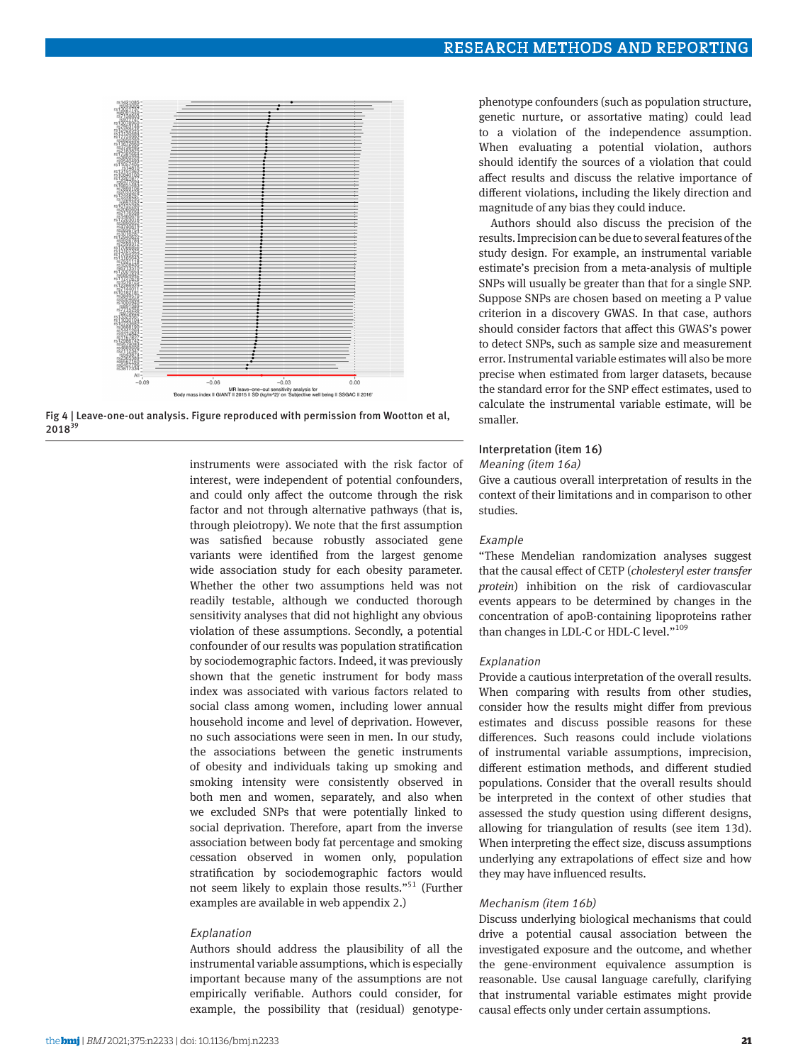Fig 4 | Leave-one-out analysis. Figure reproduced with permission from Wootton et al, 2018[39]

instruments were associated with the risk factor of interest, were independent of potential confounders, and could only affect the outcome through the risk factor and not through alternative pathways (that is, through pleiotropy). We note that the first assumption was satisfied because robustly associated gene variants were identified from the largest genome wide association study for each obesity parameter. Whether the other two assumptions held was not readily testable, although we conducted thorough sensitivity analyses that did not highlight any obvious violation of these assumptions. Secondly, a potential confounder of our results was population stratification by sociodemographic factors. Indeed, it was previously shown that the genetic instrument for body mass index was associated with various factors related to social class among women, including lower annual household income and level of deprivation. However, no such associations were seen in men. In our study, the associations between the genetic instruments of obesity and individuals taking up smoking and smoking intensity were consistently observed in both men and women, separately, and also when we excluded SNPs that were potentially linked to social deprivation. Therefore, apart from the inverse association between body fat percentage and smoking cessation observed in women only, population stratification by sociodemographic factors would not seem likely to explain those results."[51] (Further examples are available in web appendix 2.)

*Explanation*

Authors should address the plausibility of all the instrumental variable assumptions, which is especially important because many of the assumptions are not empirically verifiable. Authors could consider, for example, the possibility that (residual) genotype-phenotype confounders (such as population structure, genetic nurture, or assortative mating) could lead to a violation of the independence assumption. When evaluating a potential violation, authors should identify the sources of a violation that could affect results and discuss the relative importance of different violations, including the likely direction and magnitude of any bias they could induce.

Authors should also discuss the precision of the results. Imprecision can be due to several features of the study design. For example, an instrumental variable estimate's precision from a meta-analysis of multiple SNPs will usually be greater than that for a single SNP. Suppose SNPs are chosen based on meeting a P value criterion in a discovery GWAS. In that case, authors should consider factors that affect this GWAS's power to detect SNPs, such as sample size and measurement error. Instrumental variable estimates will also be more precise when estimated from larger datasets, because the standard error for the SNP effect estimates, used to calculate the instrumental variable estimate, will be smaller.

### Interpretation (item 16)

*Meaning (item 16a)*

Give a cautious overall interpretation of results in the context of their limitations and in comparison to other studies.

*Example*

"These Mendelian randomization analyses suggest that the causal effect of CETP (*cholesteryl ester transfer protein*) inhibition on the risk of cardiovascular events appears to be determined by changes in the concentration of apoB-containing lipoproteins rather than changes in LDL-C or HDL-C level."[109]

*Explanation*

Provide a cautious interpretation of the overall results. When comparing with results from other studies, consider how the results might differ from previous estimates and discuss possible reasons for these differences. Such reasons could include violations of instrumental variable assumptions, imprecision, different estimation methods, and different studied populations. Consider that the overall results should be interpreted in the context of other studies that assessed the study question using different designs, allowing for triangulation of results (see item 13d). When interpreting the effect size, discuss assumptions underlying any extrapolations of effect size and how they may have influenced results.

*Mechanism (item 16b)*

Discuss underlying biological mechanisms that could drive a potential causal association between the investigated exposure and the outcome, and whether the gene-environment equivalence assumption is reasonable. Use causal language carefully, clarifying that instrumental variable estimates might provide causal effects only under certain assumptions.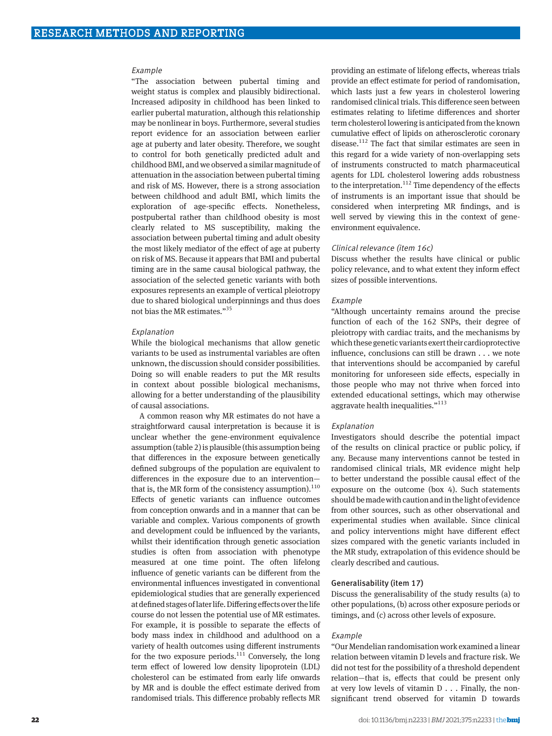*Example*

"The association between pubertal timing and weight status is complex and plausibly bidirectional. Increased adiposity in childhood has been linked to earlier pubertal maturation, although this relationship may be nonlinear in boys. Furthermore, several studies report evidence for an association between earlier age at puberty and later obesity. Therefore, we sought to control for both genetically predicted adult and childhood BMI, and we observed a similar magnitude of attenuation in the association between pubertal timing and risk of MS. However, there is a strong association between childhood and adult BMI, which limits the exploration of age-specific effects. Nonetheless, postpubertal rather than childhood obesity is most clearly related to MS susceptibility, making the association between pubertal timing and adult obesity the most likely mediator of the effect of age at puberty on risk of MS. Because it appears that BMI and pubertal timing are in the same causal biological pathway, the association of the selected genetic variants with both exposures represents an example of vertical pleiotropy due to shared biological underpinnings and thus does not bias the MR estimates."[35]

*Explanation*

While the biological mechanisms that allow genetic variants to be used as instrumental variables are often unknown, the discussion should consider possibilities. Doing so will enable readers to put the MR results in context about possible biological mechanisms, allowing for a better understanding of the plausibility of causal associations.

A common reason why MR estimates do not have a straightforward causal interpretation is because it is unclear whether the gene-environment equivalence assumption (table 2) is plausible (this assumption being that differences in the exposure between genetically defined subgroups of the population are equivalent to differences in the exposure due to an intervention—that is, the MR form of the consistency assumption).[110] Effects of genetic variants can influence outcomes from conception onwards and in a manner that can be variable and complex. Various components of growth and development could be influenced by the variants, whilst their identification through genetic association studies is often from association with phenotype measured at one time point. The often lifelong influence of genetic variants can be different from the environmental influences investigated in conventional epidemiological studies that are generally experienced at defined stages of later life. Differing effects over the life course do not lessen the potential use of MR estimates. For example, it is possible to separate the effects of body mass index in childhood and adulthood on a variety of health outcomes using different instruments for the two exposure periods.[111] Conversely, the long term effect of lowered low density lipoprotein (LDL) cholesterol can be estimated from early life onwards by MR and is double the effect estimate derived from randomised trials. This difference probably reflects MR providing an estimate of lifelong effects, whereas trials provide an effect estimate for period of randomisation, which lasts just a few years in cholesterol lowering randomised clinical trials. This difference seen between estimates relating to lifetime differences and shorter term cholesterol lowering is anticipated from the known cumulative effect of lipids on atherosclerotic coronary disease.[112] The fact that similar estimates are seen in this regard for a wide variety of non-overlapping sets of instruments constructed to match pharmaceutical agents for LDL cholesterol lowering adds robustness to the interpretation.[112] Time dependency of the effects of instruments is an important issue that should be considered when interpreting MR findings, and is well served by viewing this in the context of gene-environment equivalence.

*Clinical relevance (item 16c)*

Discuss whether the results have clinical or public policy relevance, and to what extent they inform effect sizes of possible interventions.

*Example*

"Although uncertainty remains around the precise function of each of the 162 SNPs, their degree of pleiotropy with cardiac traits, and the mechanisms by which these genetic variants exert their cardioprotective influence, conclusions can still be drawn . . . we note that interventions should be accompanied by careful monitoring for unforeseen side effects, especially in those people who may not thrive when forced into extended educational settings, which may otherwise aggravate health inequalities."[113]

*Explanation*

Investigators should describe the potential impact of the results on clinical practice or public policy, if any. Because many interventions cannot be tested in randomised clinical trials, MR evidence might help to better understand the possible causal effect of the exposure on the outcome (box 4). Such statements should be made with caution and in the light of evidence from other sources, such as other observational and experimental studies when available. Since clinical and policy interventions might have different effect sizes compared with the genetic variants included in the MR study, extrapolation of this evidence should be clearly described and cautious.

### Generalisability (item 17)

Discuss the generalisability of the study results (a) to other populations, (b) across other exposure periods or timings, and (c) across other levels of exposure.

*Example*

"Our Mendelian randomisation work examined a linear relation between vitamin D levels and fracture risk. We did not test for the possibility of a threshold dependent relation—that is, effects that could be present only at very low levels of vitamin D . . . Finally, the non-significant trend observed for vitamin D towards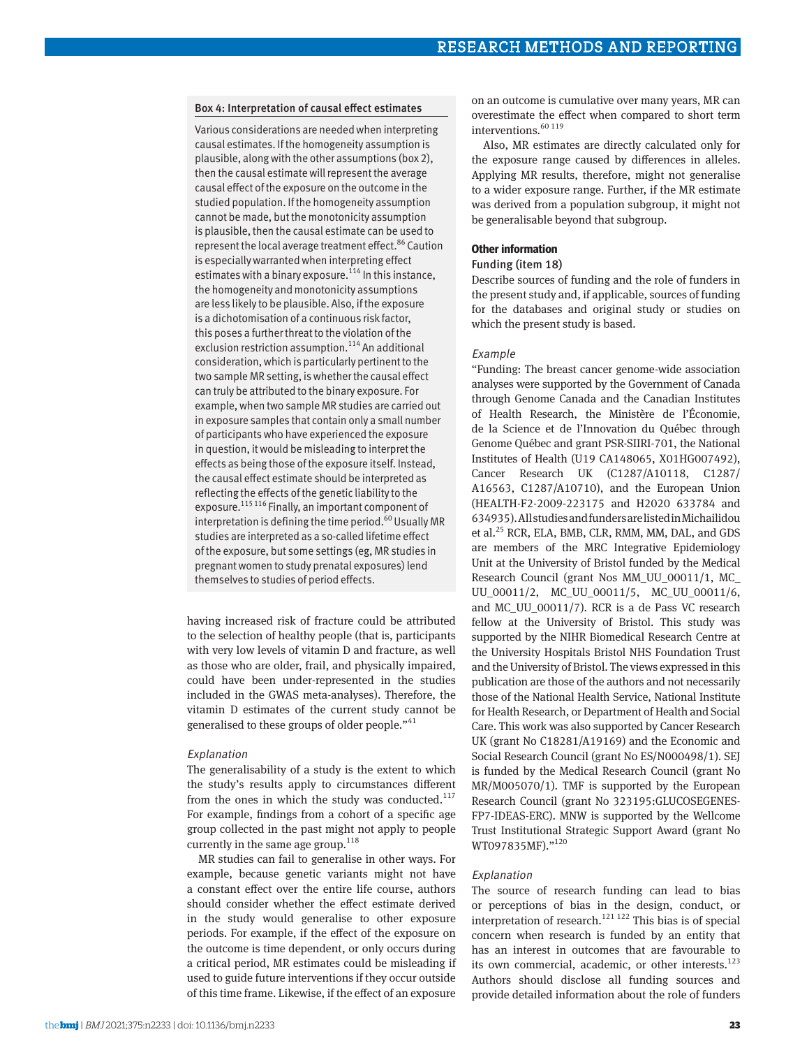### Box 4: Interpretation of causal effect estimates

Various considerations are needed when interpreting causal estimates. If the homogeneity assumption is plausible, along with the other assumptions (box 2), then the causal estimate will represent the average causal effect of the exposure on the outcome in the studied population. If the homogeneity assumption cannot be made, but the monotonicity assumption is plausible, then the causal estimate can be used to represent the local average treatment effect.[86] Caution is especially warranted when interpreting effect estimates with a binary exposure.[114] In this instance, the homogeneity and monotonicity assumptions are less likely to be plausible. Also, if the exposure is a dichotomisation of a continuous risk factor, this poses a further threat to the violation of the exclusion restriction assumption.[114] An additional consideration, which is particularly pertinent to the two sample MR setting, is whether the causal effect can truly be attributed to the binary exposure. For example, when two sample MR studies are carried out in exposure samples that contain only a small number of participants who have experienced the exposure in question, it would be misleading to interpret the effects as being those of the exposure itself. Instead, the causal effect estimate should be interpreted as reflecting the effects of the genetic liability to the exposure.[115 116] Finally, an important component of interpretation is defining the time period.[60] Usually MR studies are interpreted as a so-called lifetime effect of the exposure, but some settings (eg, MR studies in pregnant women to study prenatal exposures) lend themselves to studies of period effects.

having increased risk of fracture could be attributed to the selection of healthy people (that is, participants with very low levels of vitamin D and fracture, as well as those who are older, frail, and physically impaired, could have been under-represented in the studies included in the GWAS meta-analyses). Therefore, the vitamin D estimates of the current study cannot be generalised to these groups of older people."[41]

*Explanation*

The generalisability of a study is the extent to which the study's results apply to circumstances different from the ones in which the study was conducted.[117] For example, findings from a cohort of a specific age group collected in the past might not apply to people currently in the same age group.[118]

MR studies can fail to generalise in other ways. For example, because genetic variants might not have a constant effect over the entire life course, authors should consider whether the effect estimate derived in the study would generalise to other exposure periods. For example, if the effect of the exposure on the outcome is time dependent, or only occurs during a critical period, MR estimates could be misleading if used to guide future interventions if they occur outside of this time frame. Likewise, if the effect of an exposure on an outcome is cumulative over many years, MR can overestimate the effect when compared to short term interventions.[60 119]

Also, MR estimates are directly calculated only for the exposure range caused by differences in alleles. Applying MR results, therefore, might not generalise to a wider exposure range. Further, if the MR estimate was derived from a population subgroup, it might not be generalisable beyond that subgroup.

## Other information

### Funding (item 18)

Describe sources of funding and the role of funders in the present study and, if applicable, sources of funding for the databases and original study or studies on which the present study is based.

*Example*

"Funding: The breast cancer genome-wide association analyses were supported by the Government of Canada through Genome Canada and the Canadian Institutes of Health Research, the Ministère de l'Économie, de la Science et de l'Innovation du Québec through Genome Québec and grant PSR-SIIRI-701, the National Institutes of Health (U19 CA148065, X01HG007492), Cancer Research UK (C1287/A10118, C1287/A16563, C1287/A10710), and the European Union (HEALTH-F2-2009-223175 and H2020 633784 and 634935). All studies and funders are listed in Michailidou et al.[25] RCR, ELA, BMB, CLR, RMM, MM, DAL, and GDS are members of the MRC Integrative Epidemiology Unit at the University of Bristol funded by the Medical Research Council (grant Nos MM_UU_00011/1, MC_UU_00011/2, MC_UU_00011/5, MC_UU_00011/6, and MC_UU_00011/7). RCR is a de Pass VC research fellow at the University of Bristol. This study was supported by the NIHR Biomedical Research Centre at the University Hospitals Bristol NHS Foundation Trust and the University of Bristol. The views expressed in this publication are those of the authors and not necessarily those of the National Health Service, National Institute for Health Research, or Department of Health and Social Care. This work was also supported by Cancer Research UK (grant No C18281/A19169) and the Economic and Social Research Council (grant No ES/N000498/1). SEJ is funded by the Medical Research Council (grant No MR/M005070/1). TMF is supported by the European Research Council (grant No 323195:GLUCOSEGENES-FP7-IDEAS-ERC). MNW is supported by the Wellcome Trust Institutional Strategic Support Award (grant No WT097835MF)."[120]

*Explanation*

The source of research funding can lead to bias or perceptions of bias in the design, conduct, or interpretation of research.[121 122] This bias is of special concern when research is funded by an entity that has an interest in outcomes that are favourable to its own commercial, academic, or other interests.[123] Authors should disclose all funding sources and provide detailed information about the role of funders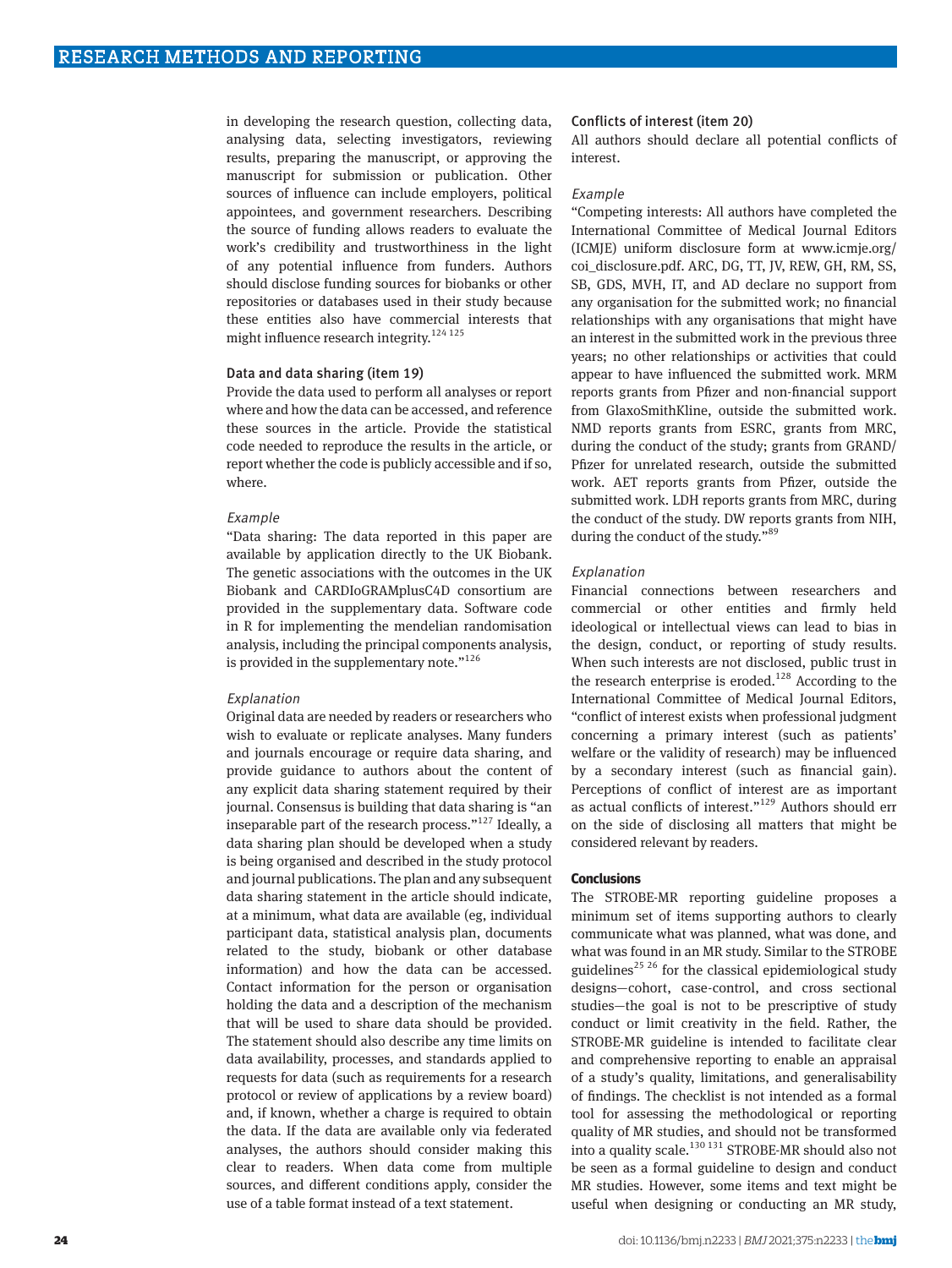in developing the research question, collecting data, analysing data, selecting investigators, reviewing results, preparing the manuscript, or approving the manuscript for submission or publication. Other sources of influence can include employers, political appointees, and government researchers. Describing the source of funding allows readers to evaluate the work's credibility and trustworthiness in the light of any potential influence from funders. Authors should disclose funding sources for biobanks or other repositories or databases used in their study because these entities also have commercial interests that might influence research integrity.[124 125]

### Data and data sharing (item 19)

Provide the data used to perform all analyses or report where and how the data can be accessed, and reference these sources in the article. Provide the statistical code needed to reproduce the results in the article, or report whether the code is publicly accessible and if so, where.

*Example*

"Data sharing: The data reported in this paper are available by application directly to the UK Biobank. The genetic associations with the outcomes in the UK Biobank and CARDIoGRAMplusC4D consortium are provided in the supplementary data. Software code in R for implementing the mendelian randomisation analysis, including the principal components analysis, is provided in the supplementary note."[126]

*Explanation*

Original data are needed by readers or researchers who wish to evaluate or replicate analyses. Many funders and journals encourage or require data sharing, and provide guidance to authors about the content of any explicit data sharing statement required by their journal. Consensus is building that data sharing is "an inseparable part of the research process."[127] Ideally, a data sharing plan should be developed when a study is being organised and described in the study protocol and journal publications. The plan and any subsequent data sharing statement in the article should indicate, at a minimum, what data are available (eg, individual participant data, statistical analysis plan, documents related to the study, biobank or other database information) and how the data can be accessed. Contact information for the person or organisation holding the data and a description of the mechanism that will be used to share data should be provided. The statement should also describe any time limits on data availability, processes, and standards applied to requests for data (such as requirements for a research protocol or review of applications by a review board) and, if known, whether a charge is required to obtain the data. If the data are available only via federated analyses, the authors should consider making this clear to readers. When data come from multiple sources, and different conditions apply, consider the use of a table format instead of a text statement.

### Conflicts of interest (item 20)

All authors should declare all potential conflicts of interest.

*Example*

"Competing interests: All authors have completed the International Committee of Medical Journal Editors (ICMJE) uniform disclosure form at www.icmje.org/coi_disclosure.pdf. ARC, DG, TT, JV, REW, GH, RM, SS, SB, GDS, MVH, IT, and AD declare no support from any organisation for the submitted work; no financial relationships with any organisations that might have an interest in the submitted work in the previous three years; no other relationships or activities that could appear to have influenced the submitted work. MRM reports grants from Pfizer and non-financial support from GlaxoSmithKline, outside the submitted work. NMD reports grants from ESRC, grants from MRC, during the conduct of the study; grants from GRAND/Pfizer for unrelated research, outside the submitted work. AET reports grants from Pfizer, outside the submitted work. LDH reports grants from MRC, during the conduct of the study. DW reports grants from NIH, during the conduct of the study."[89]

*Explanation*

Financial connections between researchers and commercial or other entities and firmly held ideological or intellectual views can lead to bias in the design, conduct, or reporting of study results. When such interests are not disclosed, public trust in the research enterprise is eroded.[128] According to the International Committee of Medical Journal Editors, "conflict of interest exists when professional judgment concerning a primary interest (such as patients' welfare or the validity of research) may be influenced by a secondary interest (such as financial gain). Perceptions of conflict of interest are as important as actual conflicts of interest."[129] Authors should err on the side of disclosing all matters that might be considered relevant by readers.

## Conclusions

The STROBE-MR reporting guideline proposes a minimum set of items supporting authors to clearly communicate what was planned, what was done, and what was found in an MR study. Similar to the STROBE guidelines[25 26] for the classical epidemiological study designs—cohort, case-control, and cross sectional studies—the goal is not to be prescriptive of study conduct or limit creativity in the field. Rather, the STROBE-MR guideline is intended to facilitate clear and comprehensive reporting to enable an appraisal of a study's quality, limitations, and generalisability of findings. The checklist is not intended as a formal tool for assessing the methodological or reporting quality of MR studies, and should not be transformed into a quality scale.[130 131] STROBE-MR should also not be seen as a formal guideline to design and conduct MR studies. However, some items and text might be useful when designing or conducting an MR study,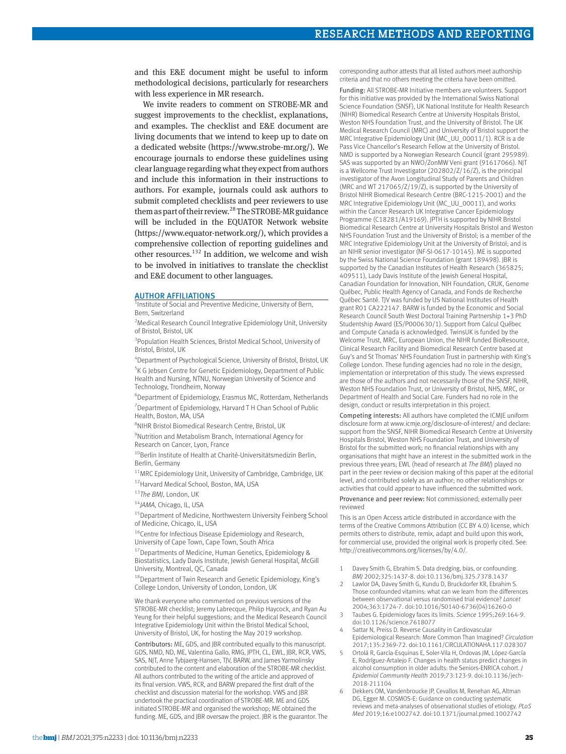and this E&E document might be useful to inform methodological decisions, particularly for researchers with less experience in MR research.

We invite readers to comment on STROBE-MR and suggest improvements to the checklist, explanations, and examples. The checklist and E&E document are living documents that we intend to keep up to date on a dedicated website (https://www.strobe-mr.org/). We encourage journals to endorse these guidelines using clear language regarding what they expect from authors and include this information in their instructions to authors. For example, journals could ask authors to submit completed checklists and peer reviewers to use them as part of their review.[28] The STROBE-MR guidance will be included in the EQUATOR Network website (https://www.equator-network.org/), which provides a comprehensive collection of reporting guidelines and other resources.[132] In addition, we welcome and wish to be involved in initiatives to translate the checklist and E&E document to other languages.

## AUTHOR AFFILIATIONS

[1]Institute of Social and Preventive Medicine, University of Bern, Bern, Switzerland

[2]Medical Research Council Integrative Epidemiology Unit, University of Bristol, Bristol, UK

[3]Population Health Sciences, Bristol Medical School, University of Bristol, Bristol, UK

[4]Department of Psychological Science, University of Bristol, Bristol, UK

[5]K G Jebsen Centre for Genetic Epidemiology, Department of Public Health and Nursing, NTNU, Norwegian University of Science and Technology, Trondheim, Norway

[6]Department of Epidemiology, Erasmus MC, Rotterdam, Netherlands

[7]Department of Epidemiology, Harvard T H Chan School of Public Health, Boston, MA, USA

[8]NIHR Bristol Biomedical Research Centre, Bristol, UK

[9]Nutrition and Metabolism Branch, International Agency for Research on Cancer, Lyon, France

[10]Berlin Institute of Health at Charité-Universitätsmedizin Berlin, Berlin, Germany

[11]MRC Epidemiology Unit, University of Cambridge, Cambridge, UK

[12]Harvard Medical School, Boston, MA, USA

[13]*The BMJ*, London, UK

[14]*JAMA*, Chicago, IL, USA

[15]Department of Medicine, Northwestern University Feinberg School of Medicine, Chicago, IL, USA

[16]Centre for Infectious Disease Epidemiology and Research, University of Cape Town, Cape Town, South Africa

[17]Departments of Medicine, Human Genetics, Epidemiology & Biostatistics, Lady Davis Institute, Jewish General Hospital, McGill University, Montreal, QC, Canada

[18]Department of Twin Research and Genetic Epidemiology, King's College London, University of London, London, UK

We thank everyone who commented on previous versions of the STROBE-MR checklist; Jeremy Labrecque, Philip Haycock, and Ryan Au Yeung for their helpful suggestions; and the Medical Research Council Integrative Epidemiology Unit within the Bristol Medical School, University of Bristol, UK, for hosting the May 2019 workshop.

Contributors: ME, GDS, and JBR contributed equally to this manuscript. GDS, NMD, ND, ME, Valentina Gallo, RMG, JPTH, CL, EWL, JBR, RCR, VWS, SAS, NJT, Anne Tybjaerg-Hansen, TJV, BARW, and James Yarmolinsky contributed to the content and elaboration of the STROBE-MR checklist. All authors contributed to the writing of the article and approved of its final version. VWS, RCR, and BARW prepared the first draft of the checklist and discussion material for the workshop. VWS and JBR undertook the practical coordination of STROBE-MR. ME and GDS initiated STROBE-MR and organised the workshop; ME obtained the funding. ME, GDS, and JBR oversaw the project. JBR is the guarantor. The corresponding author attests that all listed authors meet authorship criteria and that no others meeting the criteria have been omitted.

Funding: All STROBE-MR Initiative members are volunteers. Support for this initiative was provided by the International Swiss National Science Foundation (SNSF), UK National Institute for Health Research (NIHR) Biomedical Research Centre at University Hospitals Bristol, Weston NHS Foundation Trust, and the University of Bristol. The UK Medical Research Council (MRC) and University of Bristol support the MRC Integrative Epidemiology Unit (MC_UU_00011/1). RCR is a de Pass Vice Chancellor's Research Fellow at the University of Bristol. NMD is supported by a Norwegian Research Council (grant 295989). SAS was supported by an NWO/ZonMW Veni grant (91617066). NJT is a Wellcome Trust Investigator (202802/Z/16/Z), is the principal investigator of the Avon Longitudinal Study of Parents and Children (MRC and WT 217065/Z/19/Z), is supported by the University of Bristol NIHR Biomedical Research Centre (BRC-1215-2001) and the MRC Integrative Epidemiology Unit (MC_UU_00011), and works within the Cancer Research UK Integrative Cancer Epidemiology Programme (C18281/A19169). JPTH is supported by NIHR Bristol Biomedical Research Centre at University Hospitals Bristol and Weston NHS Foundation Trust and the University of Bristol; is a member of the MRC Integrative Epidemiology Unit at the University of Bristol; and is an NIHR senior investigator (NF-SI-0617-10145). ME is supported by the Swiss National Science Foundation (grant 189498). JBR is supported by the Canadian Institutes of Health Research (365825; 409511), Lady Davis Institute of the Jewish General Hospital, Canadian Foundation for Innovation, NIH Foundation, CRUK, Genome Québec, Public Health Agency of Canada, and Fonds de Recherche Québec Santé. TJV was funded by US National Institutes of Health grant R01 CA222147. BARW is funded by the Economic and Social Research Council South West Doctoral Training Partnership 1+3 PhD Studentship Award (ES/P000630/1). Support from Calcul Québec and Compute Canada is acknowledged. TwinsUK is funded by the Welcome Trust, MRC, European Union, the NIHR funded BioResource, Clinical Research Facility and Biomedical Research Centre based at Guy's and St Thomas' NHS Foundation Trust in partnership with King's College London. These funding agencies had no role in the design, implementation or interpretation of this study. The views expressed are those of the authors and not necessarily those of the SNSF, NIHR, Weston NHS Foundation Trust, or University of Bristol, NHS, MRC, or Department of Health and Social Care. Funders had no role in the design, conduct or results interpretation in this project.

Competing interests: All authors have completed the ICMJE uniform disclosure form at www.icmje.org/disclosure-of-interest/ and declare: support from the SNSF, NIHR Biomedical Research Centre at University Hospitals Bristol, Weston NHS Foundation Trust, and University of Bristol for the submitted work; no financial relationships with any organisations that might have an interest in the submitted work in the previous three years; EWL (head of research at *The BMJ*) played no part in the peer review or decision making of this paper at the editorial level, and contributed solely as an author; no other relationships or activities that could appear to have influenced the submitted work.

Provenance and peer review: Not commissioned; externally peer reviewed

This is an Open Access article distributed in accordance with the terms of the Creative Commons Attribution (CC BY 4.0) license, which permits others to distribute, remix, adapt and build upon this work, for commercial use, provided the original work is properly cited. See: http://creativecommons.org/licenses/by/4.0/.

1. Davey Smith G, Ebrahim S. Data dredging, bias, or confounding. *BMJ* 2002;325:1437-8. doi:10.1136/bmj.325.7378.1437
2. Lawlor DA, Davey Smith G, Kundu D, Bruckdorfer KR, Ebrahim S. Those confounded vitamins: what can we learn from the differences between observational versus randomised trial evidence? *Lancet* 2004;363:1724-7. doi:10.1016/S0140-6736(04)16260-0
3. Taubes G. Epidemiology faces its limits. *Science* 1995;269:164-9. doi:10.1126/science.7618077
4. Sattar N, Preiss D. Reverse Causality in Cardiovascular Epidemiological Research: More Common Than Imagined? *Circulation* 2017;135:2369-72. doi:10.1161/CIRCULATIONAHA.117.028307
5. Ortolá R, García-Esquinas E, Soler-Vila H, Ordovas JM, López-García E, Rodríguez-Artalejo F. Changes in health status predict changes in alcohol consumption in older adults: the Seniors-ENRICA cohort. *J Epidemiol Community Health* 2019;73:123-9. doi:10.1136/jech-2018-211104
6. Dekkers OM, Vandenbroucke JP, Cevallos M, Renehan AG, Altman DG, Egger M. COSMOS-E: Guidance on conducting systematic reviews and meta-analyses of observational studies of etiology. *PLoS Med* 2019;16:e1002742. doi:10.1371/journal.pmed.1002742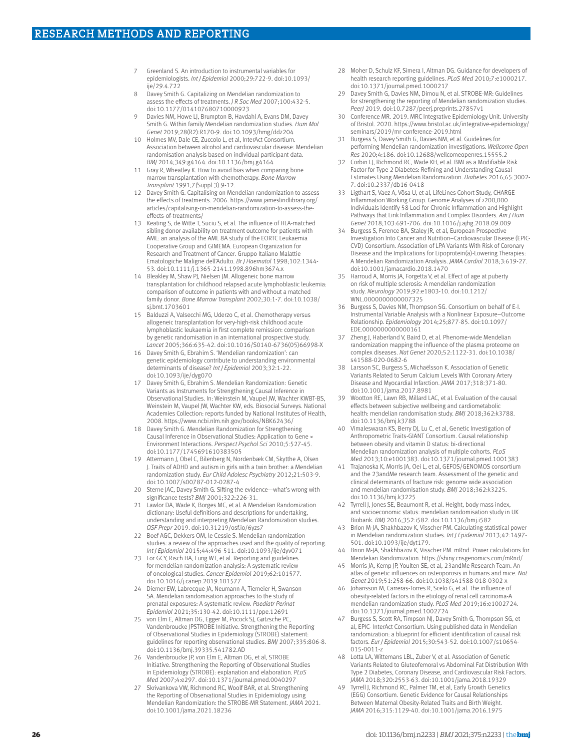7 Greenland S. An introduction to instrumental variables for epidemiologists. *Int J Epidemiol* 2000;29:722-9. doi:10.1093/ije/29.4.722

8 Davey Smith G. Capitalizing on Mendelian randomization to assess the effects of treatments. *J R Soc Med* 2007;100:432-5. doi:10.1177/014107680710000923

9 Davies NM, Howe LJ, Brumpton B, Havdahl A, Evans DM, Davey Smith G. Within family Mendelian randomization studies. *Hum Mol Genet* 2019;28(R2):R170-9. doi:10.1093/hmg/ddz204

10 Holmes MV, Dale CE, Zuccolo L, et al, InterAct Consortium. Association between alcohol and cardiovascular disease: Mendelian randomisation analysis based on individual participant data. *BMJ* 2014;349:g4164. doi:10.1136/bmj.g4164

11 Gray R, Wheatley K. How to avoid bias when comparing bone marrow transplantation with chemotherapy. *Bone Marrow Transplant* 1991;7(Suppl 3):9-12.

12 Davey Smith G. Capitalising on Mendelian randomization to assess the effects of treatments. 2006. https://www.jameslindlibrary.org/articles/capitalising-on-mendelian-randomization-to-assess-the-effects-of-treatments/

13 Keating S, de Witte T, Suciu S, et al. The influence of HLA-matched sibling donor availability on treatment outcome for patients with AML: an analysis of the AML 8A study of the EORTC Leukaemia Cooperative Group and GIMEMA. European Organization for Research and Treatment of Cancer. Gruppo Italiano Malattie Ematologiche Maligne dell'Adulto. *Br J Haematol* 1998;102:1344-53. doi:10.1111/j.1365-2141.1998.896hm3674.x

14 Bleakley M, Shaw PJ, Nielsen JM. Allogeneic bone marrow transplantation for childhood relapsed acute lymphoblastic leukemia: comparison of outcome in patients with and without a matched family donor. *Bone Marrow Transplant* 2002;30:1-7. doi:10.1038/sj.bmt.1703601

15 Balduzzi A, Valsecchi MG, Uderzo C, et al. Chemotherapy versus allogeneic transplantation for very-high-risk childhood acute lymphoblastic leukaemia in first complete remission: comparison by genetic randomisation in an international prospective study. *Lancet* 2005;366:635-42. doi:10.1016/S0140-6736(05)66998-X

16 Davey Smith G, Ebrahim S. 'Mendelian randomization': can genetic epidemiology contribute to understanding environmental determinants of disease? *Int J Epidemiol* 2003;32:1-22. doi:10.1093/ije/dyg070

17 Davey Smith G, Ebrahim S. Mendelian Randomization: Genetic Variants as Instruments for Strengthening Causal Inference in Observational Studies. In: Weinstein M, Vaupel JW, Wachter KWBT-BS, Weinstein M, Vaupel JW, Wachter KW, eds. Biosocial Surveys. National Academies Collection: reports funded by National Institutes of Health, 2008. https://www.ncbi.nlm.nih.gov/books/NBK62436/

18 Davey Smith G. Mendelian Randomization for Strengthening Causal Inference in Observational Studies: Application to Gene × Environment Interactions. *Perspect Psychol Sci* 2010;5:527-45. doi:10.1177/1745691610383505

19 Attermann J, Obel C, Bilenberg N, Nordenbæk CM, Skytthe A, Olsen J. Traits of ADHD and autism in girls with a twin brother: a Mendelian randomization study. *Eur Child Adolesc Psychiatry* 2012;21:503-9. doi:10.1007/s00787-012-0287-4

20 Sterne JAC, Davey Smith G. Sifting the evidence—what's wrong with significance tests? *BMJ* 2001;322:226-31.

21 Lawlor DA, Wade K, Borges MC, et al. A Mendelian Randomization dictionary: Useful definitions and descriptions for undertaking, understanding and interpreting Mendelian Randomization studies. *OSF Prepr* 2019. doi:10.31219/osf.io/6yzs7

22 Boef AGC, Dekkers OM, le Cessie S. Mendelian randomization studies: a review of the approaches used and the quality of reporting. *Int J Epidemiol* 2015;44:496-511. doi:10.1093/ije/dyv071

23 Lor GCY, Risch HA, Fung WT, et al. Reporting and guidelines for mendelian randomization analysis: A systematic review of oncological studies. *Cancer Epidemiol* 2019;62:101577. doi:10.1016/j.canep.2019.101577

24 Diemer EW, Labrecque JA, Neumann A, Tiemeier H, Swanson SA. Mendelian randomisation approaches to the study of prenatal exposures: A systematic review. *Paediatr Perinat Epidemiol* 2021;35:130-42. doi:10.1111/ppe.12691

25 von Elm E, Altman DG, Egger M, Pocock SJ, Gøtzsche PC, Vandenbroucke JPSTROBE Initiative. Strengthening the Reporting of Observational Studies in Epidemiology (STROBE) statement: guidelines for reporting observational studies. *BMJ* 2007;335:806-8. doi:10.1136/bmj.39335.541782.AD

26 Vandenbroucke JP, von Elm E, Altman DG, et al, STROBE Initiative. Strengthening the Reporting of Observational Studies in Epidemiology (STROBE): explanation and elaboration. *PLoS Med* 2007;4:e297. doi:10.1371/journal.pmed.0040297

27 Skrivankova VW, Richmond RC, Woolf BAR, et al. Strengthening the Reporting of Observational Studies in Epidemiology using Mendelian Randomization: the STROBE-MR Statement. *JAMA* 2021. doi:10.1001/jama.2021.18236

28 Moher D, Schulz KF, Simera I, Altman DG. Guidance for developers of health research reporting guidelines. *PLoS Med* 2010;7:e1000217. doi:10.1371/journal.pmed.1000217

29 Davey Smith G, Davies NM, Dimou N, et al. STROBE-MR: Guidelines for strengthening the reporting of Mendelian randomization studies. *PeerJ* 2019. doi:10.7287/peerj.preprints.27857v1

30 Conference MR. 2019. MRC Integrative Epidemiology Unit. University of Bristol. 2020. https://www.bristol.ac.uk/integrative-epidemiology/seminars/2019/mr-conference-2019.html

31 Burgess S, Davey Smith G, Davies NM, et al. Guidelines for performing Mendelian randomization investigations. *Wellcome Open Res* 2020;4:186. doi:10.12688/wellcomeopenres.15555.2

32 Corbin LJ, Richmond RC, Wade KH, et al. BMI as a Modifiable Risk Factor for Type 2 Diabetes: Refining and Understanding Causal Estimates Using Mendelian Randomization. *Diabetes* 2016;65:3002-7. doi:10.2337/db16-0418

33 Ligthart S, Vaez A, Võsa U, et al, LifeLines Cohort Study, CHARGE Inflammation Working Group. Genome Analyses of >200,000 Individuals Identify 58 Loci for Chronic Inflammation and Highlight Pathways that Link Inflammation and Complex Disorders. *Am J Hum Genet* 2018;103:691-706. doi:10.1016/j.ajhg.2018.09.009

34 Burgess S, Ference BA, Staley JR, et al, European Prospective Investigation Into Cancer and Nutrition–Cardiovascular Disease (EPIC-CVD) Consortium. Association of LPA Variants With Risk of Coronary Disease and the Implications for Lipoprotein(a)-Lowering Therapies: A Mendelian Randomization Analysis. *JAMA Cardiol* 2018;3:619-27. doi:10.1001/jamacardio.2018.1470

35 Harroud A, Morris JA, Forgetta V, et al. Effect of age at puberty on risk of multiple sclerosis: A mendelian randomization study. *Neurology* 2019;92:e1803-10. doi:10.1212/WNL.0000000000007325

36 Burgess S, Davies NM, Thompson SG. Consortium on behalf of E-I. Instrumental Variable Analysis with a Nonlinear Exposure–Outcome Relationship. *Epidemiology* 2014;25:877-85. doi:10.1097/EDE.0000000000000161

37 Zheng J, Haberland V, Baird D, et al. Phenome-wide Mendelian randomization mapping the influence of the plasma proteome on complex diseases. *Nat Genet* 2020;52:1122-31. doi:10.1038/s41588-020-0682-6

38 Larsson SC, Burgess S, Michaëlsson K. Association of Genetic Variants Related to Serum Calcium Levels With Coronary Artery Disease and Myocardial Infarction. *JAMA* 2017;318:371-80. doi:10.1001/jama.2017.8981

39 Wootton RE, Lawn RB, Millard LAC, et al. Evaluation of the causal effects between subjective wellbeing and cardiometabolic health: mendelian randomisation study. *BMJ* 2018;362:k3788. doi:10.1136/bmj.k3788

40 Vimaleswaran KS, Berry DJ, Lu C, et al, Genetic Investigation of Anthropometric Traits-GIANT Consortium. Causal relationship between obesity and vitamin D status: bi-directional Mendelian randomization analysis of multiple cohorts. *PLoS Med* 2013;10:e1001383. doi:10.1371/journal.pmed.1001383

41 Trajanoska K, Morris JA, Oei L, et al, GEFOS/GENOMOS consortium and the 23andMe research team. Assessment of the genetic and clinical determinants of fracture risk: genome wide association and mendelian randomisation study. *BMJ* 2018;362:k3225. doi:10.1136/bmj.k3225

42 Tyrrell J, Jones SE, Beaumont R, et al. Height, body mass index, and socioeconomic status: mendelian randomisation study in UK Biobank. *BMJ* 2016;352:i582. doi:10.1136/bmj.i582

43 Brion M-JA, Shakhbazov K, Visscher PM. Calculating statistical power in Mendelian randomization studies. *Int J Epidemiol* 2013;42:1497-501. doi:10.1093/ije/dyt179.

44 Brion M-JA, Shakhbazov K, Visscher PM. mRnd: Power calculations for Mendelian Randomization. https://shiny.cnsgenomics.com/mRnd/

45 Morris JA, Kemp JP, Youlten SE, et al, 23andMe Research Team. An atlas of genetic influences on osteoporosis in humans and mice. *Nat Genet* 2019;51:258-66. doi:10.1038/s41588-018-0302-x

46 Johansson M, Carreras-Torres R, Scelo G, et al. The influence of obesity-related factors in the etiology of renal cell carcinoma-A mendelian randomization study. *PLoS Med* 2019;16:e1002724. doi:10.1371/journal.pmed.1002724

47 Burgess S, Scott RA, Timpson NJ, Davey Smith G, Thompson SG, et al, EPIC- InterAct Consortium. Using published data in Mendelian randomization: a blueprint for efficient identification of causal risk factors. *Eur J Epidemiol* 2015;30:543-52. doi:10.1007/s10654-015-0011-z

48 Lotta LA, Wittemans LBL, Zuber V, et al. Association of Genetic Variants Related to Gluteofemoral vs Abdominal Fat Distribution With Type 2 Diabetes, Coronary Disease, and Cardiovascular Risk Factors. *JAMA* 2018;320:2553-63. doi:10.1001/jama.2018.19329

49 Tyrrell J, Richmond RC, Palmer TM, et al, Early Growth Genetics (EGG) Consortium. Genetic Evidence for Causal Relationships Between Maternal Obesity-Related Traits and Birth Weight. *JAMA* 2016;315:1129-40. doi:10.1001/jama.2016.1975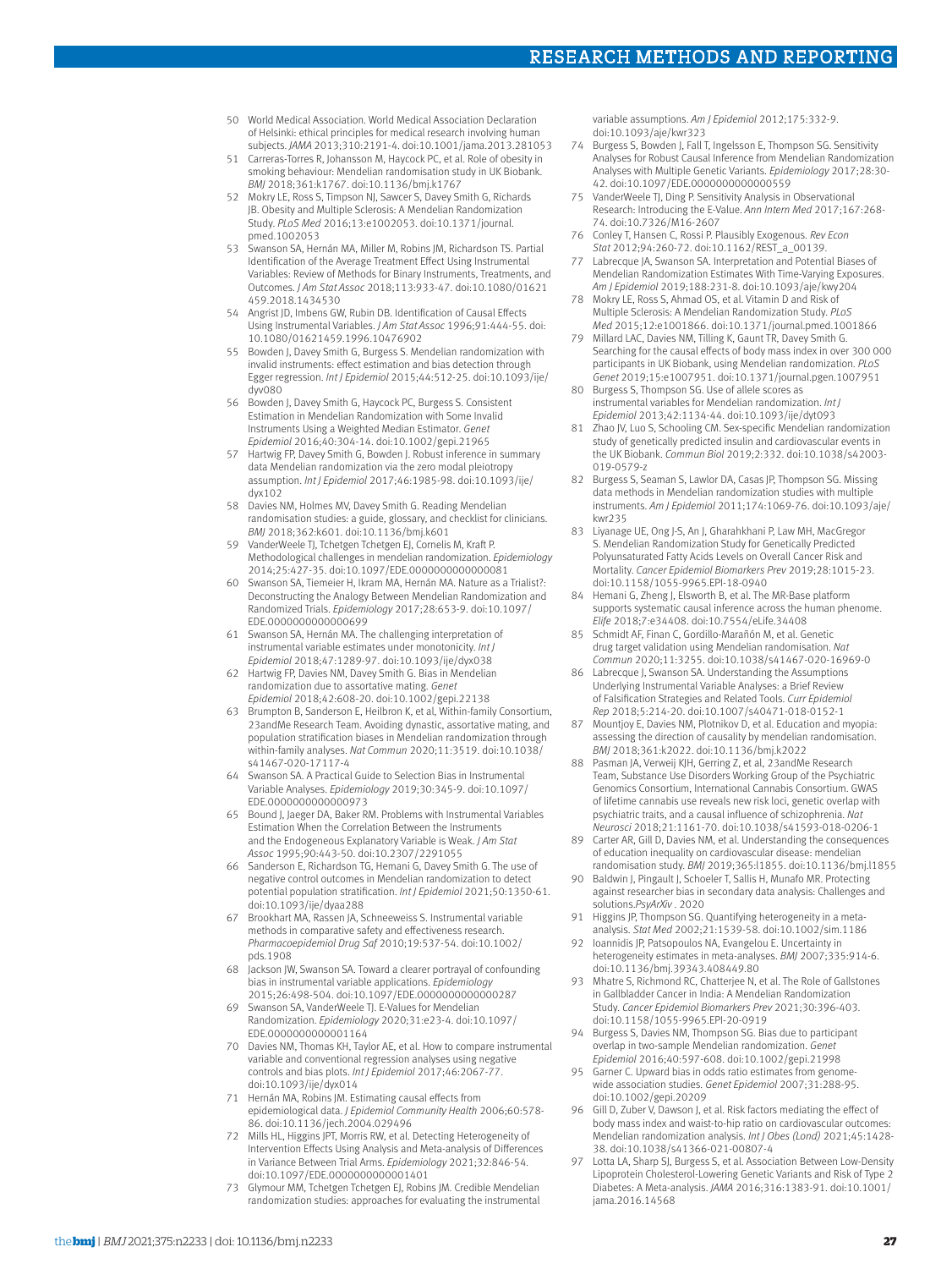50 World Medical Association. World Medical Association Declaration of Helsinki: ethical principles for medical research involving human subjects. *JAMA* 2013;310:2191-4. doi:10.1001/jama.2013.281053

51 Carreras-Torres R, Johansson M, Haycock PC, et al. Role of obesity in smoking behaviour: Mendelian randomisation study in UK Biobank. *BMJ* 2018;361:k1767. doi:10.1136/bmj.k1767

52 Mokry LE, Ross S, Timpson NJ, Sawcer S, Davey Smith G, Richards JB. Obesity and Multiple Sclerosis: A Mendelian Randomization Study. *PLoS Med* 2016;13:e1002053. doi:10.1371/journal.pmed.1002053

53 Swanson SA, Hernán MA, Miller M, Robins JM, Richardson TS. Partial Identification of the Average Treatment Effect Using Instrumental Variables: Review of Methods for Binary Instruments, Treatments, and Outcomes. *J Am Stat Assoc* 2018;113:933-47. doi:10.1080/01621459.2018.1434530

54 Angrist JD, Imbens GW, Rubin DB. Identification of Causal Effects Using Instrumental Variables. *J Am Stat Assoc* 1996;91:444-55. doi:10.1080/01621459.1996.10476902

55 Bowden J, Davey Smith G, Burgess S. Mendelian randomization with invalid instruments: effect estimation and bias detection through Egger regression. *Int J Epidemiol* 2015;44:512-25. doi:10.1093/ije/dyv080

56 Bowden J, Davey Smith G, Haycock PC, Burgess S. Consistent Estimation in Mendelian Randomization with Some Invalid Instruments Using a Weighted Median Estimator. *Genet Epidemiol* 2016;40:304-14. doi:10.1002/gepi.21965

57 Hartwig FP, Davey Smith G, Bowden J. Robust inference in summary data Mendelian randomization via the zero modal pleiotropy assumption. *Int J Epidemiol* 2017;46:1985-98. doi:10.1093/ije/dyx102

58 Davies NM, Holmes MV, Davey Smith G. Reading Mendelian randomisation studies: a guide, glossary, and checklist for clinicians. *BMJ* 2018;362:k601. doi:10.1136/bmj.k601

59 VanderWeele TJ, Tchetgen Tchetgen EJ, Cornelis M, Kraft P. Methodological challenges in mendelian randomization. *Epidemiology* 2014;25:427-35. doi:10.1097/EDE.0000000000000081

60 Swanson SA, Tiemeier H, Ikram MA, Hernán MA. Nature as a Trialist?: Deconstructing the Analogy Between Mendelian Randomization and Randomized Trials. *Epidemiology* 2017;28:653-9. doi:10.1097/EDE.0000000000000699

61 Swanson SA, Hernán MA. The challenging interpretation of instrumental variable estimates under monotonicity. *Int J Epidemiol* 2018;47:1289-97. doi:10.1093/ije/dyx038

62 Hartwig FP, Davies NM, Davey Smith G. Bias in Mendelian randomization due to assortative mating. *Genet Epidemiol* 2018;42:608-20. doi:10.1002/gepi.22138

63 Brumpton B, Sanderson E, Heilbron K, et al, Within-family Consortium, 23andMe Research Team. Avoiding dynastic, assortative mating, and population stratification biases in Mendelian randomization through within-family analyses. *Nat Commun* 2020;11:3519. doi:10.1038/s41467-020-17117-4

64 Swanson SA. A Practical Guide to Selection Bias in Instrumental Variable Analyses. *Epidemiology* 2019;30:345-9. doi:10.1097/EDE.0000000000000973

65 Bound J, Jaeger DA, Baker RM. Problems with Instrumental Variables Estimation When the Correlation Between the Instruments and the Endogeneous Explanatory Variable is Weak. *J Am Stat Assoc* 1995;90:443-50. doi:10.2307/2291055

66 Sanderson E, Richardson TG, Hemani G, Davey Smith G. The use of negative control outcomes in Mendelian randomization to detect potential population stratification. *Int J Epidemiol* 2021;50:1350-61. doi:10.1093/ije/dyaa288

67 Brookhart MA, Rassen JA, Schneeweiss S. Instrumental variable methods in comparative safety and effectiveness research. *Pharmacoepidemiol Drug Saf* 2010;19:537-54. doi:10.1002/pds.1908

68 Jackson JW, Swanson SA. Toward a clearer portrayal of confounding bias in instrumental variable applications. *Epidemiology* 2015;26:498-504. doi:10.1097/EDE.0000000000000287

69 Swanson SA, VanderWeele TJ. E-Values for Mendelian Randomization. *Epidemiology* 2020;31:e23-4. doi:10.1097/EDE.0000000000001164

70 Davies NM, Thomas KH, Taylor AE, et al. How to compare instrumental variable and conventional regression analyses using negative controls and bias plots. *Int J Epidemiol* 2017;46:2067-77. doi:10.1093/ije/dyx014

71 Hernán MA, Robins JM. Estimating causal effects from epidemiological data. *J Epidemiol Community Health* 2006;60:578-86. doi:10.1136/jech.2004.029496

72 Mills HL, Higgins JPT, Morris RW, et al. Detecting Heterogeneity of Intervention Effects Using Analysis and Meta-analysis of Differences in Variance Between Trial Arms. *Epidemiology* 2021;32:846-54. doi:10.1097/EDE.0000000000001401

73 Glymour MM, Tchetgen Tchetgen EJ, Robins JM. Credible Mendelian randomization studies: approaches for evaluating the instrumental variable assumptions. *Am J Epidemiol* 2012;175:332-9. doi:10.1093/aje/kwr323

74 Burgess S, Bowden J, Fall T, Ingelsson E, Thompson SG. Sensitivity Analyses for Robust Causal Inference from Mendelian Randomization Analyses with Multiple Genetic Variants. *Epidemiology* 2017;28:30-42. doi:10.1097/EDE.0000000000000559

75 VanderWeele TJ, Ding P. Sensitivity Analysis in Observational Research: Introducing the E-Value. *Ann Intern Med* 2017;167:268-74. doi:10.7326/M16-2607

76 Conley T, Hansen C, Rossi P. Plausibly Exogenous. *Rev Econ Stat* 2012;94:260-72. doi:10.1162/REST_a_00139.

77 Labrecque JA, Swanson SA. Interpretation and Potential Biases of Mendelian Randomization Estimates With Time-Varying Exposures. *Am J Epidemiol* 2019;188:231-8. doi:10.1093/aje/kwy204

78 Mokry LE, Ross S, Ahmad OS, et al. Vitamin D and Risk of Multiple Sclerosis: A Mendelian Randomization Study. *PLoS Med* 2015;12:e1001866. doi:10.1371/journal.pmed.1001866

79 Millard LAC, Davies NM, Tilling K, Gaunt TR, Davey Smith G. Searching for the causal effects of body mass index in over 300 000 participants in UK Biobank, using Mendelian randomization. *PLoS Genet* 2019;15:e1007951. doi:10.1371/journal.pgen.1007951

80 Burgess S, Thompson SG. Use of allele scores as instrumental variables for Mendelian randomization. *Int J Epidemiol* 2013;42:1134-44. doi:10.1093/ije/dyt093

81 Zhao JV, Luo S, Schooling CM. Sex-specific Mendelian randomization study of genetically predicted insulin and cardiovascular events in the UK Biobank. *Commun Biol* 2019;2:332. doi:10.1038/s42003-019-0579-z

82 Burgess S, Seaman S, Lawlor DA, Casas JP, Thompson SG. Missing data methods in Mendelian randomization studies with multiple instruments. *Am J Epidemiol* 2011;174:1069-76. doi:10.1093/aje/kwr235

83 Liyanage UE, Ong J-S, An J, Gharahkhani P, Law MH, MacGregor S. Mendelian Randomization Study for Genetically Predicted Polyunsaturated Fatty Acids Levels on Overall Cancer Risk and Mortality. *Cancer Epidemiol Biomarkers Prev* 2019;28:1015-23. doi:10.1158/1055-9965.EPI-18-0940

84 Hemani G, Zheng J, Elsworth B, et al. The MR-Base platform supports systematic causal inference across the human phenome. *Elife* 2018;7:e34408. doi:10.7554/eLife.34408

85 Schmidt AF, Finan C, Gordillo-Marañón M, et al. Genetic drug target validation using Mendelian randomisation. *Nat Commun* 2020;11:3255. doi:10.1038/s41467-020-16969-0

86 Labrecque J, Swanson SA. Understanding the Assumptions Underlying Instrumental Variable Analyses: a Brief Review of Falsification Strategies and Related Tools. *Curr Epidemiol Rep* 2018;5:214-20. doi:10.1007/s40471-018-0152-1

87 Mountjoy E, Davies NM, Plotnikov D, et al. Education and myopia: assessing the direction of causality by mendelian randomisation. *BMJ* 2018;361:k2022. doi:10.1136/bmj.k2022

88 Pasman JA, Verweij KJH, Gerring Z, et al, 23andMe Research Team, Substance Use Disorders Working Group of the Psychiatric Genomics Consortium, International Cannabis Consortium. GWAS of lifetime cannabis use reveals new risk loci, genetic overlap with psychiatric traits, and a causal influence of schizophrenia. *Nat Neurosci* 2018;21:1161-70. doi:10.1038/s41593-018-0206-1

89 Carter AR, Gill D, Davies NM, et al. Understanding the consequences of education inequality on cardiovascular disease: mendelian randomisation study. *BMJ* 2019;365:l1855. doi:10.1136/bmj.l1855

90 Baldwin J, Pingault J, Schoeler T, Sallis H, Munafo MR. Protecting against researcher bias in secondary data analysis: Challenges and solutions.*PsyArXiv* . 2020

91 Higgins JP, Thompson SG. Quantifying heterogeneity in a meta-analysis. *Stat Med* 2002;21:1539-58. doi:10.1002/sim.1186

92 Ioannidis JP, Patsopoulos NA, Evangelou E. Uncertainty in heterogeneity estimates in meta-analyses. *BMJ* 2007;335:914-6. doi:10.1136/bmj.39343.408449.80

93 Mhatre S, Richmond RC, Chatterjee N, et al. The Role of Gallstones in Gallbladder Cancer in India: A Mendelian Randomization Study. *Cancer Epidemiol Biomarkers Prev* 2021;30:396-403. doi:10.1158/1055-9965.EPI-20-0919

94 Burgess S, Davies NM, Thompson SG. Bias due to participant overlap in two-sample Mendelian randomization. *Genet Epidemiol* 2016;40:597-608. doi:10.1002/gepi.21998

95 Garner C. Upward bias in odds ratio estimates from genome-wide association studies. *Genet Epidemiol* 2007;31:288-95. doi:10.1002/gepi.20209

96 Gill D, Zuber V, Dawson J, et al. Risk factors mediating the effect of body mass index and waist-to-hip ratio on cardiovascular outcomes: Mendelian randomization analysis. *Int J Obes (Lond)* 2021;45:1428-38. doi:10.1038/s41366-021-00807-4

97 Lotta LA, Sharp SJ, Burgess S, et al. Association Between Low-Density Lipoprotein Cholesterol-Lowering Genetic Variants and Risk of Type 2 Diabetes: A Meta-analysis. *JAMA* 2016;316:1383-91. doi:10.1001/jama.2016.14568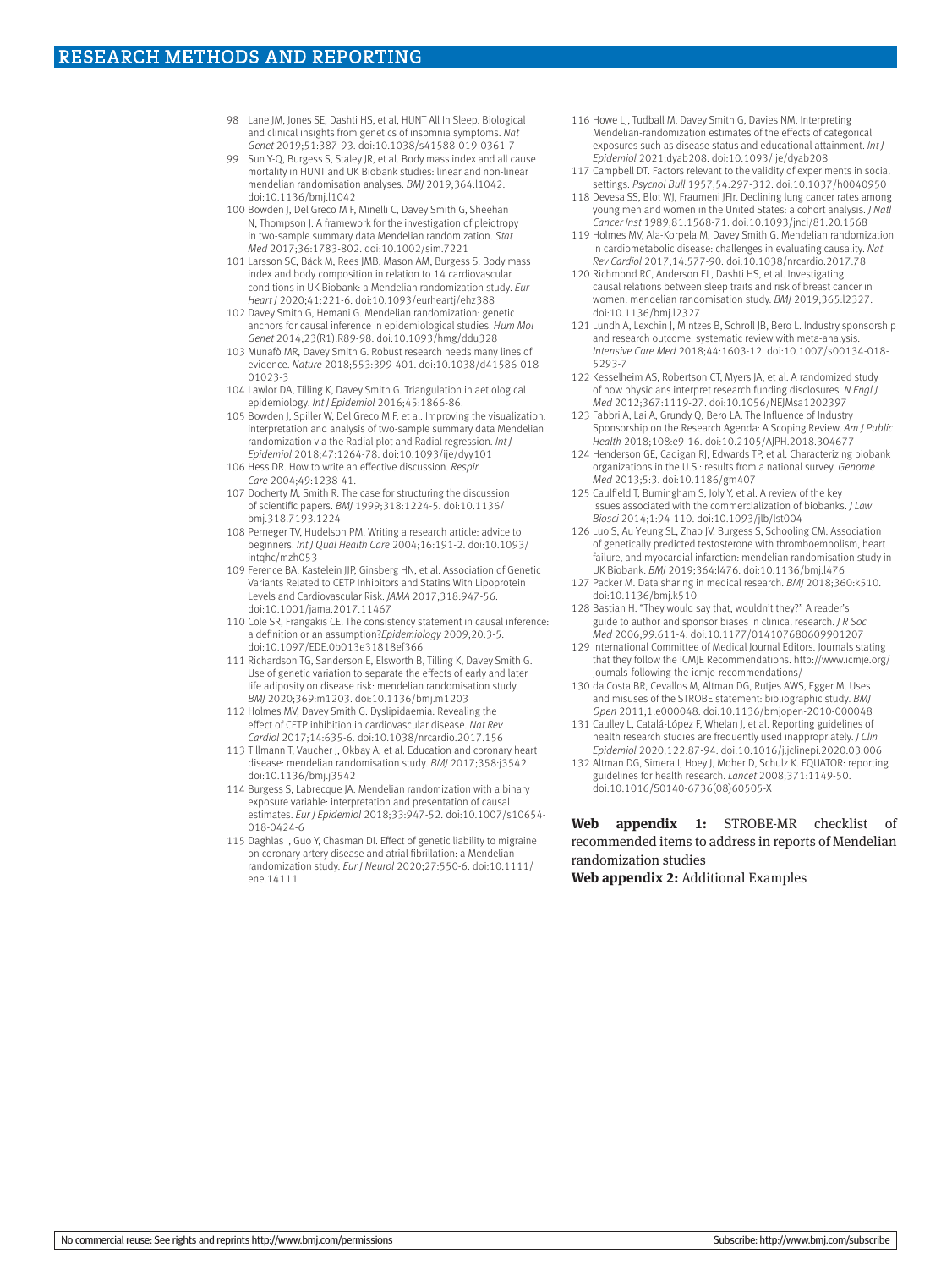98 Lane JM, Jones SE, Dashti HS, et al, HUNT All In Sleep. Biological and clinical insights from genetics of insomnia symptoms. *Nat Genet* 2019;51:387-93. doi:10.1038/s41588-019-0361-7

99 Sun Y-Q, Burgess S, Staley JR, et al. Body mass index and all cause mortality in HUNT and UK Biobank studies: linear and non-linear mendelian randomisation analyses. *BMJ* 2019;364:l1042. doi:10.1136/bmj.l1042

100 Bowden J, Del Greco M F, Minelli C, Davey Smith G, Sheehan N, Thompson J. A framework for the investigation of pleiotropy in two-sample summary data Mendelian randomization. *Stat Med* 2017;36:1783-802. doi:10.1002/sim.7221

101 Larsson SC, Bäck M, Rees JMB, Mason AM, Burgess S. Body mass index and body composition in relation to 14 cardiovascular conditions in UK Biobank: a Mendelian randomization study. *Eur Heart J* 2020;41:221-6. doi:10.1093/eurheartj/ehz388

102 Davey Smith G, Hemani G. Mendelian randomization: genetic anchors for causal inference in epidemiological studies. *Hum Mol Genet* 2014;23(R1):R89-98. doi:10.1093/hmg/ddu328

103 Munafò MR, Davey Smith G. Robust research needs many lines of evidence. *Nature* 2018;553:399-401. doi:10.1038/d41586-018-01023-3

104 Lawlor DA, Tilling K, Davey Smith G. Triangulation in aetiological epidemiology. *Int J Epidemiol* 2016;45:1866-86.

105 Bowden J, Spiller W, Del Greco M F, et al. Improving the visualization, interpretation and analysis of two-sample summary data Mendelian randomization via the Radial plot and Radial regression. *Int J Epidemiol* 2018;47:1264-78. doi:10.1093/ije/dyy101

106 Hess DR. How to write an effective discussion. *Respir Care* 2004;49:1238-41.

107 Docherty M, Smith R. The case for structuring the discussion of scientific papers. *BMJ* 1999;318:1224-5. doi:10.1136/bmj.318.7193.1224

108 Perneger TV, Hudelson PM. Writing a research article: advice to beginners. *Int J Qual Health Care* 2004;16:191-2. doi:10.1093/intqhc/mzh053

109 Ference BA, Kastelein JJP, Ginsberg HN, et al. Association of Genetic Variants Related to CETP Inhibitors and Statins With Lipoprotein Levels and Cardiovascular Risk. *JAMA* 2017;318:947-56. doi:10.1001/jama.2017.11467

110 Cole SR, Frangakis CE. The consistency statement in causal inference: a definition or an assumption?*Epidemiology* 2009;20:3-5. doi:10.1097/EDE.0b013e31818ef366

111 Richardson TG, Sanderson E, Elsworth B, Tilling K, Davey Smith G. Use of genetic variation to separate the effects of early and later life adiposity on disease risk: mendelian randomisation study. *BMJ* 2020;369:m1203. doi:10.1136/bmj.m1203

112 Holmes MV, Davey Smith G. Dyslipidaemia: Revealing the effect of CETP inhibition in cardiovascular disease. *Nat Rev Cardiol* 2017;14:635-6. doi:10.1038/nrcardio.2017.156

113 Tillmann T, Vaucher J, Okbay A, et al. Education and coronary heart disease: mendelian randomisation study. *BMJ* 2017;358:j3542. doi:10.1136/bmj.j3542

114 Burgess S, Labrecque JA. Mendelian randomization with a binary exposure variable: interpretation and presentation of causal estimates. *Eur J Epidemiol* 2018;33:947-52. doi:10.1007/s10654-018-0424-6

115 Daghlas I, Guo Y, Chasman DI. Effect of genetic liability to migraine on coronary artery disease and atrial fibrillation: a Mendelian randomization study. *Eur J Neurol* 2020;27:550-6. doi:10.1111/ene.14111

116 Howe LJ, Tudball M, Davey Smith G, Davies NM. Interpreting Mendelian-randomization estimates of the effects of categorical exposures such as disease status and educational attainment. *Int J Epidemiol* 2021;dyab208. doi:10.1093/ije/dyab208

117 Campbell DT. Factors relevant to the validity of experiments in social settings. *Psychol Bull* 1957;54:297-312. doi:10.1037/h0040950

118 Devesa SS, Blot WJ, Fraumeni JFJr. Declining lung cancer rates among young men and women in the United States: a cohort analysis. *J Natl Cancer Inst* 1989;81:1568-71. doi:10.1093/jnci/81.20.1568

119 Holmes MV, Ala-Korpela M, Davey Smith G. Mendelian randomization in cardiometabolic disease: challenges in evaluating causality. *Nat Rev Cardiol* 2017;14:577-90. doi:10.1038/nrcardio.2017.78

120 Richmond RC, Anderson EL, Dashti HS, et al. Investigating causal relations between sleep traits and risk of breast cancer in women: mendelian randomisation study. *BMJ* 2019;365:l2327. doi:10.1136/bmj.l2327

121 Lundh A, Lexchin J, Mintzes B, Schroll JB, Bero L. Industry sponsorship and research outcome: systematic review with meta-analysis. *Intensive Care Med* 2018;44:1603-12. doi:10.1007/s00134-018-5293-7

122 Kesselheim AS, Robertson CT, Myers JA, et al. A randomized study of how physicians interpret research funding disclosures. *N Engl J Med* 2012;367:1119-27. doi:10.1056/NEJMsa1202397

123 Fabbri A, Lai A, Grundy Q, Bero LA. The Influence of Industry Sponsorship on the Research Agenda: A Scoping Review. *Am J Public Health* 2018;108:e9-16. doi:10.2105/AJPH.2018.304677

124 Henderson GE, Cadigan RJ, Edwards TP, et al. Characterizing biobank organizations in the U.S.: results from a national survey. *Genome Med* 2013;5:3. doi:10.1186/gm407

125 Caulfield T, Burningham S, Joly Y, et al. A review of the key issues associated with the commercialization of biobanks. *J Law Biosci* 2014;1:94-110. doi:10.1093/jlb/lst004

126 Luo S, Au Yeung SL, Zhao JV, Burgess S, Schooling CM. Association of genetically predicted testosterone with thromboembolism, heart failure, and myocardial infarction: mendelian randomisation study in UK Biobank. *BMJ* 2019;364:l476. doi:10.1136/bmj.l476

127 Packer M. Data sharing in medical research. *BMJ* 2018;360:k510. doi:10.1136/bmj.k510

128 Bastian H. "They would say that, wouldn't they?" A reader's guide to author and sponsor biases in clinical research. *J R Soc Med* 2006;99:611-4. doi:10.1177/014107680609901207

129 International Committee of Medical Journal Editors. Journals stating that they follow the ICMJE Recommendations. http://www.icmje.org/journals-following-the-icmje-recommendations/

130 da Costa BR, Cevallos M, Altman DG, Rutjes AWS, Egger M. Uses and misuses of the STROBE statement: bibliographic study. *BMJ Open* 2011;1:e000048. doi:10.1136/bmjopen-2010-000048

131 Caulley L, Catalá-López F, Whelan J, et al. Reporting guidelines of health research studies are frequently used inappropriately. *J Clin Epidemiol* 2020;122:87-94. doi:10.1016/j.jclinepi.2020.03.006

132 Altman DG, Simera I, Hoey J, Moher D, Schulz K. EQUATOR: reporting guidelines for health research. *Lancet* 2008;371:1149-50. doi:10.1016/S0140-6736(08)60505-X

**Web appendix 1:** STROBE-MR checklist of recommended items to address in reports of Mendelian randomization studies

**Web appendix 2:** Additional Examples